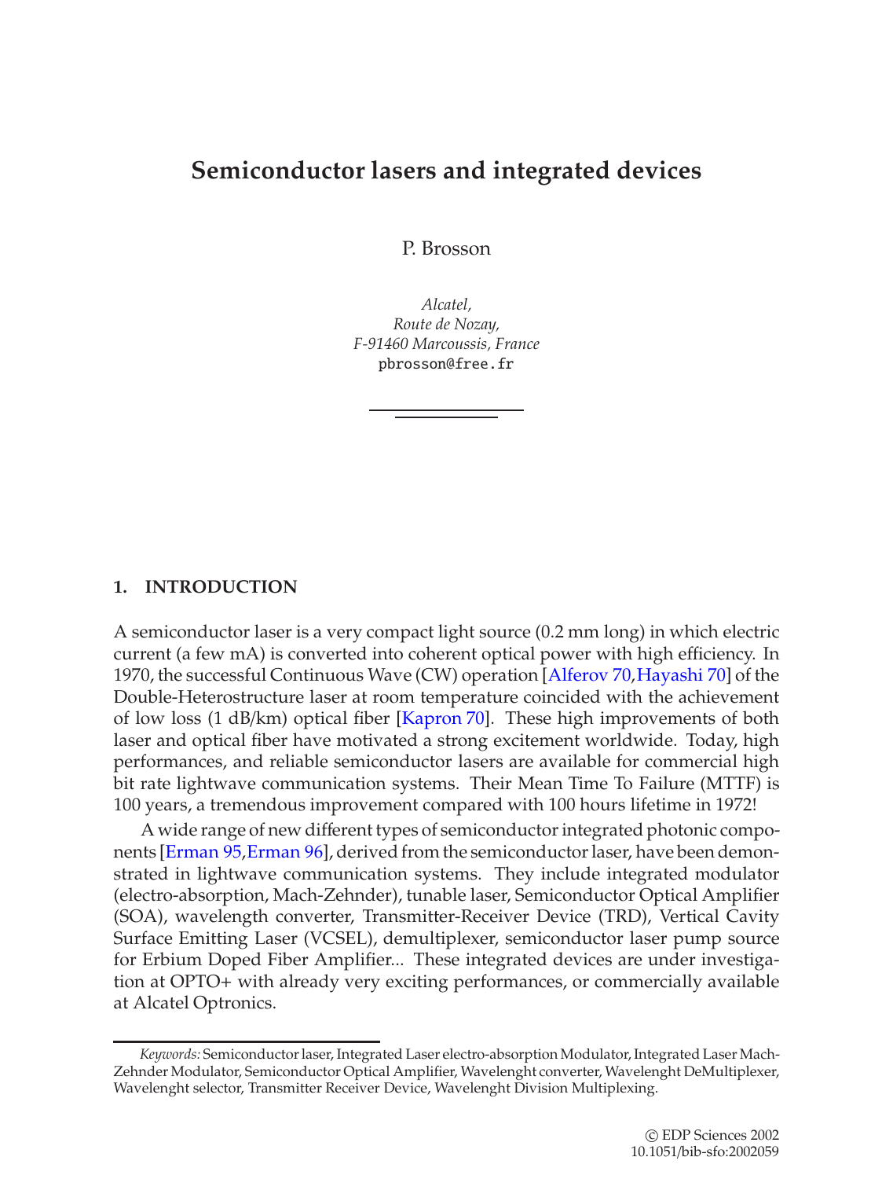# Semiconductor lasers and integrated devices

P. Brosson

*Alcatel,*
*Route de Nozay,*
*F-91460 Marcoussis, France*
pbrosson@free.fr

## 1. INTRODUCTION

A semiconductor laser is a very compact light source (0.2 mm long) in which electric current (a few mA) is converted into coherent optical power with high efficiency. In 1970, the successful Continuous Wave (CW) operation [Alferov 70,Hayashi 70] of the Double-Heterostructure laser at room temperature coincided with the achievement of low loss (1 dB/km) optical fiber [Kapron 70]. These high improvements of both laser and optical fiber have motivated a strong excitement worldwide. Today, high performances, and reliable semiconductor lasers are available for commercial high bit rate lightwave communication systems. Their Mean Time To Failure (MTTF) is 100 years, a tremendous improvement compared with 100 hours lifetime in 1972!

A wide range of new different types of semiconductor integrated photonic components [Erman 95,Erman 96], derived from the semiconductor laser, have been demonstrated in lightwave communication systems. They include integrated modulator (electro-absorption, Mach-Zehnder), tunable laser, Semiconductor Optical Amplifier (SOA), wavelength converter, Transmitter-Receiver Device (TRD), Vertical Cavity Surface Emitting Laser (VCSEL), demultiplexer, semiconductor laser pump source for Erbium Doped Fiber Amplifier... These integrated devices are under investigation at OPTO+ with already very exciting performances, or commercially available at Alcatel Optronics.

*Keywords:* Semiconductor laser, Integrated Laser electro-absorption Modulator, Integrated Laser Mach-Zehnder Modulator, Semiconductor Optical Amplifier, Wavelenght converter, Wavelenght DeMultiplexer, Wavelenght selector, Transmitter Receiver Device, Wavelenght Division Multiplexing.

© EDP Sciences 2002
10.1051/bib-sfo:2002059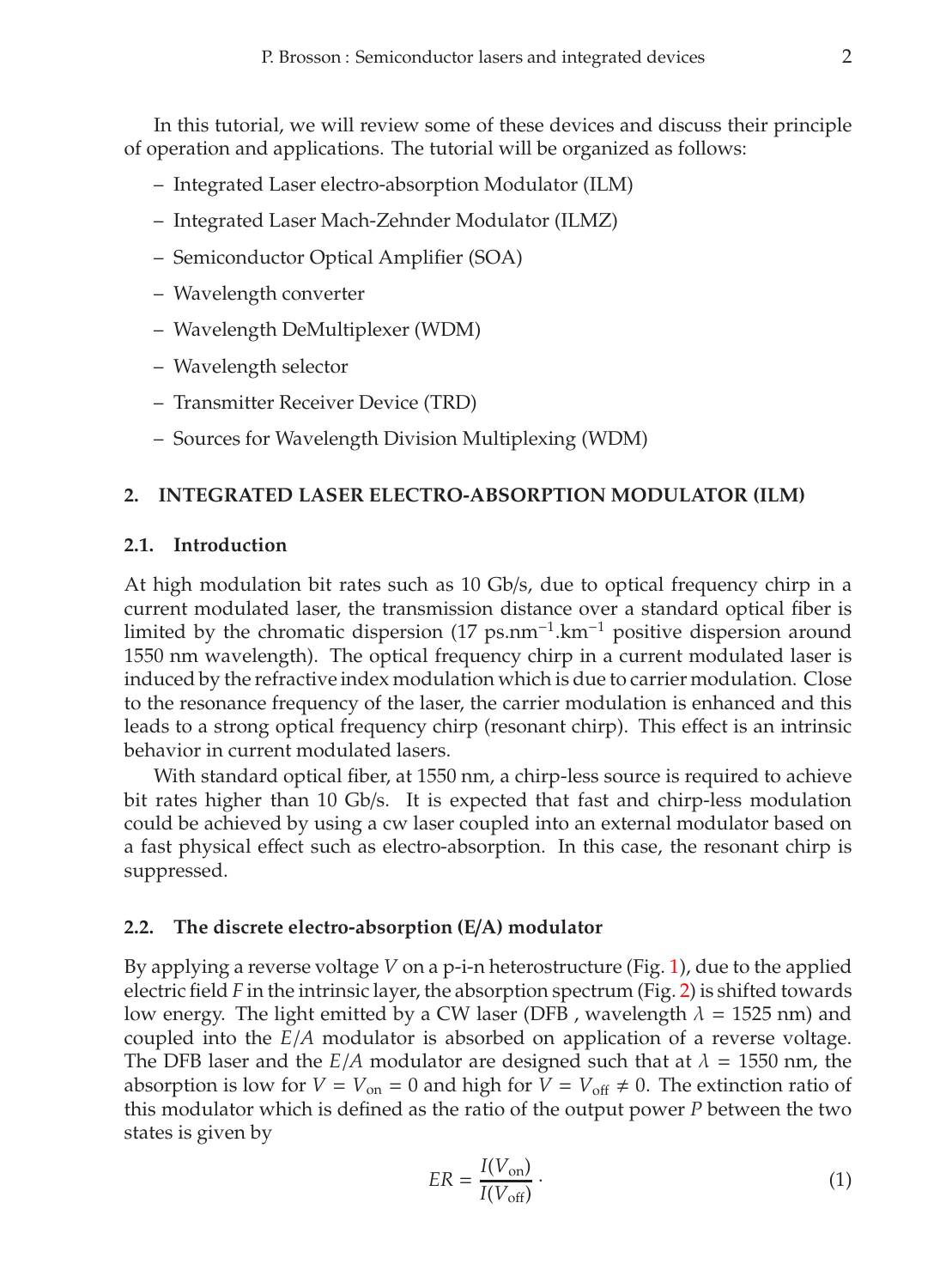In this tutorial, we will review some of these devices and discuss their principle of operation and applications. The tutorial will be organized as follows:

- Integrated Laser electro-absorption Modulator (ILM)
- Integrated Laser Mach-Zehnder Modulator (ILMZ)
- Semiconductor Optical Amplifier (SOA)
- Wavelength converter
- Wavelength DeMultiplexer (WDM)
- Wavelength selector
- Transmitter Receiver Device (TRD)
- Sources for Wavelength Division Multiplexing (WDM)

## 2. INTEGRATED LASER ELECTRO-ABSORPTION MODULATOR (ILM)

### 2.1. Introduction

At high modulation bit rates such as 10 Gb/s, due to optical frequency chirp in a current modulated laser, the transmission distance over a standard optical fiber is limited by the chromatic dispersion (17 $ps.nm^{-1}.km^{-1}$ positive dispersion around 1550 nm wavelength). The optical frequency chirp in a current modulated laser is induced by the refractive index modulation which is due to carrier modulation. Close to the resonance frequency of the laser, the carrier modulation is enhanced and this leads to a strong optical frequency chirp (resonant chirp). This effect is an intrinsic behavior in current modulated lasers.

With standard optical fiber, at 1550 nm, a chirp-less source is required to achieve bit rates higher than 10 Gb/s. It is expected that fast and chirp-less modulation could be achieved by using a cw laser coupled into an external modulator based on a fast physical effect such as electro-absorption. In this case, the resonant chirp is suppressed.

### 2.2. The discrete electro-absorption (E/A) modulator

By applying a reverse voltage $V$ on a p-i-n heterostructure (Fig. 1), due to the applied electric field $F$ in the intrinsic layer, the absorption spectrum (Fig. 2) is shifted towards low energy. The light emitted by a CW laser (DFB , wavelength $\lambda = 1525$ nm) and coupled into the $E/A$ modulator is absorbed on application of a reverse voltage. The DFB laser and the $E/A$ modulator are designed such that at $\lambda = 1550$ nm, the absorption is low for $V = V_{\mathrm{on}} = 0$ and high for $V = V_{\mathrm{off}} \neq 0$. The extinction ratio of this modulator which is defined as the ratio of the output power $P$ between the two states is given by

$$ER = \frac{I(V_{\mathrm{on}})}{I(V_{\mathrm{off}})} \cdot \tag{1}$$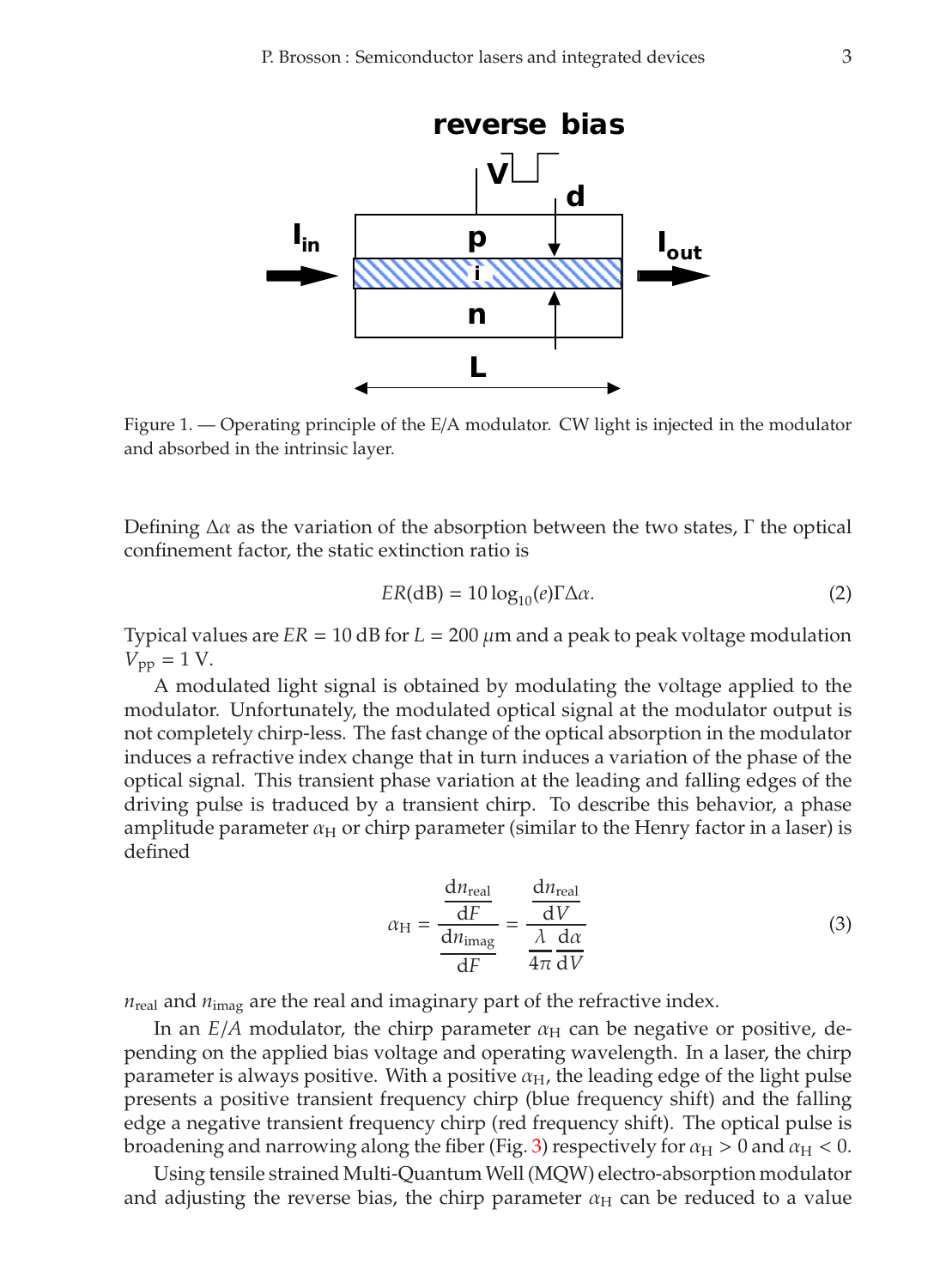Figure 1. — Operating principle of the E/A modulator. CW light is injected in the modulator and absorbed in the intrinsic layer.

Defining $\Delta\alpha$ as the variation of the absorption between the two states, $\Gamma$ the optical confinement factor, the static extinction ratio is

$$ER(\mathrm{dB}) = 10\log_{10}(e)\Gamma\Delta\alpha. \tag{2}$$

Typical values are $ER = 10$ dB for $L = 200\ \mu$m and a peak to peak voltage modulation $V_{\mathrm{pp}} = 1$ V.

A modulated light signal is obtained by modulating the voltage applied to the modulator. Unfortunately, the modulated optical signal at the modulator output is not completely chirp-less. The fast change of the optical absorption in the modulator induces a refractive index change that in turn induces a variation of the phase of the optical signal. This transient phase variation at the leading and falling edges of the driving pulse is traduced by a transient chirp. To describe this behavior, a phase amplitude parameter $\alpha_{\mathrm{H}}$ or chirp parameter (similar to the Henry factor in a laser) is defined

$$\alpha_{\mathrm{H}} = \frac{\dfrac{\mathrm{d}n_{\mathrm{real}}}{\mathrm{d}F}}{\dfrac{\mathrm{d}n_{\mathrm{imag}}}{\mathrm{d}F}} = \frac{\dfrac{\mathrm{d}n_{\mathrm{real}}}{\mathrm{d}V}}{\dfrac{\lambda}{4\pi}\dfrac{\mathrm{d}\alpha}{\mathrm{d}V}} \tag{3}$$

$n_{\mathrm{real}}$ and $n_{\mathrm{imag}}$ are the real and imaginary part of the refractive index.

In an *E/A* modulator, the chirp parameter $\alpha_{\mathrm{H}}$ can be negative or positive, depending on the applied bias voltage and operating wavelength. In a laser, the chirp parameter is always positive. With a positive $\alpha_{\mathrm{H}}$, the leading edge of the light pulse presents a positive transient frequency chirp (blue frequency shift) and the falling edge a negative transient frequency chirp (red frequency shift). The optical pulse is broadening and narrowing along the fiber (Fig. 3) respectively for $\alpha_{\mathrm{H}} > 0$ and $\alpha_{\mathrm{H}} < 0$.

Using tensile strained Multi-Quantum Well (MQW) electro-absorption modulator and adjusting the reverse bias, the chirp parameter $\alpha_{\mathrm{H}}$ can be reduced to a value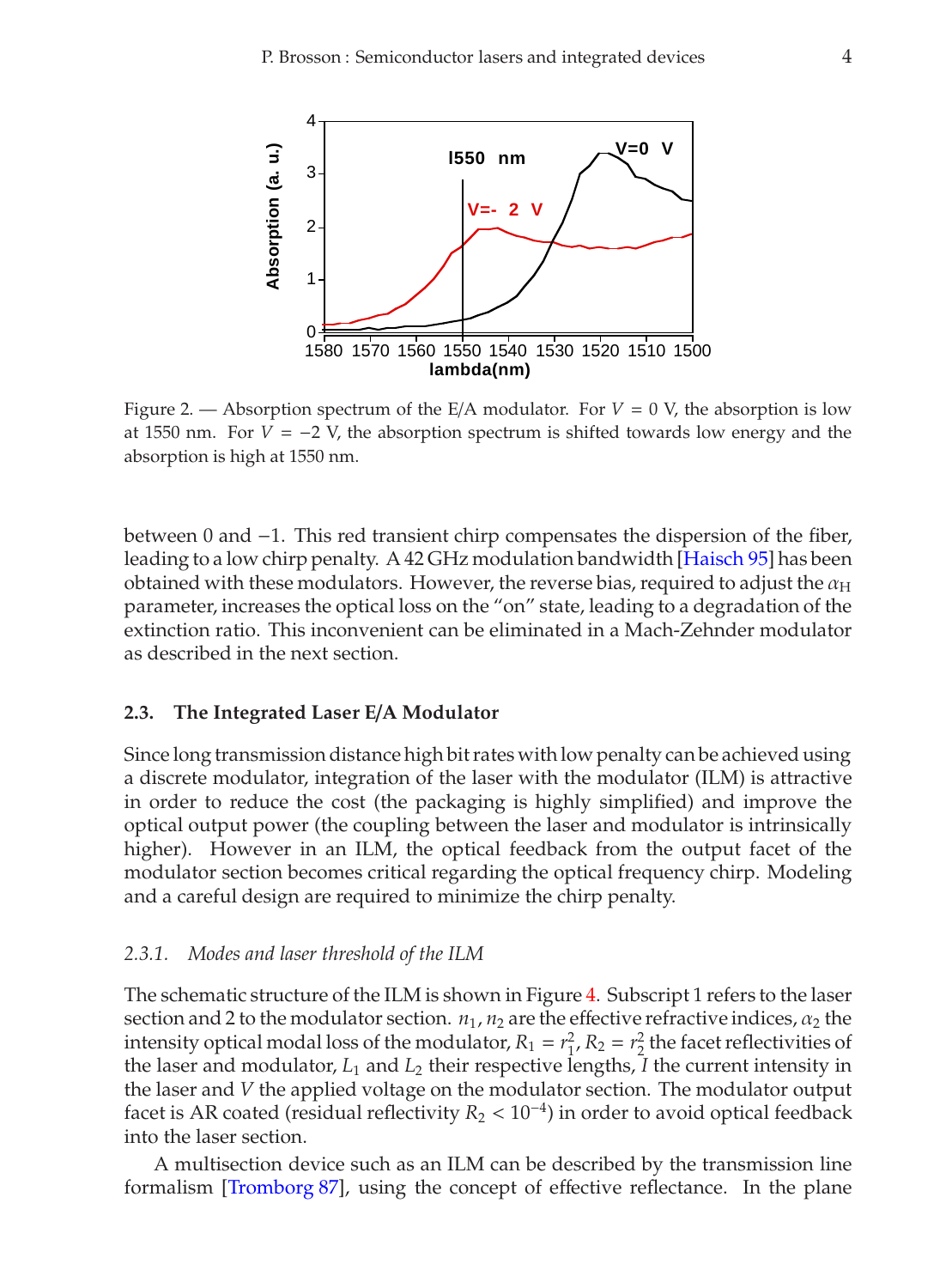Figure 2. — Absorption spectrum of the E/A modulator. For $V = 0$ V, the absorption is low at 1550 nm. For $V = -2$ V, the absorption spectrum is shifted towards low energy and the absorption is high at 1550 nm.

between 0 and −1. This red transient chirp compensates the dispersion of the fiber, leading to a low chirp penalty. A 42 GHz modulation bandwidth [Haisch 95] has been obtained with these modulators. However, the reverse bias, required to adjust the $\alpha_H$ parameter, increases the optical loss on the "on" state, leading to a degradation of the extinction ratio. This inconvenient can be eliminated in a Mach-Zehnder modulator as described in the next section.

### 2.3. The Integrated Laser E/A Modulator

Since long transmission distance high bit rates with low penalty can be achieved using a discrete modulator, integration of the laser with the modulator (ILM) is attractive in order to reduce the cost (the packaging is highly simplified) and improve the optical output power (the coupling between the laser and modulator is intrinsically higher). However in an ILM, the optical feedback from the output facet of the modulator section becomes critical regarding the optical frequency chirp. Modeling and a careful design are required to minimize the chirp penalty.

#### *2.3.1. Modes and laser threshold of the ILM*

The schematic structure of the ILM is shown in Figure 4. Subscript 1 refers to the laser section and 2 to the modulator section. $n_1, n_2$ are the effective refractive indices, $\alpha_2$ the intensity optical modal loss of the modulator, $R_1 = r_1^2$, $R_2 = r_2^2$ the facet reflectivities of the laser and modulator, $L_1$ and $L_2$ their respective lengths, $I$ the current intensity in the laser and $V$ the applied voltage on the modulator section. The modulator output facet is AR coated (residual reflectivity $R_2 < 10^{-4}$) in order to avoid optical feedback into the laser section.

A multisection device such as an ILM can be described by the transmission line formalism [Tromborg 87], using the concept of effective reflectance. In the plane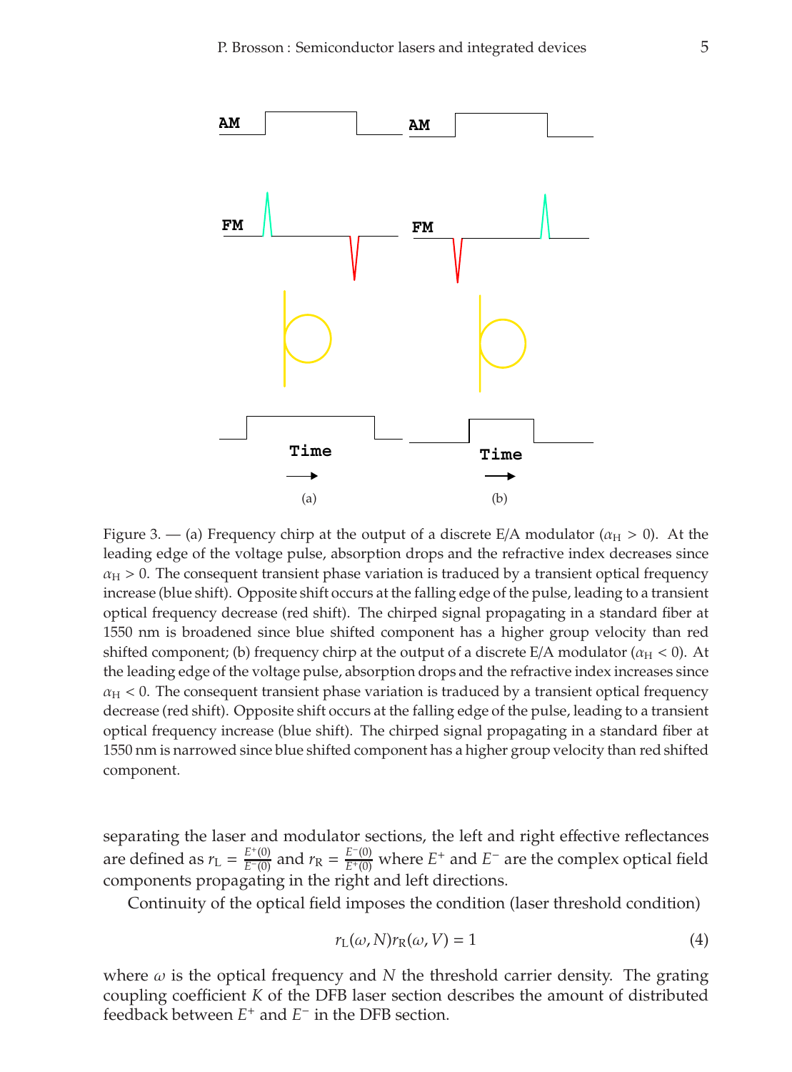AM AM

FM FM

Time Time

(a) (b)

Figure 3. — (a) Frequency chirp at the output of a discrete E/A modulator ($\alpha_H > 0$). At the leading edge of the voltage pulse, absorption drops and the refractive index decreases since $\alpha_H > 0$. The consequent transient phase variation is traduced by a transient optical frequency increase (blue shift). Opposite shift occurs at the falling edge of the pulse, leading to a transient optical frequency decrease (red shift). The chirped signal propagating in a standard fiber at 1550 nm is broadened since blue shifted component has a higher group velocity than red shifted component; (b) frequency chirp at the output of a discrete E/A modulator ($\alpha_H < 0$). At the leading edge of the voltage pulse, absorption drops and the refractive index increases since $\alpha_H < 0$. The consequent transient phase variation is traduced by a transient optical frequency decrease (red shift). Opposite shift occurs at the falling edge of the pulse, leading to a transient optical frequency increase (blue shift). The chirped signal propagating in a standard fiber at 1550 nm is narrowed since blue shifted component has a higher group velocity than red shifted component.

separating the laser and modulator sections, the left and right effective reflectances are defined as $r_L = \frac{E^+(0)}{E^-(0)}$ and $r_R = \frac{E^-(0)}{E^+(0)}$ where $E^+$ and $E^-$ are the complex optical field components propagating in the right and left directions.

Continuity of the optical field imposes the condition (laser threshold condition)

$$r_L(\omega, N)r_R(\omega, V) = 1 \tag{4}$$

where $\omega$ is the optical frequency and $N$ the threshold carrier density. The grating coupling coefficient $K$ of the DFB laser section describes the amount of distributed feedback between $E^+$ and $E^-$ in the DFB section.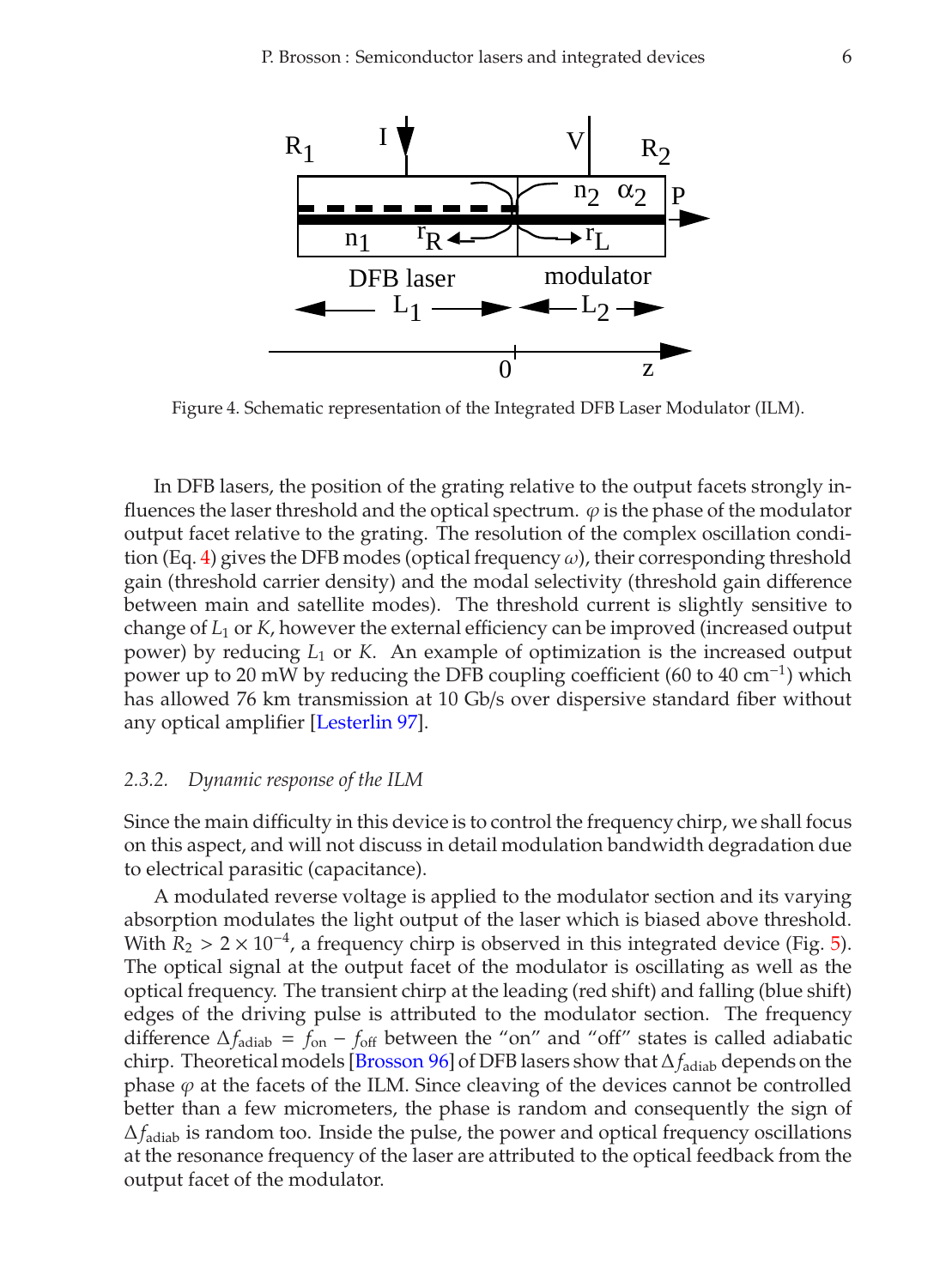Figure 4. Schematic representation of the Integrated DFB Laser Modulator (ILM).

In DFB lasers, the position of the grating relative to the output facets strongly influences the laser threshold and the optical spectrum. $\varphi$ is the phase of the modulator output facet relative to the grating. The resolution of the complex oscillation condition (Eq. 4) gives the DFB modes (optical frequency $\omega$), their corresponding threshold gain (threshold carrier density) and the modal selectivity (threshold gain difference between main and satellite modes). The threshold current is slightly sensitive to change of $L_1$ or $K$, however the external efficiency can be improved (increased output power) by reducing $L_1$ or $K$. An example of optimization is the increased output power up to 20 mW by reducing the DFB coupling coefficient (60 to 40 $\mathrm{cm}^{-1}$) which has allowed 76 km transmission at 10 Gb/s over dispersive standard fiber without any optical amplifier [Lesterlin 97].

### 2.3.2. *Dynamic response of the ILM*

Since the main difficulty in this device is to control the frequency chirp, we shall focus on this aspect, and will not discuss in detail modulation bandwidth degradation due to electrical parasitic (capacitance).

A modulated reverse voltage is applied to the modulator section and its varying absorption modulates the light output of the laser which is biased above threshold. With $R_2 > 2 \times 10^{-4}$, a frequency chirp is observed in this integrated device (Fig. 5). The optical signal at the output facet of the modulator is oscillating as well as the optical frequency. The transient chirp at the leading (red shift) and falling (blue shift) edges of the driving pulse is attributed to the modulator section. The frequency difference $\Delta f_{\mathrm{adiab}} = f_{\mathrm{on}} - f_{\mathrm{off}}$ between the "on" and "off" states is called adiabatic chirp. Theoretical models [Brosson 96] of DFB lasers show that $\Delta f_{\mathrm{adiab}}$ depends on the phase $\varphi$ at the facets of the ILM. Since cleaving of the devices cannot be controlled better than a few micrometers, the phase is random and consequently the sign of $\Delta f_{\mathrm{adiab}}$ is random too. Inside the pulse, the power and optical frequency oscillations at the resonance frequency of the laser are attributed to the optical feedback from the output facet of the modulator.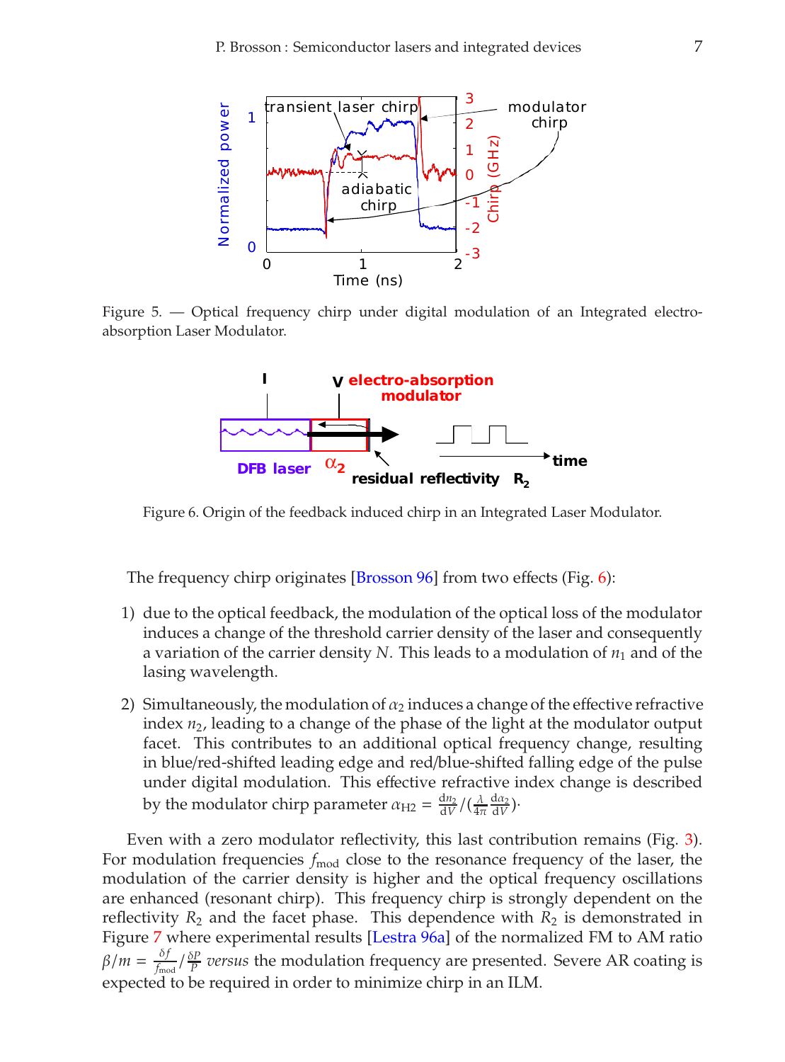Figure 5. — Optical frequency chirp under digital modulation of an Integrated electro-absorption Laser Modulator.

Figure 6. Origin of the feedback induced chirp in an Integrated Laser Modulator.

The frequency chirp originates [Brosson 96] from two effects (Fig. 6):

1) due to the optical feedback, the modulation of the optical loss of the modulator induces a change of the threshold carrier density of the laser and consequently a variation of the carrier density $N$. This leads to a modulation of $n_1$ and of the lasing wavelength.

2) Simultaneously, the modulation of $\alpha_2$ induces a change of the effective refractive index $n_2$, leading to a change of the phase of the light at the modulator output facet. This contributes to an additional optical frequency change, resulting in blue/red-shifted leading edge and red/blue-shifted falling edge of the pulse under digital modulation. This effective refractive index change is described by the modulator chirp parameter $\alpha_{H2} = \frac{dn_2}{dV}/(\frac{\lambda}{4\pi}\frac{d\alpha_2}{dV})$.

Even with a zero modulator reflectivity, this last contribution remains (Fig. 3). For modulation frequencies $f_{\text{mod}}$ close to the resonance frequency of the laser, the modulation of the carrier density is higher and the optical frequency oscillations are enhanced (resonant chirp). This frequency chirp is strongly dependent on the reflectivity $R_2$ and the facet phase. This dependence with $R_2$ is demonstrated in Figure 7 where experimental results [Lestra 96a] of the normalized FM to AM ratio $\beta/m = \frac{\delta f}{f_{\text{mod}}}/\frac{\delta P}{P}$ *versus* the modulation frequency are presented. Severe AR coating is expected to be required in order to minimize chirp in an ILM.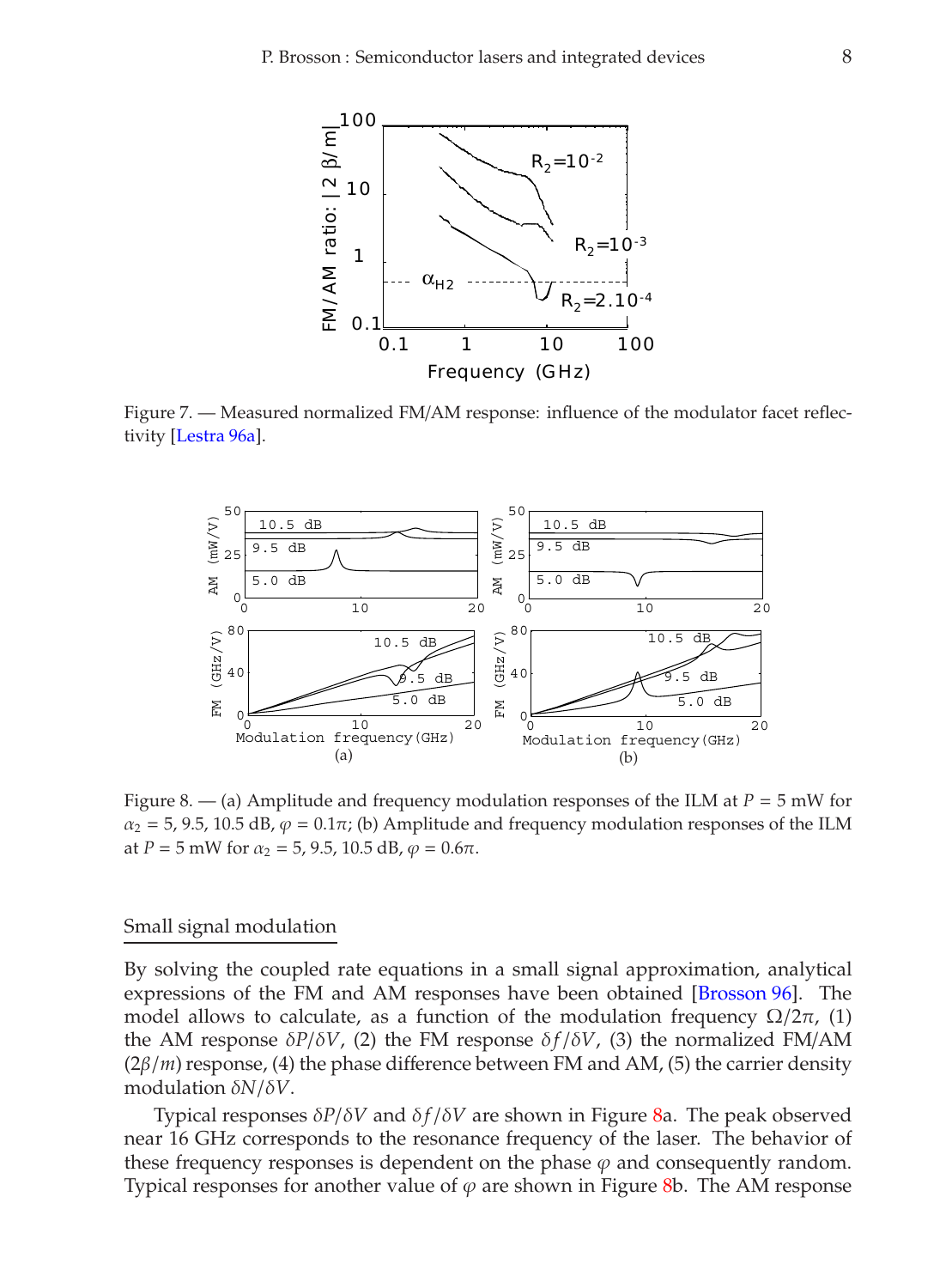Figure 7. — Measured normalized FM/AM response: influence of the modulator facet reflectivity [Lestra 96a].

Figure 8. — (a) Amplitude and frequency modulation responses of the ILM at $P$ = 5 mW for $\alpha_2$ = 5, 9.5, 10.5 dB, $\varphi = 0.1\pi$; (b) Amplitude and frequency modulation responses of the ILM at $P$ = 5 mW for $\alpha_2$ = 5, 9.5, 10.5 dB, $\varphi = 0.6\pi$.

## Small signal modulation

By solving the coupled rate equations in a small signal approximation, analytical expressions of the FM and AM responses have been obtained [Brosson 96]. The model allows to calculate, as a function of the modulation frequency $\Omega/2\pi$, (1) the AM response $\delta P/\delta V$, (2) the FM response $\delta f/\delta V$, (3) the normalized FM/AM $(2\beta/m)$ response, (4) the phase difference between FM and AM, (5) the carrier density modulation $\delta N/\delta V$.

Typical responses $\delta P/\delta V$ and $\delta f/\delta V$ are shown in Figure 8a. The peak observed near 16 GHz corresponds to the resonance frequency of the laser. The behavior of these frequency responses is dependent on the phase $\varphi$ and consequently random. Typical responses for another value of $\varphi$ are shown in Figure 8b. The AM response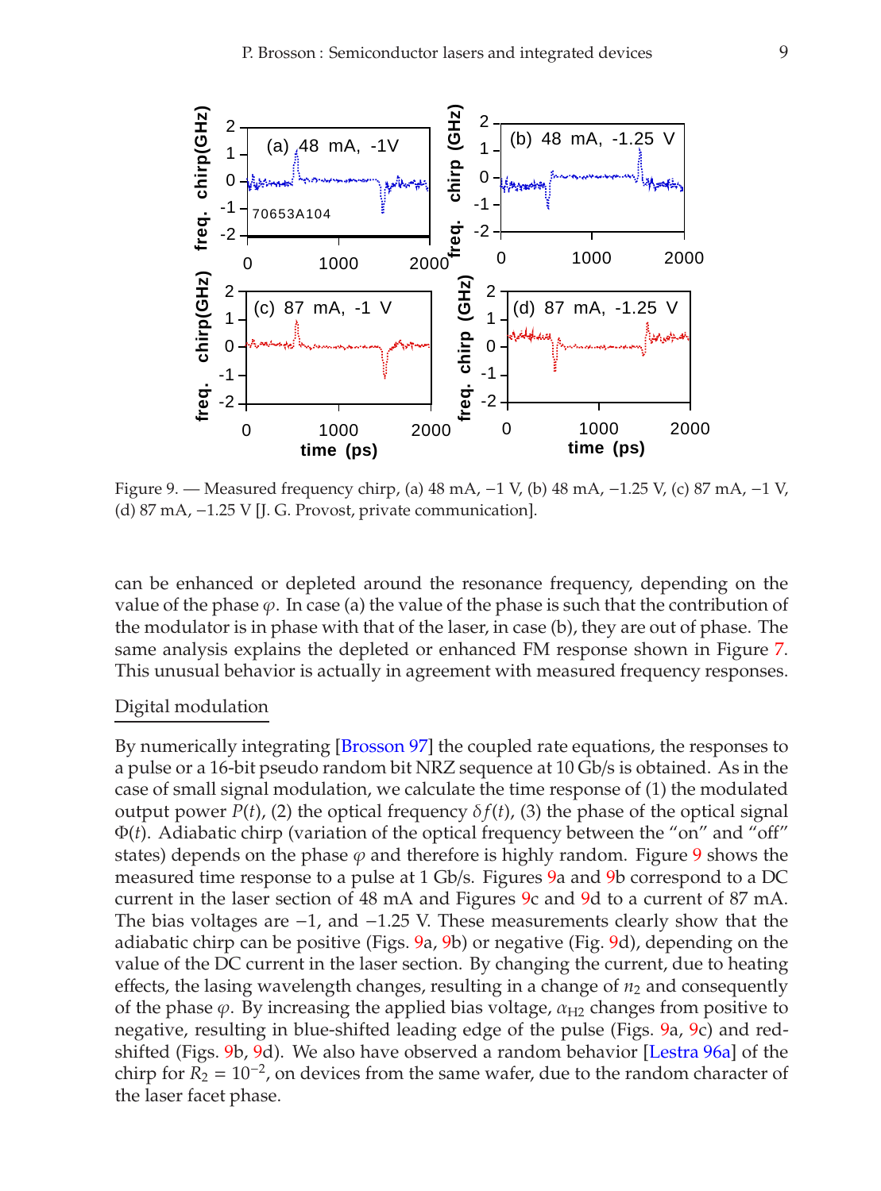Figure 9. — Measured frequency chirp, (a) 48 mA, −1 V, (b) 48 mA, −1.25 V, (c) 87 mA, −1 V, (d) 87 mA, −1.25 V [J. G. Provost, private communication].

can be enhanced or depleted around the resonance frequency, depending on the value of the phase $\varphi$. In case (a) the value of the phase is such that the contribution of the modulator is in phase with that of the laser, in case (b), they are out of phase. The same analysis explains the depleted or enhanced FM response shown in Figure 7. This unusual behavior is actually in agreement with measured frequency responses.

## Digital modulation

By numerically integrating [Brosson 97] the coupled rate equations, the responses to a pulse or a 16-bit pseudo random bit NRZ sequence at 10 Gb/s is obtained. As in the case of small signal modulation, we calculate the time response of (1) the modulated output power $P(t)$, (2) the optical frequency $\delta f(t)$, (3) the phase of the optical signal $\Phi(t)$. Adiabatic chirp (variation of the optical frequency between the "on" and "off" states) depends on the phase $\varphi$ and therefore is highly random. Figure 9 shows the measured time response to a pulse at 1 Gb/s. Figures 9a and 9b correspond to a DC current in the laser section of 48 mA and Figures 9c and 9d to a current of 87 mA. The bias voltages are −1, and −1.25 V. These measurements clearly show that the adiabatic chirp can be positive (Figs. 9a, 9b) or negative (Fig. 9d), depending on the value of the DC current in the laser section. By changing the current, due to heating effects, the lasing wavelength changes, resulting in a change of $n_2$ and consequently of the phase $\varphi$. By increasing the applied bias voltage, $\alpha_{H2}$ changes from positive to negative, resulting in blue-shifted leading edge of the pulse (Figs. 9a, 9c) and red-shifted (Figs. 9b, 9d). We also have observed a random behavior [Lestra 96a] of the chirp for $R_2 = 10^{-2}$, on devices from the same wafer, due to the random character of the laser facet phase.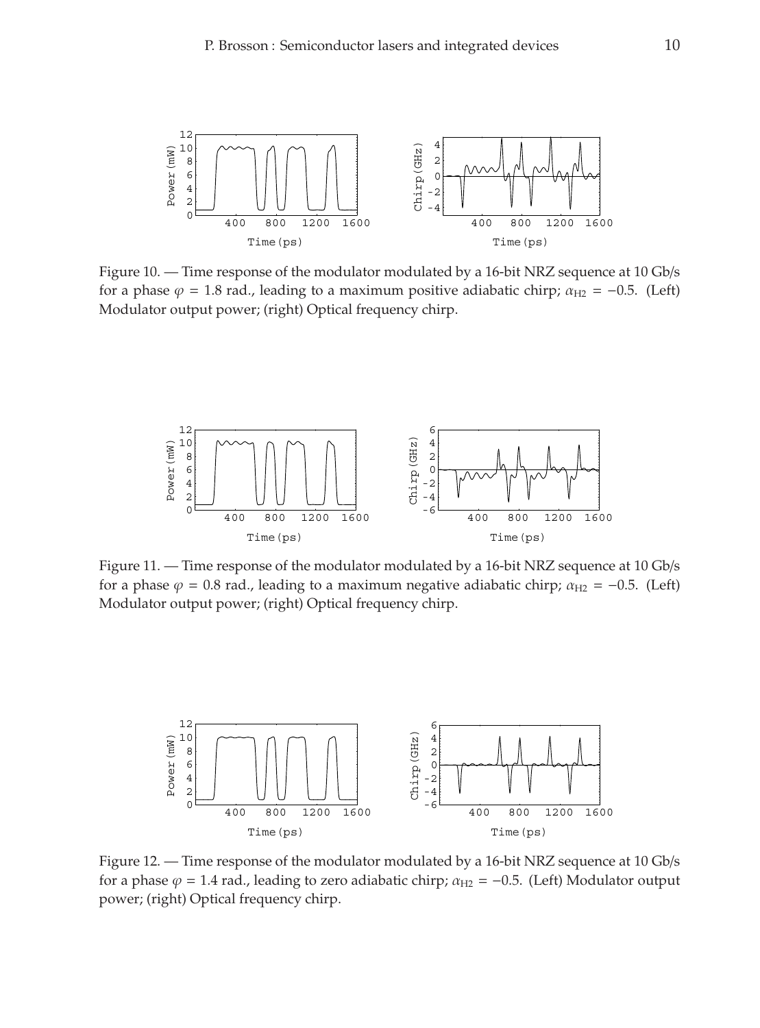Figure 10. — Time response of the modulator modulated by a 16-bit NRZ sequence at 10 Gb/s for a phase $\varphi = 1.8$ rad., leading to a maximum positive adiabatic chirp; $\alpha_{H2} = -0.5$. (Left) Modulator output power; (right) Optical frequency chirp.

Figure 11. — Time response of the modulator modulated by a 16-bit NRZ sequence at 10 Gb/s for a phase $\varphi = 0.8$ rad., leading to a maximum negative adiabatic chirp; $\alpha_{H2} = -0.5$. (Left) Modulator output power; (right) Optical frequency chirp.

Figure 12. — Time response of the modulator modulated by a 16-bit NRZ sequence at 10 Gb/s for a phase $\varphi = 1.4$ rad., leading to zero adiabatic chirp; $\alpha_{H2} = -0.5$. (Left) Modulator output power; (right) Optical frequency chirp.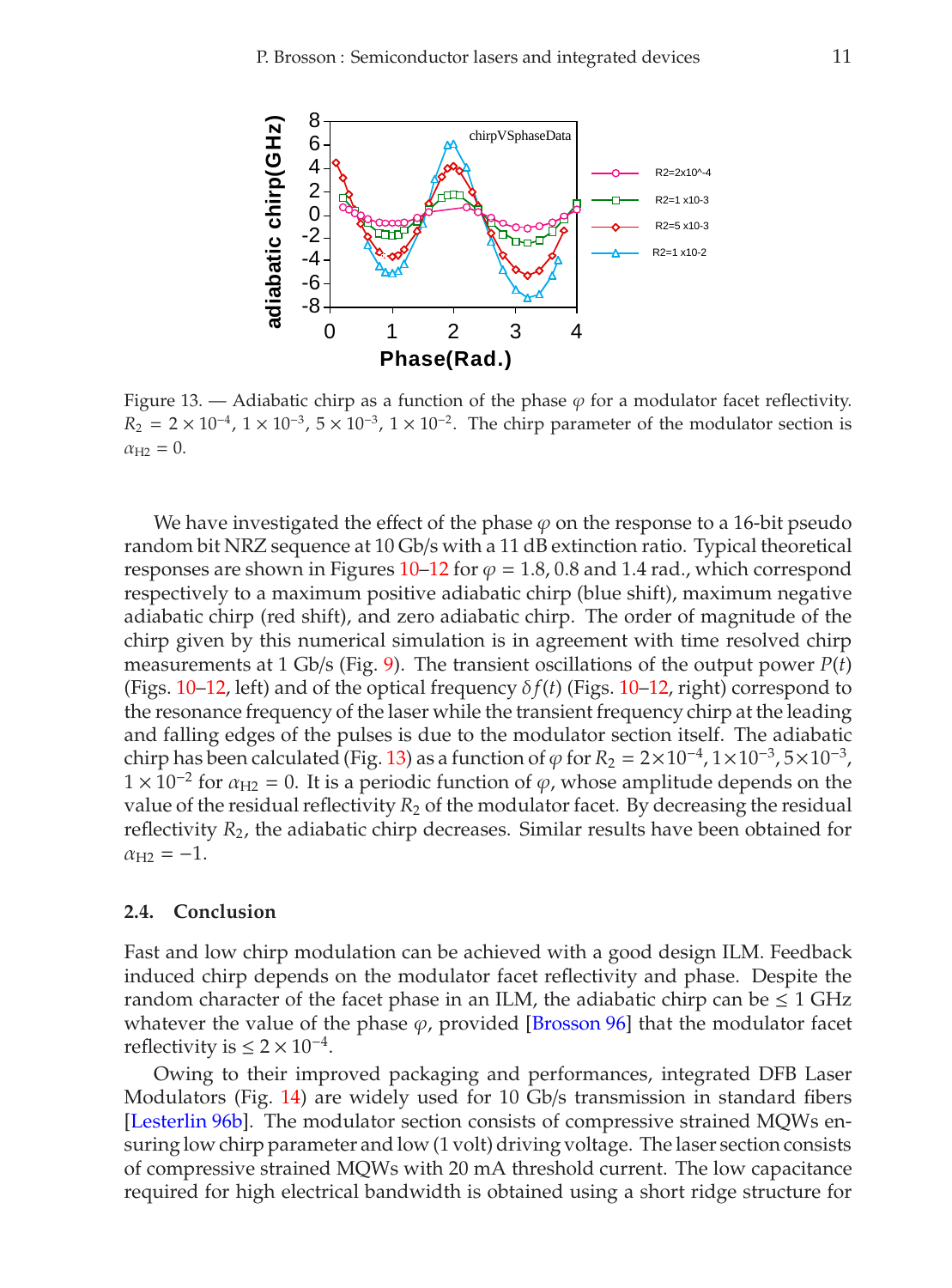Figure 13. — Adiabatic chirp as a function of the phase $\varphi$ for a modulator facet reflectivity. $R_2 = 2 \times 10^{-4}$, $1 \times 10^{-3}$, $5 \times 10^{-3}$, $1 \times 10^{-2}$. The chirp parameter of the modulator section is $\alpha_{H2} = 0$.

We have investigated the effect of the phase $\varphi$ on the response to a 16-bit pseudo random bit NRZ sequence at 10 Gb/s with a 11 dB extinction ratio. Typical theoretical responses are shown in Figures 10–12 for $\varphi = 1.8$, 0.8 and 1.4 rad., which correspond respectively to a maximum positive adiabatic chirp (blue shift), maximum negative adiabatic chirp (red shift), and zero adiabatic chirp. The order of magnitude of the chirp given by this numerical simulation is in agreement with time resolved chirp measurements at 1 Gb/s (Fig. 9). The transient oscillations of the output power $P(t)$ (Figs. 10–12, left) and of the optical frequency $\delta f(t)$ (Figs. 10–12, right) correspond to the resonance frequency of the laser while the transient frequency chirp at the leading and falling edges of the pulses is due to the modulator section itself. The adiabatic chirp has been calculated (Fig. 13) as a function of $\varphi$ for $R_2 = 2 \times 10^{-4}, 1 \times 10^{-3}, 5 \times 10^{-3}, 1 \times 10^{-2}$ for $\alpha_{H2} = 0$. It is a periodic function of $\varphi$, whose amplitude depends on the value of the residual reflectivity $R_2$ of the modulator facet. By decreasing the residual reflectivity $R_2$, the adiabatic chirp decreases. Similar results have been obtained for $\alpha_{H2} = -1$.

### 2.4. Conclusion

Fast and low chirp modulation can be achieved with a good design ILM. Feedback induced chirp depends on the modulator facet reflectivity and phase. Despite the random character of the facet phase in an ILM, the adiabatic chirp can be $\leq 1$ GHz whatever the value of the phase $\varphi$, provided [Brosson 96] that the modulator facet reflectivity is $\leq 2 \times 10^{-4}$.

Owing to their improved packaging and performances, integrated DFB Laser Modulators (Fig. 14) are widely used for 10 Gb/s transmission in standard fibers [Lesterlin 96b]. The modulator section consists of compressive strained MQWs ensuring low chirp parameter and low (1 volt) driving voltage. The laser section consists of compressive strained MQWs with 20 mA threshold current. The low capacitance required for high electrical bandwidth is obtained using a short ridge structure for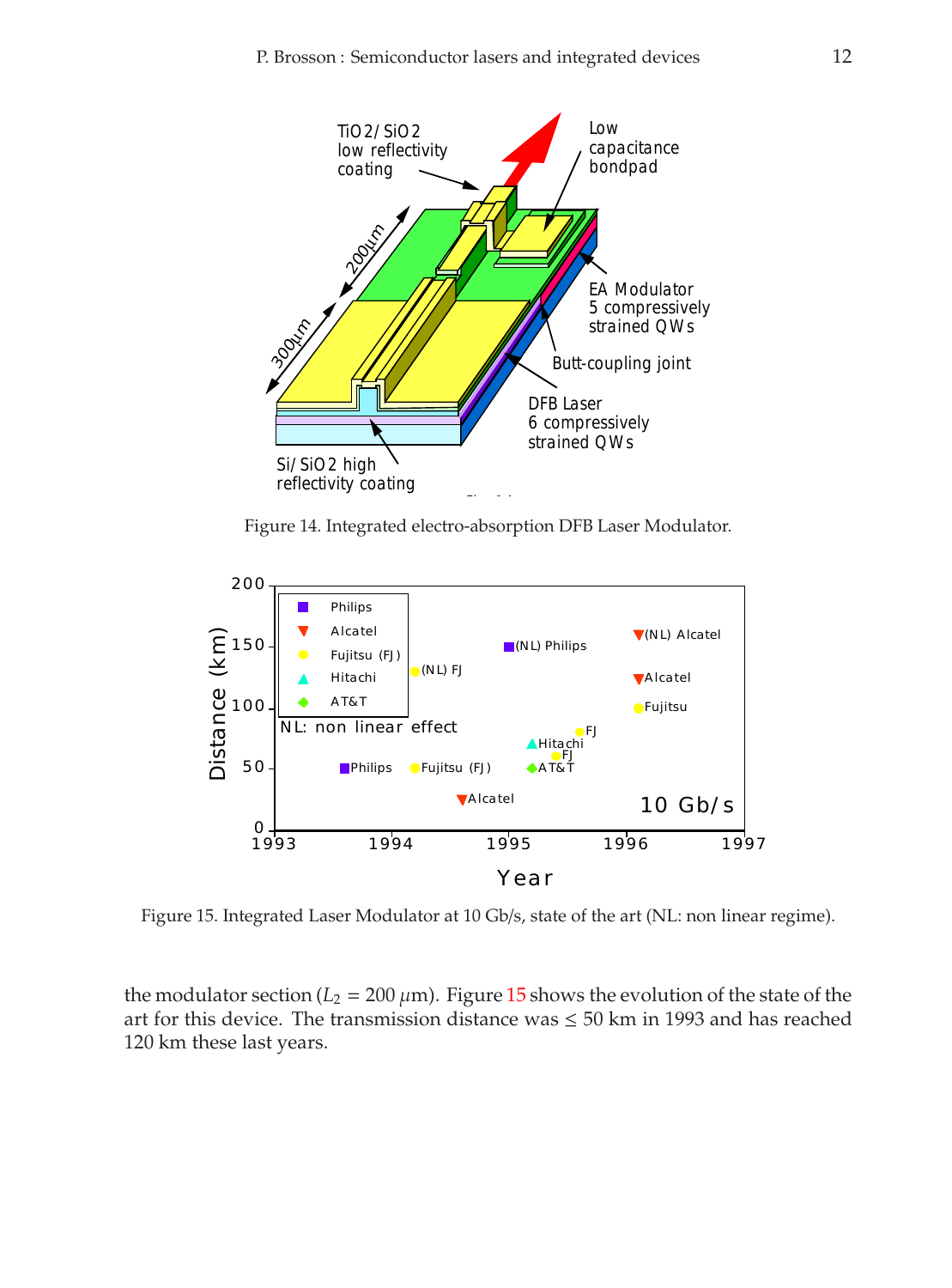Figure 14. Integrated electro-absorption DFB Laser Modulator.

Figure 15. Integrated Laser Modulator at 10 Gb/s, state of the art (NL: non linear regime).

the modulator section ($L_2$ = 200 $\mu$m). Figure 15 shows the evolution of the state of the art for this device. The transmission distance was ≤ 50 km in 1993 and has reached 120 km these last years.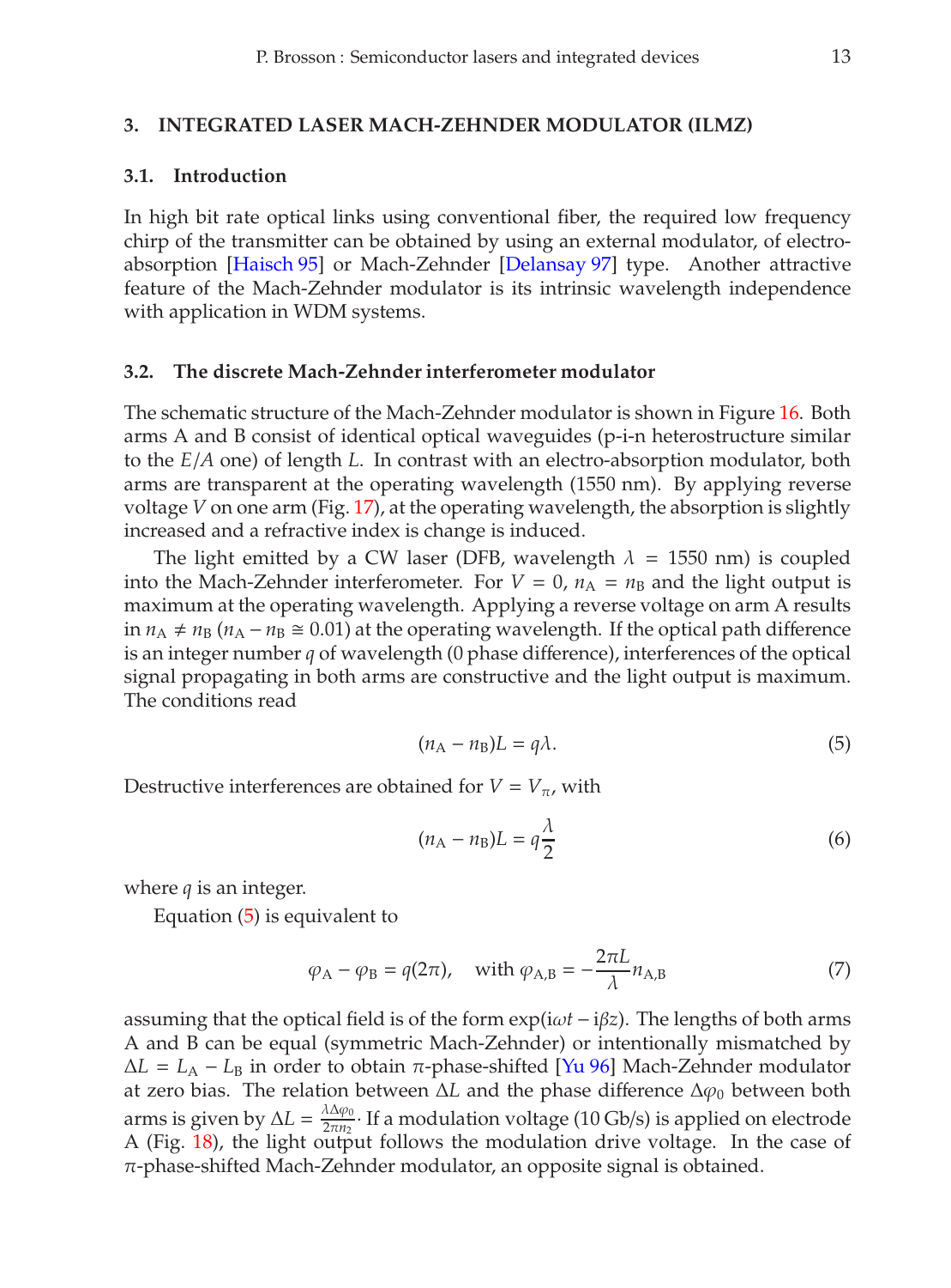## 3. INTEGRATED LASER MACH-ZEHNDER MODULATOR (ILMZ)

### 3.1. Introduction

In high bit rate optical links using conventional fiber, the required low frequency chirp of the transmitter can be obtained by using an external modulator, of electro-absorption [Haisch 95] or Mach-Zehnder [Delansay 97] type. Another attractive feature of the Mach-Zehnder modulator is its intrinsic wavelength independence with application in WDM systems.

### 3.2. The discrete Mach-Zehnder interferometer modulator

The schematic structure of the Mach-Zehnder modulator is shown in Figure 16. Both arms A and B consist of identical optical waveguides (p-i-n heterostructure similar to the *E*/*A* one) of length *L*. In contrast with an electro-absorption modulator, both arms are transparent at the operating wavelength (1550 nm). By applying reverse voltage *V* on one arm (Fig. 17), at the operating wavelength, the absorption is slightly increased and a refractive index is change is induced.

The light emitted by a CW laser (DFB, wavelength $\lambda = 1550$ nm) is coupled into the Mach-Zehnder interferometer. For $V = 0$, $n_A = n_B$ and the light output is maximum at the operating wavelength. Applying a reverse voltage on arm A results in $n_A \neq n_B$ ($n_A - n_B \cong 0.01$) at the operating wavelength. If the optical path difference is an integer number *q* of wavelength (0 phase difference), interferences of the optical signal propagating in both arms are constructive and the light output is maximum. The conditions read

$$(n_A - n_B)L = q\lambda. \tag{5}$$

Destructive interferences are obtained for $V = V_\pi$, with

$$(n_A - n_B)L = q\frac{\lambda}{2} \tag{6}$$

where *q* is an integer.

Equation (5) is equivalent to

$$\varphi_A - \varphi_B = q(2\pi), \quad \text{with } \varphi_{A,B} = -\frac{2\pi L}{\lambda} n_{A,B} \tag{7}$$

assuming that the optical field is of the form $\exp(i\omega t - i\beta z)$. The lengths of both arms A and B can be equal (symmetric Mach-Zehnder) or intentionally mismatched by $\Delta L = L_A - L_B$ in order to obtain $\pi$-phase-shifted [Yu 96] Mach-Zehnder modulator at zero bias. The relation between $\Delta L$ and the phase difference $\Delta\varphi_0$ between both arms is given by $\Delta L = \frac{\lambda \Delta\varphi_0}{2\pi n_2}$. If a modulation voltage (10 Gb/s) is applied on electrode A (Fig. 18), the light output follows the modulation drive voltage. In the case of $\pi$-phase-shifted Mach-Zehnder modulator, an opposite signal is obtained.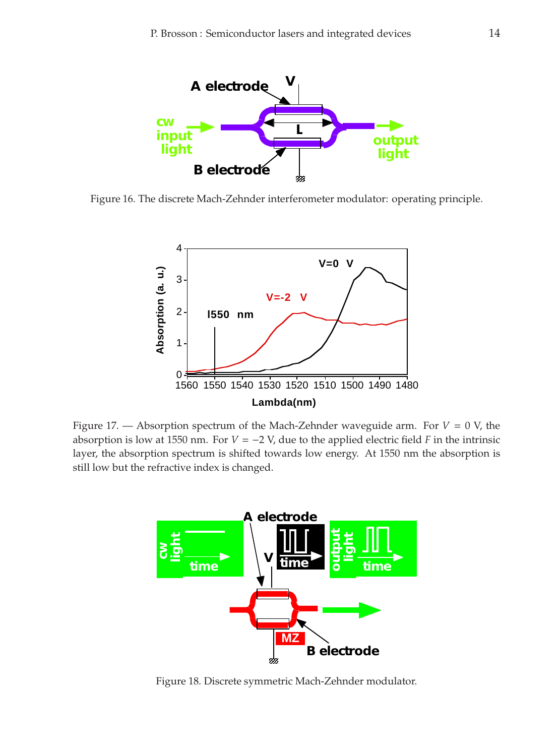Figure 16. The discrete Mach-Zehnder interferometer modulator: operating principle.

Figure 17. — Absorption spectrum of the Mach-Zehnder waveguide arm. For $V = 0$ V, the absorption is low at 1550 nm. For $V = -2$ V, due to the applied electric field $F$ in the intrinsic layer, the absorption spectrum is shifted towards low energy. At 1550 nm the absorption is still low but the refractive index is changed.

Figure 18. Discrete symmetric Mach-Zehnder modulator.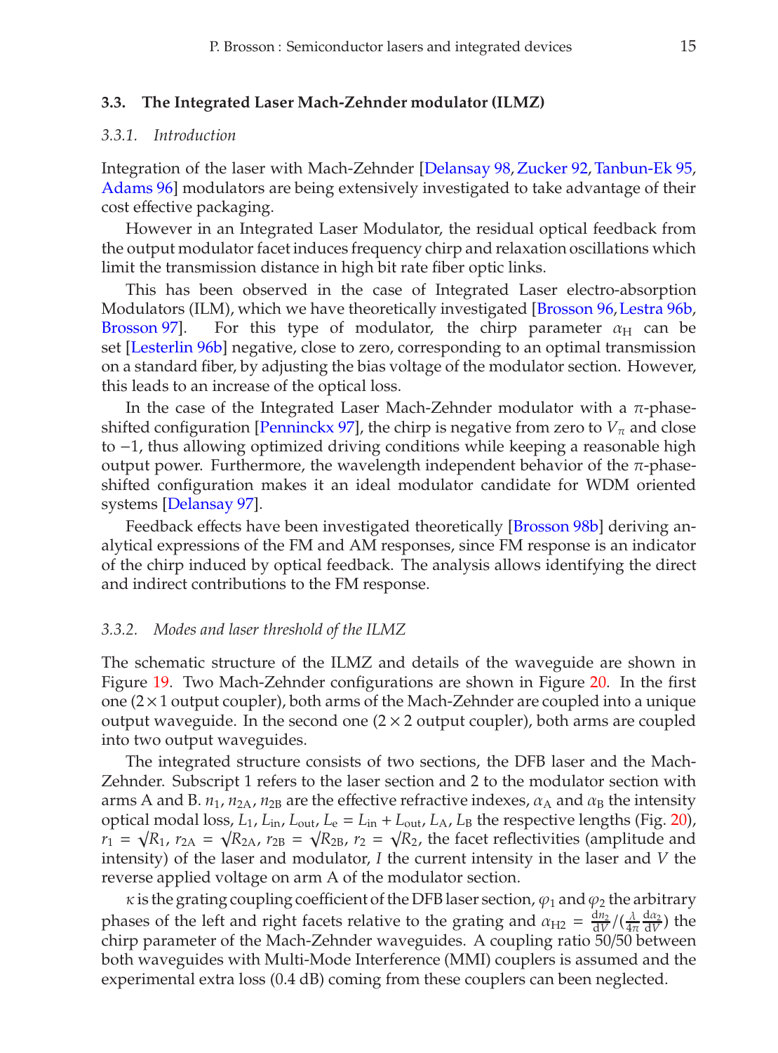### 3.3. The Integrated Laser Mach-Zehnder modulator (ILMZ)

#### *3.3.1. Introduction*

Integration of the laser with Mach-Zehnder [Delansay 98, Zucker 92, Tanbun-Ek 95, Adams 96] modulators are being extensively investigated to take advantage of their cost effective packaging.

However in an Integrated Laser Modulator, the residual optical feedback from the output modulator facet induces frequency chirp and relaxation oscillations which limit the transmission distance in high bit rate fiber optic links.

This has been observed in the case of Integrated Laser electro-absorption Modulators (ILM), which we have theoretically investigated [Brosson 96, Lestra 96b, Brosson 97]. For this type of modulator, the chirp parameter $\alpha_{\mathrm{H}}$ can be set [Lesterlin 96b] negative, close to zero, corresponding to an optimal transmission on a standard fiber, by adjusting the bias voltage of the modulator section. However, this leads to an increase of the optical loss.

In the case of the Integrated Laser Mach-Zehnder modulator with a $\pi$-phase-shifted configuration [Penninckx 97], the chirp is negative from zero to $V_{\pi}$ and close to $-1$, thus allowing optimized driving conditions while keeping a reasonable high output power. Furthermore, the wavelength independent behavior of the $\pi$-phase-shifted configuration makes it an ideal modulator candidate for WDM oriented systems [Delansay 97].

Feedback effects have been investigated theoretically [Brosson 98b] deriving analytical expressions of the FM and AM responses, since FM response is an indicator of the chirp induced by optical feedback. The analysis allows identifying the direct and indirect contributions to the FM response.

#### *3.3.2. Modes and laser threshold of the ILMZ*

The schematic structure of the ILMZ and details of the waveguide are shown in Figure 19. Two Mach-Zehnder configurations are shown in Figure 20. In the first one ($2\times1$ output coupler), both arms of the Mach-Zehnder are coupled into a unique output waveguide. In the second one ($2\times2$ output coupler), both arms are coupled into two output waveguides.

The integrated structure consists of two sections, the DFB laser and the Mach-Zehnder. Subscript 1 refers to the laser section and 2 to the modulator section with arms A and B. $n_1$, $n_{2\mathrm{A}}$, $n_{2\mathrm{B}}$ are the effective refractive indexes, $\alpha_{\mathrm{A}}$ and $\alpha_{\mathrm{B}}$ the intensity optical modal loss, $L_1$, $L_{\mathrm{in}}$, $L_{\mathrm{out}}$, $L_{\mathrm{e}} = L_{\mathrm{in}} + L_{\mathrm{out}}$, $L_{\mathrm{A}}$, $L_{\mathrm{B}}$ the respective lengths (Fig. 20), $r_1 = \sqrt{R_1}$, $r_{2\mathrm{A}} = \sqrt{R_{2\mathrm{A}}}$, $r_{2\mathrm{B}} = \sqrt{R_{2\mathrm{B}}}$, $r_2 = \sqrt{R_2}$, the facet reflectivities (amplitude and intensity) of the laser and modulator, $I$ the current intensity in the laser and $V$ the reverse applied voltage on arm A of the modulator section.

$\kappa$ is the grating coupling coefficient of the DFB laser section, $\varphi_1$ and $\varphi_2$ the arbitrary phases of the left and right facets relative to the grating and $\alpha_{\mathrm{H2}} = \frac{\mathrm{d}n_2}{\mathrm{d}V}/(\frac{\lambda}{4\pi}\frac{\mathrm{d}\alpha_2}{\mathrm{d}V})$ the chirp parameter of the Mach-Zehnder waveguides. A coupling ratio 50/50 between both waveguides with Multi-Mode Interference (MMI) couplers is assumed and the experimental extra loss (0.4 dB) coming from these couplers can been neglected.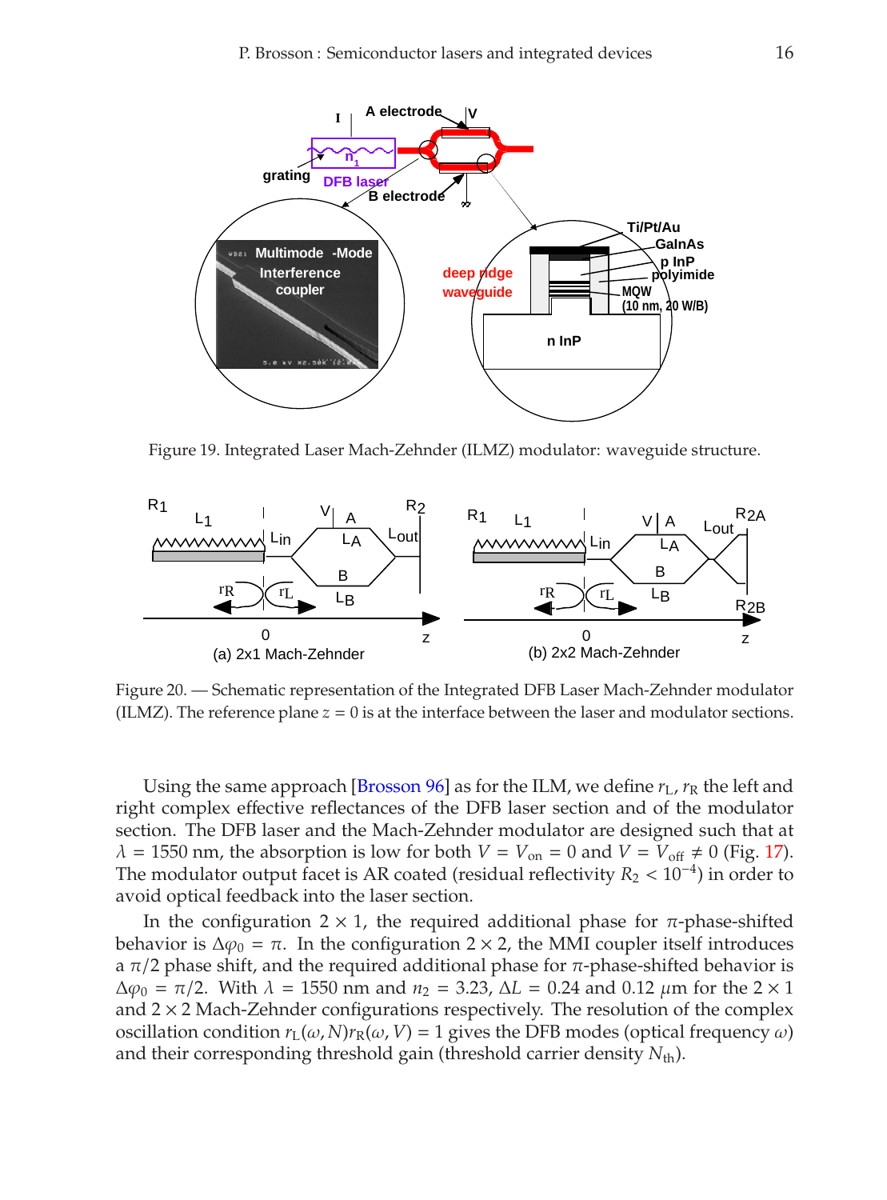Figure 19. Integrated Laser Mach-Zehnder (ILMZ) modulator: waveguide structure.

Figure 20. — Schematic representation of the Integrated DFB Laser Mach-Zehnder modulator (ILMZ). The reference plane $z = 0$ is at the interface between the laser and modulator sections.

Using the same approach [Brosson 96] as for the ILM, we define $r_L$, $r_R$ the left and right complex effective reflectances of the DFB laser section and of the modulator section. The DFB laser and the Mach-Zehnder modulator are designed such that at $\lambda = 1550$ nm, the absorption is low for both $V = V_{on} = 0$ and $V = V_{off} \neq 0$ (Fig. 17). The modulator output facet is AR coated (residual reflectivity $R_2 < 10^{-4}$) in order to avoid optical feedback into the laser section.

In the configuration $2 \times 1$, the required additional phase for $\pi$-phase-shifted behavior is $\Delta\varphi_0 = \pi$. In the configuration $2 \times 2$, the MMI coupler itself introduces a $\pi/2$ phase shift, and the required additional phase for $\pi$-phase-shifted behavior is $\Delta\varphi_0 = \pi/2$. With $\lambda = 1550$ nm and $n_2 = 3.23$, $\Delta L = 0.24$ and $0.12$ $\mu$m for the $2 \times 1$ and $2 \times 2$ Mach-Zehnder configurations respectively. The resolution of the complex oscillation condition $r_L(\omega, N)r_R(\omega, V) = 1$ gives the DFB modes (optical frequency $\omega$) and their corresponding threshold gain (threshold carrier density $N_{th}$).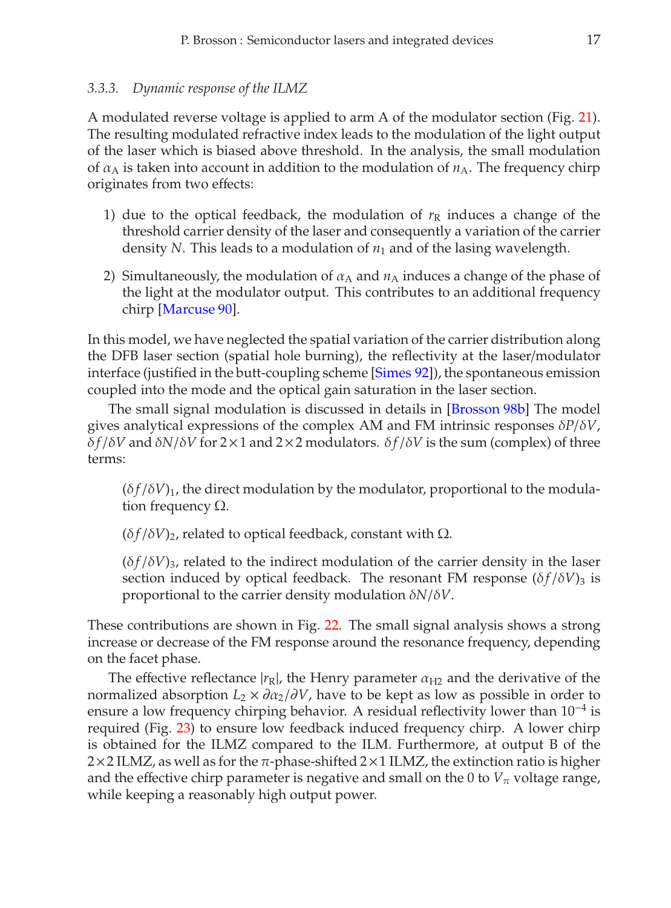### 3.3.3. *Dynamic response of the ILMZ*

A modulated reverse voltage is applied to arm A of the modulator section (Fig. 21). The resulting modulated refractive index leads to the modulation of the light output of the laser which is biased above threshold. In the analysis, the small modulation of $\alpha_A$ is taken into account in addition to the modulation of $n_A$. The frequency chirp originates from two effects:

1) due to the optical feedback, the modulation of $r_R$ induces a change of the threshold carrier density of the laser and consequently a variation of the carrier density $N$. This leads to a modulation of $n_1$ and of the lasing wavelength.

2) Simultaneously, the modulation of $\alpha_A$ and $n_A$ induces a change of the phase of the light at the modulator output. This contributes to an additional frequency chirp [Marcuse 90].

In this model, we have neglected the spatial variation of the carrier distribution along the DFB laser section (spatial hole burning), the reflectivity at the laser/modulator interface (justified in the butt-coupling scheme [Simes 92]), the spontaneous emission coupled into the mode and the optical gain saturation in the laser section.

The small signal modulation is discussed in details in [Brosson 98b] The model gives analytical expressions of the complex AM and FM intrinsic responses $\delta P/\delta V$, $\delta f/\delta V$ and $\delta N/\delta V$ for $2\times1$ and $2\times2$ modulators. $\delta f/\delta V$ is the sum (complex) of three terms:

$(\delta f/\delta V)_1$, the direct modulation by the modulator, proportional to the modulation frequency $\Omega$.

$(\delta f/\delta V)_2$, related to optical feedback, constant with $\Omega$.

$(\delta f/\delta V)_3$, related to the indirect modulation of the carrier density in the laser section induced by optical feedback. The resonant FM response $(\delta f/\delta V)_3$ is proportional to the carrier density modulation $\delta N/\delta V$.

These contributions are shown in Fig. 22. The small signal analysis shows a strong increase or decrease of the FM response around the resonance frequency, depending on the facet phase.

The effective reflectance $|r_R|$, the Henry parameter $\alpha_{H2}$ and the derivative of the normalized absorption $L_2 \times \partial\alpha_2/\partial V$, have to be kept as low as possible in order to ensure a low frequency chirping behavior. A residual reflectivity lower than $10^{-4}$ is required (Fig. 23) to ensure low feedback induced frequency chirp. A lower chirp is obtained for the ILMZ compared to the ILM. Furthermore, at output B of the $2\times2$ ILMZ, as well as for the $\pi$-phase-shifted $2\times1$ ILMZ, the extinction ratio is higher and the effective chirp parameter is negative and small on the 0 to $V_\pi$ voltage range, while keeping a reasonably high output power.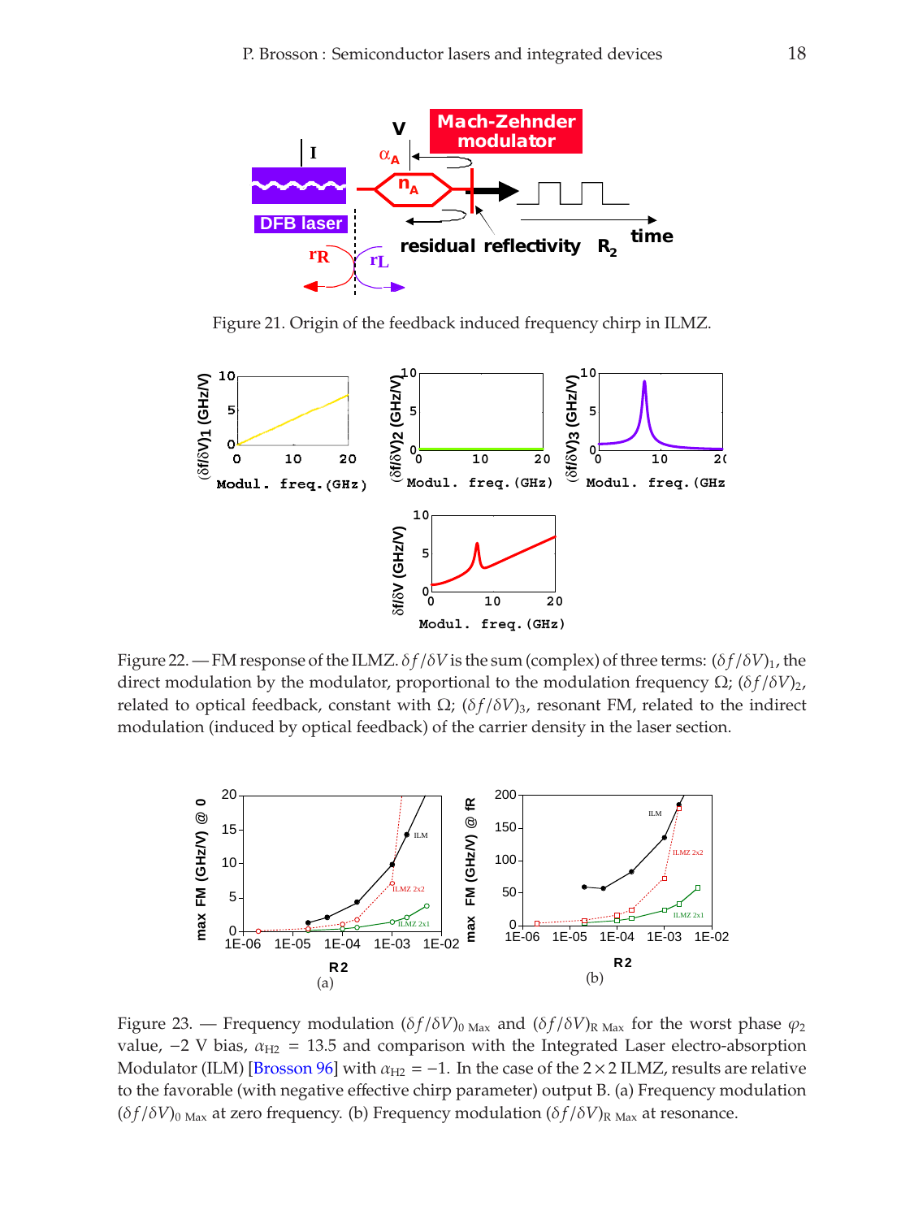Figure 21. Origin of the feedback induced frequency chirp in ILMZ.

Figure 22. — FM response of the ILMZ. $\delta f/\delta V$ is the sum (complex) of three terms: $(\delta f/\delta V)_1$, the direct modulation by the modulator, proportional to the modulation frequency $\Omega$; $(\delta f/\delta V)_2$, related to optical feedback, constant with $\Omega$; $(\delta f/\delta V)_3$, resonant FM, related to the indirect modulation (induced by optical feedback) of the carrier density in the laser section.

Figure 23. — Frequency modulation $(\delta f/\delta V)_{0\ \mathrm{Max}}$ and $(\delta f/\delta V)_{\mathrm{R\ Max}}$ for the worst phase $\varphi_2$ value, $-2$ V bias, $\alpha_{\mathrm{H2}} = 13.5$ and comparison with the Integrated Laser electro-absorption Modulator (ILM) [Brosson 96] with $\alpha_{\mathrm{H2}} = -1$. In the case of the $2\times 2$ ILMZ, results are relative to the favorable (with negative effective chirp parameter) output B. (a) Frequency modulation $(\delta f/\delta V)_{0\ \mathrm{Max}}$ at zero frequency. (b) Frequency modulation $(\delta f/\delta V)_{\mathrm{R\ Max}}$ at resonance.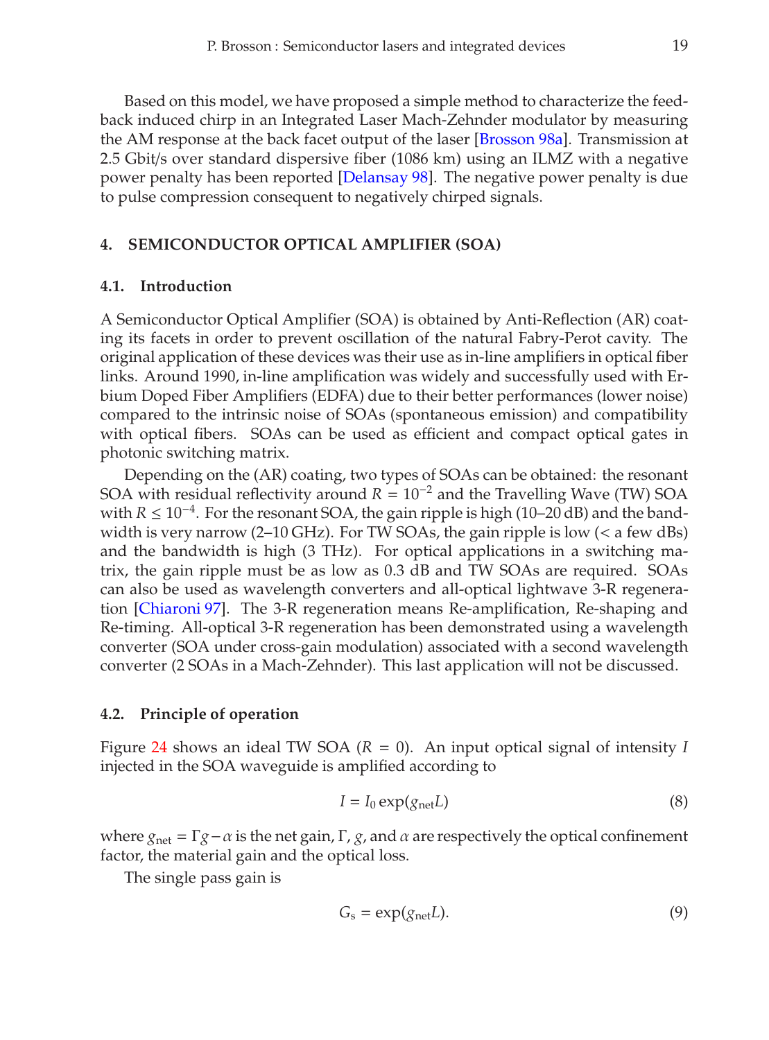Based on this model, we have proposed a simple method to characterize the feedback induced chirp in an Integrated Laser Mach-Zehnder modulator by measuring the AM response at the back facet output of the laser [Brosson 98a]. Transmission at 2.5 Gbit/s over standard dispersive fiber (1086 km) using an ILMZ with a negative power penalty has been reported [Delansay 98]. The negative power penalty is due to pulse compression consequent to negatively chirped signals.

## 4. SEMICONDUCTOR OPTICAL AMPLIFIER (SOA)

### 4.1. Introduction

A Semiconductor Optical Amplifier (SOA) is obtained by Anti-Reflection (AR) coating its facets in order to prevent oscillation of the natural Fabry-Perot cavity. The original application of these devices was their use as in-line amplifiers in optical fiber links. Around 1990, in-line amplification was widely and successfully used with Erbium Doped Fiber Amplifiers (EDFA) due to their better performances (lower noise) compared to the intrinsic noise of SOAs (spontaneous emission) and compatibility with optical fibers. SOAs can be used as efficient and compact optical gates in photonic switching matrix.

Depending on the (AR) coating, two types of SOAs can be obtained: the resonant SOA with residual reflectivity around $R = 10^{-2}$ and the Travelling Wave (TW) SOA with $R \leq 10^{-4}$. For the resonant SOA, the gain ripple is high (10–20 dB) and the bandwidth is very narrow (2–10 GHz). For TW SOAs, the gain ripple is low (< a few dBs) and the bandwidth is high (3 THz). For optical applications in a switching matrix, the gain ripple must be as low as 0.3 dB and TW SOAs are required. SOAs can also be used as wavelength converters and all-optical lightwave 3-R regeneration [Chiaroni 97]. The 3-R regeneration means Re-amplification, Re-shaping and Re-timing. All-optical 3-R regeneration has been demonstrated using a wavelength converter (SOA under cross-gain modulation) associated with a second wavelength converter (2 SOAs in a Mach-Zehnder). This last application will not be discussed.

### 4.2. Principle of operation

Figure 24 shows an ideal TW SOA ($R = 0$). An input optical signal of intensity $I$ injected in the SOA waveguide is amplified according to

$$I = I_0 \exp(g_{\text{net}} L) \tag{8}$$

where $g_{\text{net}} = \Gamma g - \alpha$ is the net gain, $\Gamma$, $g$, and $\alpha$ are respectively the optical confinement factor, the material gain and the optical loss.

The single pass gain is

$$G_s = \exp(g_{\text{net}} L). \tag{9}$$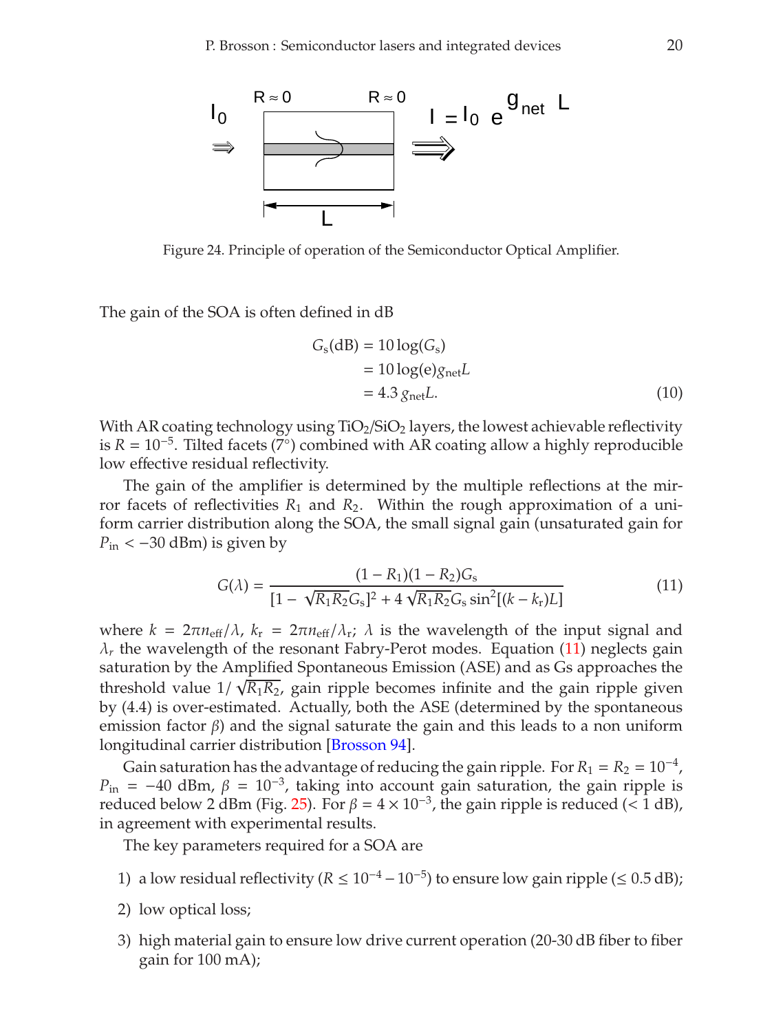Figure 24. Principle of operation of the Semiconductor Optical Amplifier.

The gain of the SOA is often defined in dB

$$
\begin{aligned}
G_s(\mathrm{dB}) &= 10\log(G_s) \\
&= 10\log(\mathrm{e})g_{\mathrm{net}}L \\
&= 4.3\, g_{\mathrm{net}}L. \qquad (10)
\end{aligned}
$$

With AR coating technology using $TiO_2$/$SiO_2$ layers, the lowest achievable reflectivity is $R = 10^{-5}$. Tilted facets (7°) combined with AR coating allow a highly reproducible low effective residual reflectivity.

The gain of the amplifier is determined by the multiple reflections at the mirror facets of reflectivities $R_1$ and $R_2$. Within the rough approximation of a uniform carrier distribution along the SOA, the small signal gain (unsaturated gain for $P_{\mathrm{in}} < -30$ dBm) is given by

$$
G(\lambda) = \frac{(1-R_1)(1-R_2)G_s}{[1-\sqrt{R_1R_2}G_s]^2 + 4\sqrt{R_1R_2}G_s \sin^2[(k-k_r)L]} \qquad (11)
$$

where $k = 2\pi n_{\mathrm{eff}}/\lambda$, $k_r = 2\pi n_{\mathrm{eff}}/\lambda_r$; $\lambda$ is the wavelength of the input signal and $\lambda_r$ the wavelength of the resonant Fabry-Perot modes. Equation (11) neglects gain saturation by the Amplified Spontaneous Emission (ASE) and as Gs approaches the threshold value $1/\sqrt{R_1R_2}$, gain ripple becomes infinite and the gain ripple given by (4.4) is over-estimated. Actually, both the ASE (determined by the spontaneous emission factor $\beta$) and the signal saturate the gain and this leads to a non uniform longitudinal carrier distribution [Brosson 94].

Gain saturation has the advantage of reducing the gain ripple. For $R_1 = R_2 = 10^{-4}$, $P_{\mathrm{in}} = -40$ dBm, $\beta = 10^{-3}$, taking into account gain saturation, the gain ripple is reduced below 2 dBm (Fig. 25). For $\beta = 4\times10^{-3}$, the gain ripple is reduced (< 1 dB), in agreement with experimental results.

The key parameters required for a SOA are

1) a low residual reflectivity ($R \leq 10^{-4} - 10^{-5}$) to ensure low gain ripple ($\leq 0.5$ dB);

2) low optical loss;

3) high material gain to ensure low drive current operation (20-30 dB fiber to fiber gain for 100 mA);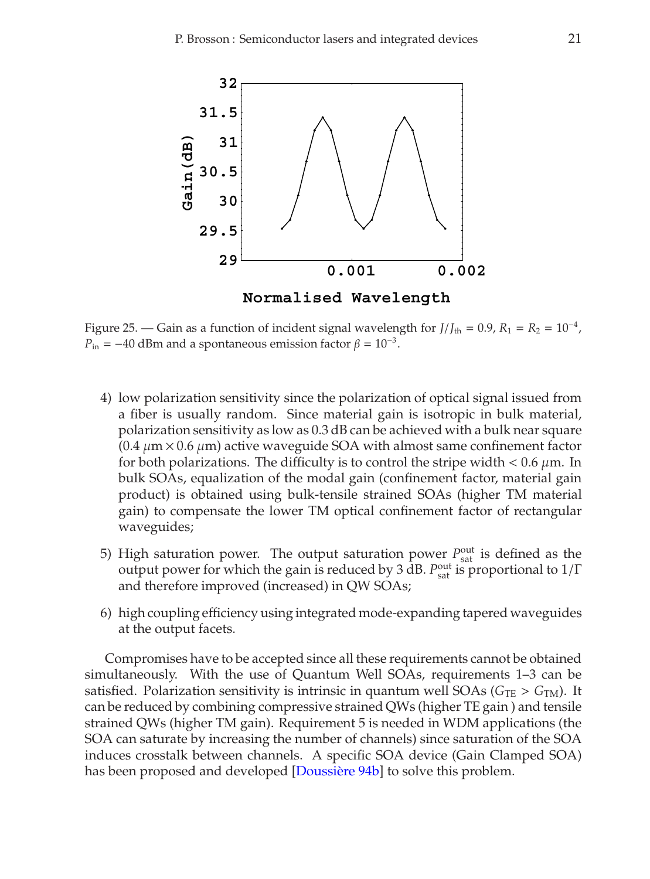Figure 25. — Gain as a function of incident signal wavelength for $J/J_{\text{th}} = 0.9$, $R_1 = R_2 = 10^{-4}$, $P_{\text{in}} = -40$ dBm and a spontaneous emission factor $\beta = 10^{-3}$.

4) low polarization sensitivity since the polarization of optical signal issued from a fiber is usually random. Since material gain is isotropic in bulk material, polarization sensitivity as low as 0.3 dB can be achieved with a bulk near square ($0.4\ \mu\text{m} \times 0.6\ \mu\text{m}$) active waveguide SOA with almost same confinement factor for both polarizations. The difficulty is to control the stripe width $< 0.6\ \mu$m. In bulk SOAs, equalization of the modal gain (confinement factor, material gain product) is obtained using bulk-tensile strained SOAs (higher TM material gain) to compensate the lower TM optical confinement factor of rectangular waveguides;

5) High saturation power. The output saturation power $P_{\text{sat}}^{\text{out}}$ is defined as the output power for which the gain is reduced by 3 dB. $P_{\text{sat}}^{\text{out}}$ is proportional to $1/\Gamma$ and therefore improved (increased) in QW SOAs;

6) high coupling efficiency using integrated mode-expanding tapered waveguides at the output facets.

Compromises have to be accepted since all these requirements cannot be obtained simultaneously. With the use of Quantum Well SOAs, requirements 1–3 can be satisfied. Polarization sensitivity is intrinsic in quantum well SOAs ($G_{\text{TE}} > G_{\text{TM}}$). It can be reduced by combining compressive strained QWs (higher TE gain ) and tensile strained QWs (higher TM gain). Requirement 5 is needed in WDM applications (the SOA can saturate by increasing the number of channels) since saturation of the SOA induces crosstalk between channels. A specific SOA device (Gain Clamped SOA) has been proposed and developed [Doussière 94b] to solve this problem.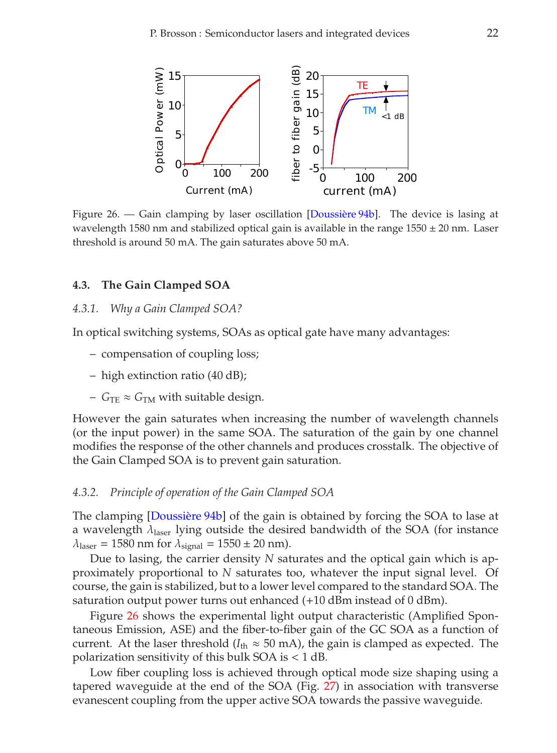Figure 26. — Gain clamping by laser oscillation [Doussière 94b]. The device is lasing at wavelength 1580 nm and stabilized optical gain is available in the range 1550 ± 20 nm. Laser threshold is around 50 mA. The gain saturates above 50 mA.

### 4.3. The Gain Clamped SOA

#### *4.3.1. Why a Gain Clamped SOA?*

In optical switching systems, SOAs as optical gate have many advantages:

- compensation of coupling loss;
- high extinction ratio (40 dB);
- $G_{TE} \approx G_{TM}$ with suitable design.

However the gain saturates when increasing the number of wavelength channels (or the input power) in the same SOA. The saturation of the gain by one channel modifies the response of the other channels and produces crosstalk. The objective of the Gain Clamped SOA is to prevent gain saturation.

#### *4.3.2. Principle of operation of the Gain Clamped SOA*

The clamping [Doussière 94b] of the gain is obtained by forcing the SOA to lase at a wavelength $\lambda_{laser}$ lying outside the desired bandwidth of the SOA (for instance $\lambda_{laser}$ = 1580 nm for $\lambda_{signal}$ = 1550 ± 20 nm).

Due to lasing, the carrier density $N$ saturates and the optical gain which is approximately proportional to $N$ saturates too, whatever the input signal level. Of course, the gain is stabilized, but to a lower level compared to the standard SOA. The saturation output power turns out enhanced (+10 dBm instead of 0 dBm).

Figure 26 shows the experimental light output characteristic (Amplified Spontaneous Emission, ASE) and the fiber-to-fiber gain of the GC SOA as a function of current. At the laser threshold ($I_{th} \approx$ 50 mA), the gain is clamped as expected. The polarization sensitivity of this bulk SOA is < 1 dB.

Low fiber coupling loss is achieved through optical mode size shaping using a tapered waveguide at the end of the SOA (Fig. 27) in association with transverse evanescent coupling from the upper active SOA towards the passive waveguide.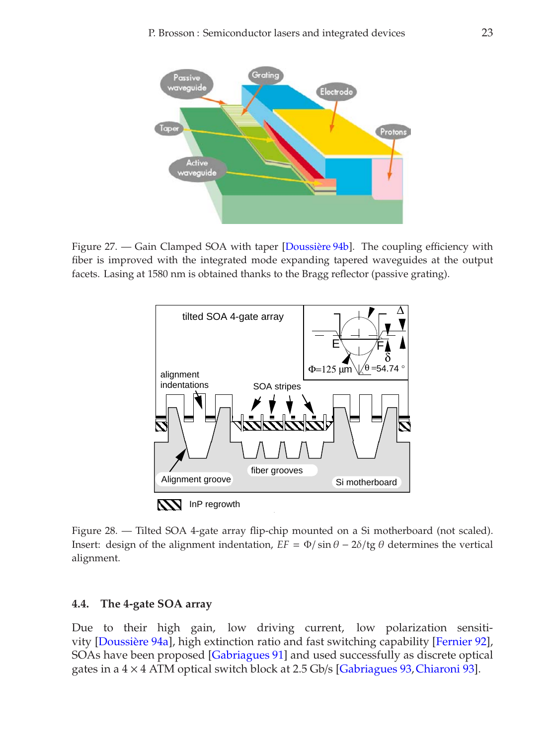Figure 27. — Gain Clamped SOA with taper [Doussière 94b]. The coupling efficiency with fiber is improved with the integrated mode expanding tapered waveguides at the output facets. Lasing at 1580 nm is obtained thanks to the Bragg reflector (passive grating).

Figure 28. — Tilted SOA 4-gate array flip-chip mounted on a Si motherboard (not scaled). Insert: design of the alignment indentation, $EF = \Phi/\sin\theta - 2\delta/\mathrm{tg}\,\theta$ determines the vertical alignment.

### 4.4. The 4-gate SOA array

Due to their high gain, low driving current, low polarization sensitivity [Doussière 94a], high extinction ratio and fast switching capability [Fernier 92], SOAs have been proposed [Gabriagues 91] and used successfully as discrete optical gates in a $4 \times 4$ ATM optical switch block at 2.5 Gb/s [Gabriagues 93, Chiaroni 93].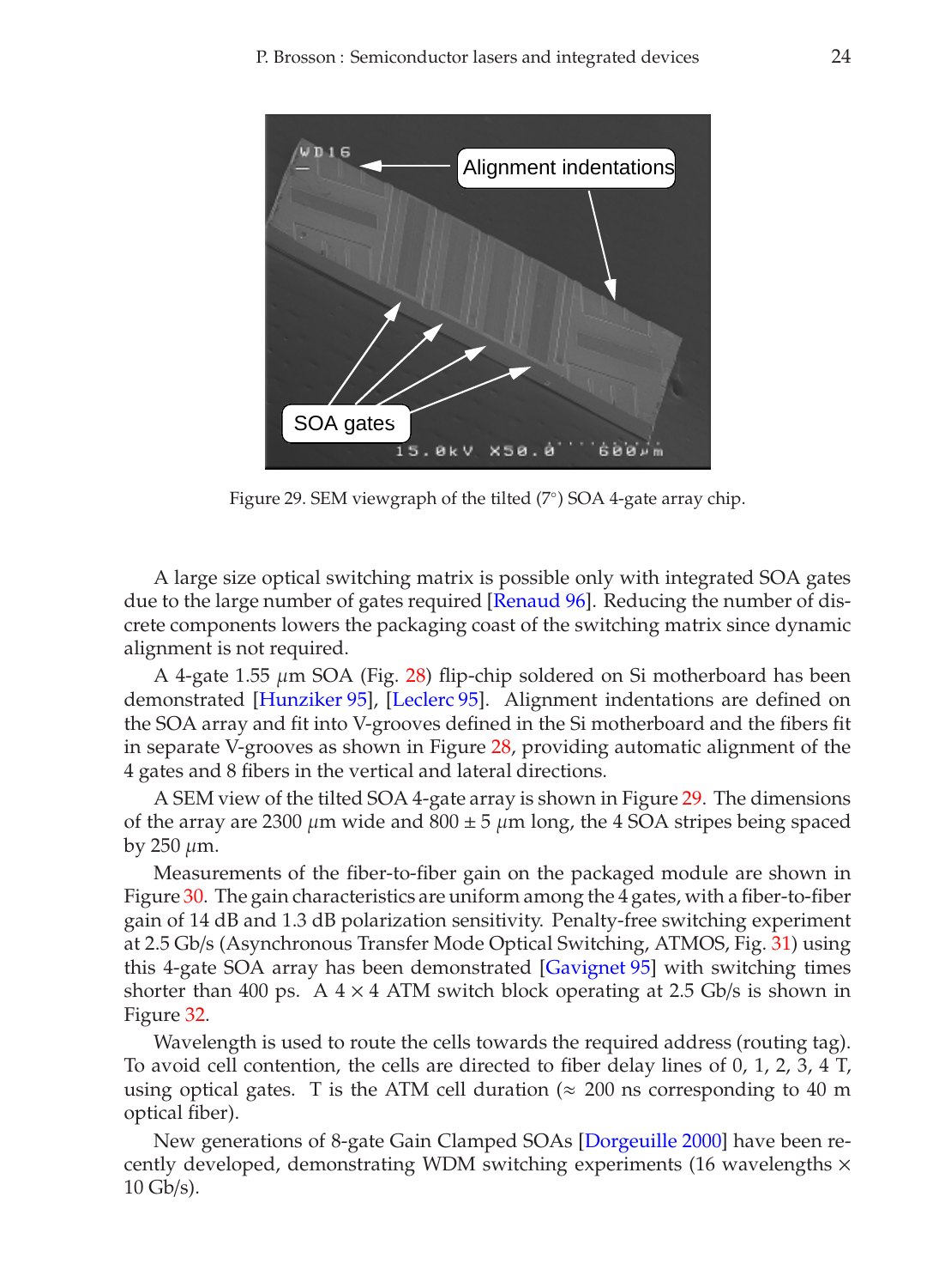Figure 29. SEM viewgraph of the tilted (7°) SOA 4-gate array chip.

A large size optical switching matrix is possible only with integrated SOA gates due to the large number of gates required [Renaud 96]. Reducing the number of discrete components lowers the packaging coast of the switching matrix since dynamic alignment is not required.

A 4-gate 1.55 $\mu$m SOA (Fig. 28) flip-chip soldered on Si motherboard has been demonstrated [Hunziker 95], [Leclerc 95]. Alignment indentations are defined on the SOA array and fit into V-grooves defined in the Si motherboard and the fibers fit in separate V-grooves as shown in Figure 28, providing automatic alignment of the 4 gates and 8 fibers in the vertical and lateral directions.

A SEM view of the tilted SOA 4-gate array is shown in Figure 29. The dimensions of the array are 2300 $\mu$m wide and 800 ± 5 $\mu$m long, the 4 SOA stripes being spaced by 250 $\mu$m.

Measurements of the fiber-to-fiber gain on the packaged module are shown in Figure 30. The gain characteristics are uniform among the 4 gates, with a fiber-to-fiber gain of 14 dB and 1.3 dB polarization sensitivity. Penalty-free switching experiment at 2.5 Gb/s (Asynchronous Transfer Mode Optical Switching, ATMOS, Fig. 31) using this 4-gate SOA array has been demonstrated [Gavignet 95] with switching times shorter than 400 ps. A $4 \times 4$ ATM switch block operating at 2.5 Gb/s is shown in Figure 32.

Wavelength is used to route the cells towards the required address (routing tag). To avoid cell contention, the cells are directed to fiber delay lines of 0, 1, 2, 3, 4 T, using optical gates. T is the ATM cell duration ($\approx$ 200 ns corresponding to 40 m optical fiber).

New generations of 8-gate Gain Clamped SOAs [Dorgeuille 2000] have been recently developed, demonstrating WDM switching experiments (16 wavelengths $\times$ 10 Gb/s).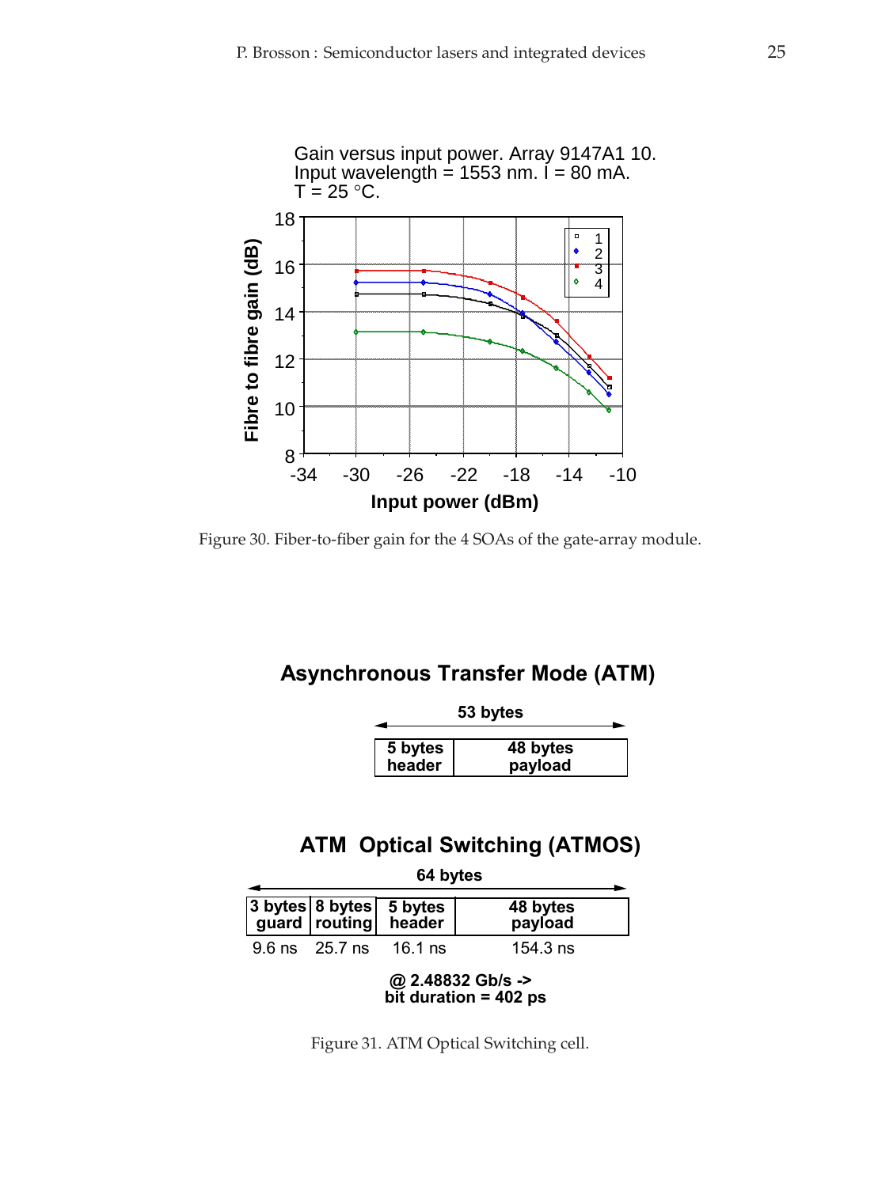Figure 30. Fiber-to-fiber gain for the 4 SOAs of the gate-array module.

**Asynchronous Transfer Mode (ATM)**

53 bytes

| 5 bytes header | 48 bytes payload |
|---|---|

**ATM Optical Switching (ATMOS)**

64 bytes

| 3 bytes guard | 8 bytes routing | 5 bytes header | 48 bytes payload |
|---|---|---|---|
| 9.6 ns | 25.7 ns | 16.1 ns | 154.3 ns |

@ 2.48832 Gb/s -> bit duration = 402 ps

Figure 31. ATM Optical Switching cell.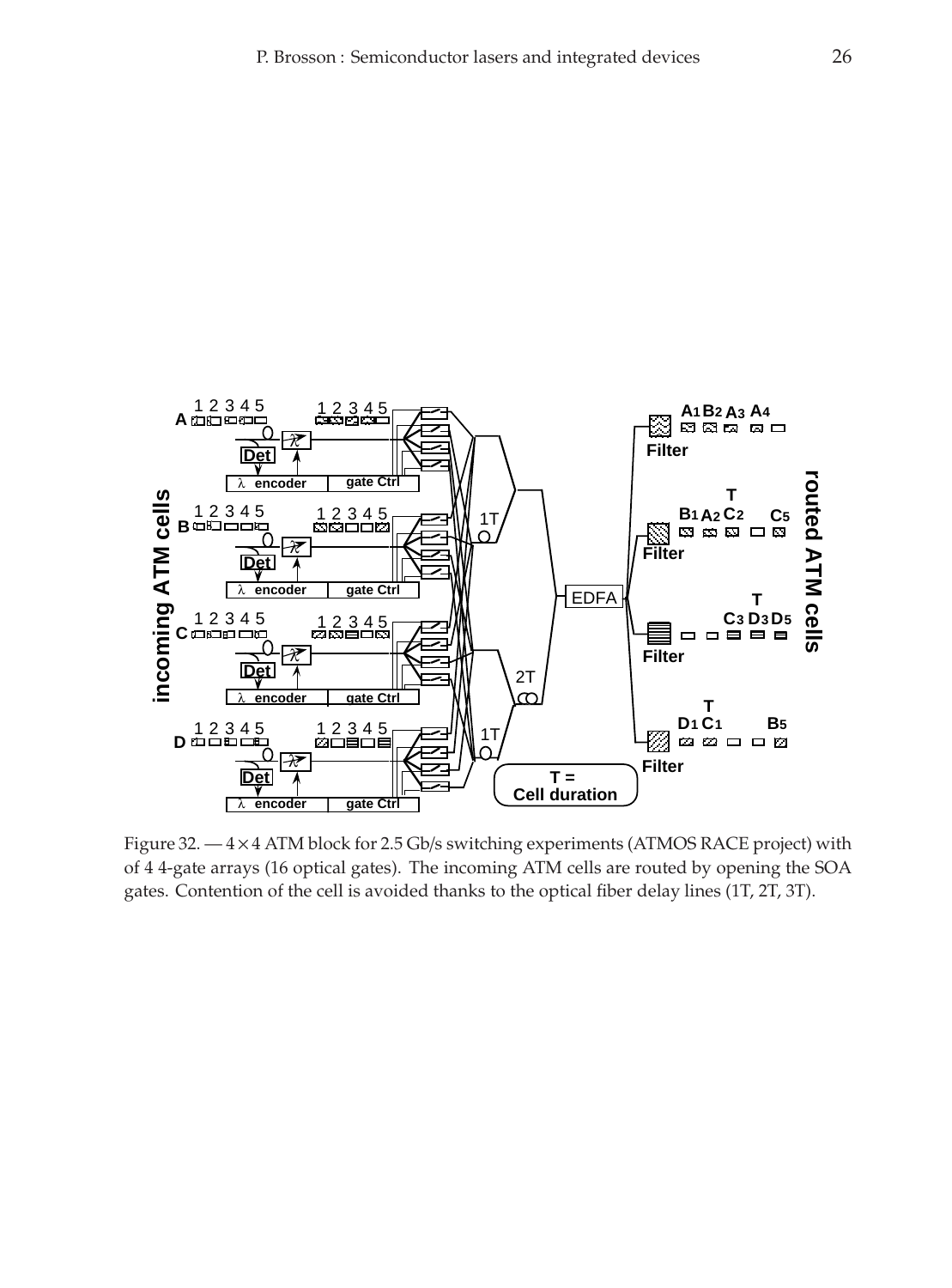Figure 32. — $4 \times 4$ ATM block for 2.5 Gb/s switching experiments (ATMOS RACE project) with of 4 4-gate arrays (16 optical gates). The incoming ATM cells are routed by opening the SOA gates. Contention of the cell is avoided thanks to the optical fiber delay lines (1T, 2T, 3T).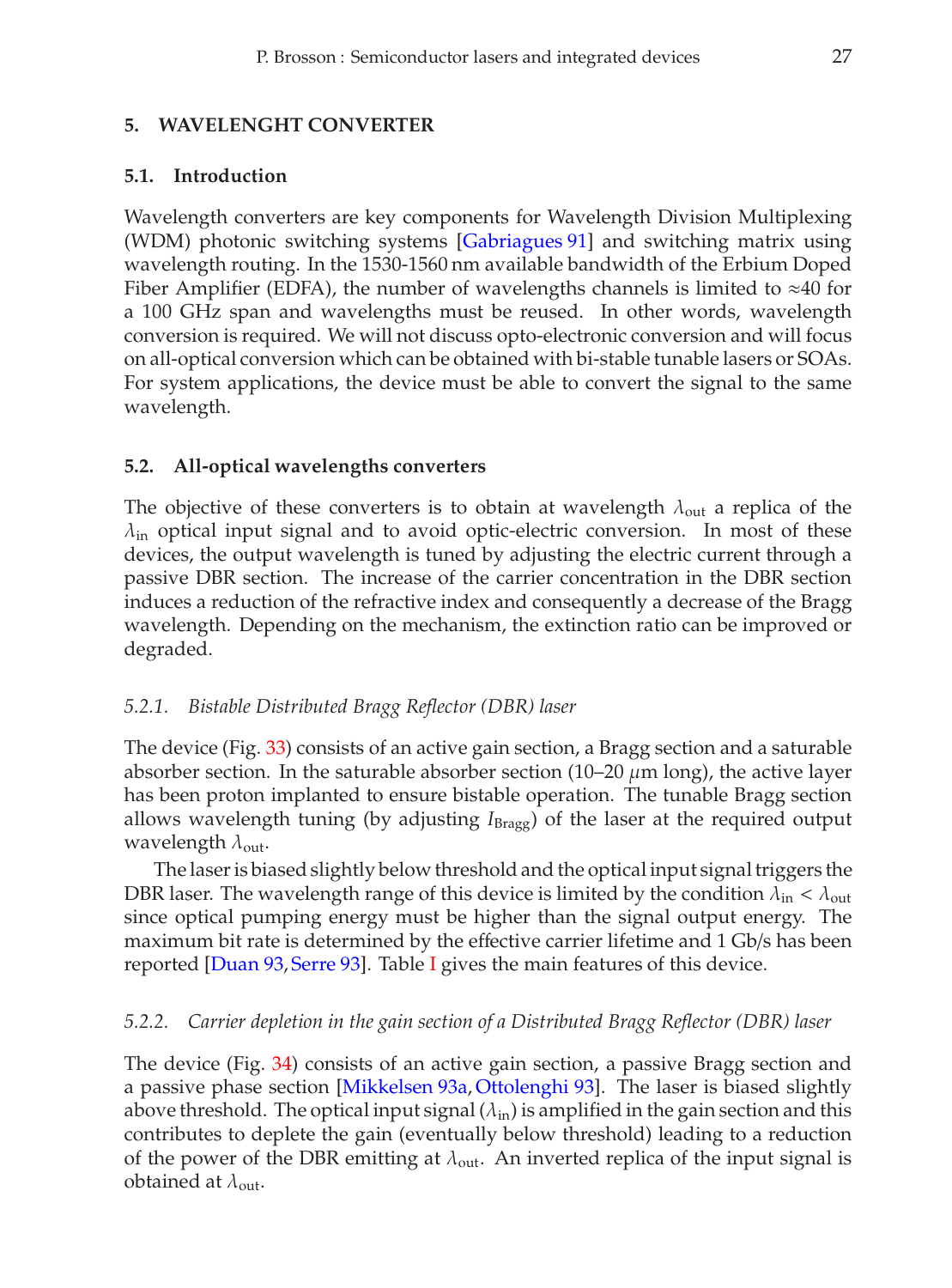## 5. WAVELENGHT CONVERTER

### 5.1. Introduction

Wavelength converters are key components for Wavelength Division Multiplexing (WDM) photonic switching systems [Gabriagues 91] and switching matrix using wavelength routing. In the 1530-1560 nm available bandwidth of the Erbium Doped Fiber Amplifier (EDFA), the number of wavelengths channels is limited to ≈40 for a 100 GHz span and wavelengths must be reused. In other words, wavelength conversion is required. We will not discuss opto-electronic conversion and will focus on all-optical conversion which can be obtained with bi-stable tunable lasers or SOAs. For system applications, the device must be able to convert the signal to the same wavelength.

### 5.2. All-optical wavelengths converters

The objective of these converters is to obtain at wavelength $\lambda_{out}$ a replica of the $\lambda_{in}$ optical input signal and to avoid optic-electric conversion. In most of these devices, the output wavelength is tuned by adjusting the electric current through a passive DBR section. The increase of the carrier concentration in the DBR section induces a reduction of the refractive index and consequently a decrease of the Bragg wavelength. Depending on the mechanism, the extinction ratio can be improved or degraded.

#### *5.2.1. Bistable Distributed Bragg Reflector (DBR) laser*

The device (Fig. 33) consists of an active gain section, a Bragg section and a saturable absorber section. In the saturable absorber section (10–20 $\mu$m long), the active layer has been proton implanted to ensure bistable operation. The tunable Bragg section allows wavelength tuning (by adjusting $I_{Bragg}$) of the laser at the required output wavelength $\lambda_{out}$.

The laser is biased slightly below threshold and the optical input signal triggers the DBR laser. The wavelength range of this device is limited by the condition $\lambda_{in} < \lambda_{out}$ since optical pumping energy must be higher than the signal output energy. The maximum bit rate is determined by the effective carrier lifetime and 1 Gb/s has been reported [Duan 93, Serre 93]. Table I gives the main features of this device.

#### *5.2.2. Carrier depletion in the gain section of a Distributed Bragg Reflector (DBR) laser*

The device (Fig. 34) consists of an active gain section, a passive Bragg section and a passive phase section [Mikkelsen 93a, Ottolenghi 93]. The laser is biased slightly above threshold. The optical input signal ($\lambda_{in}$) is amplified in the gain section and this contributes to deplete the gain (eventually below threshold) leading to a reduction of the power of the DBR emitting at $\lambda_{out}$. An inverted replica of the input signal is obtained at $\lambda_{out}$.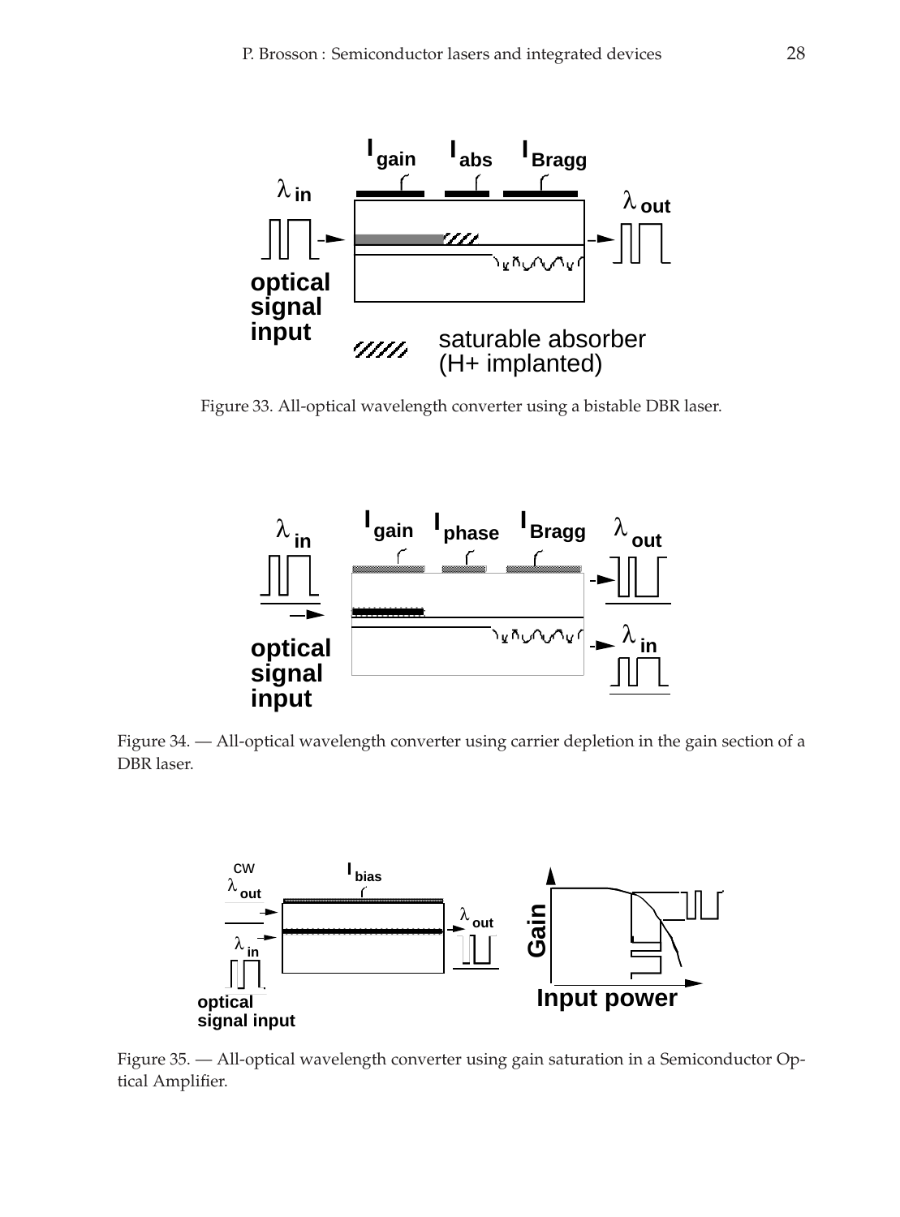Figure 33. All-optical wavelength converter using a bistable DBR laser.

Figure 34. — All-optical wavelength converter using carrier depletion in the gain section of a DBR laser.

Figure 35. — All-optical wavelength converter using gain saturation in a Semiconductor Optical Amplifier.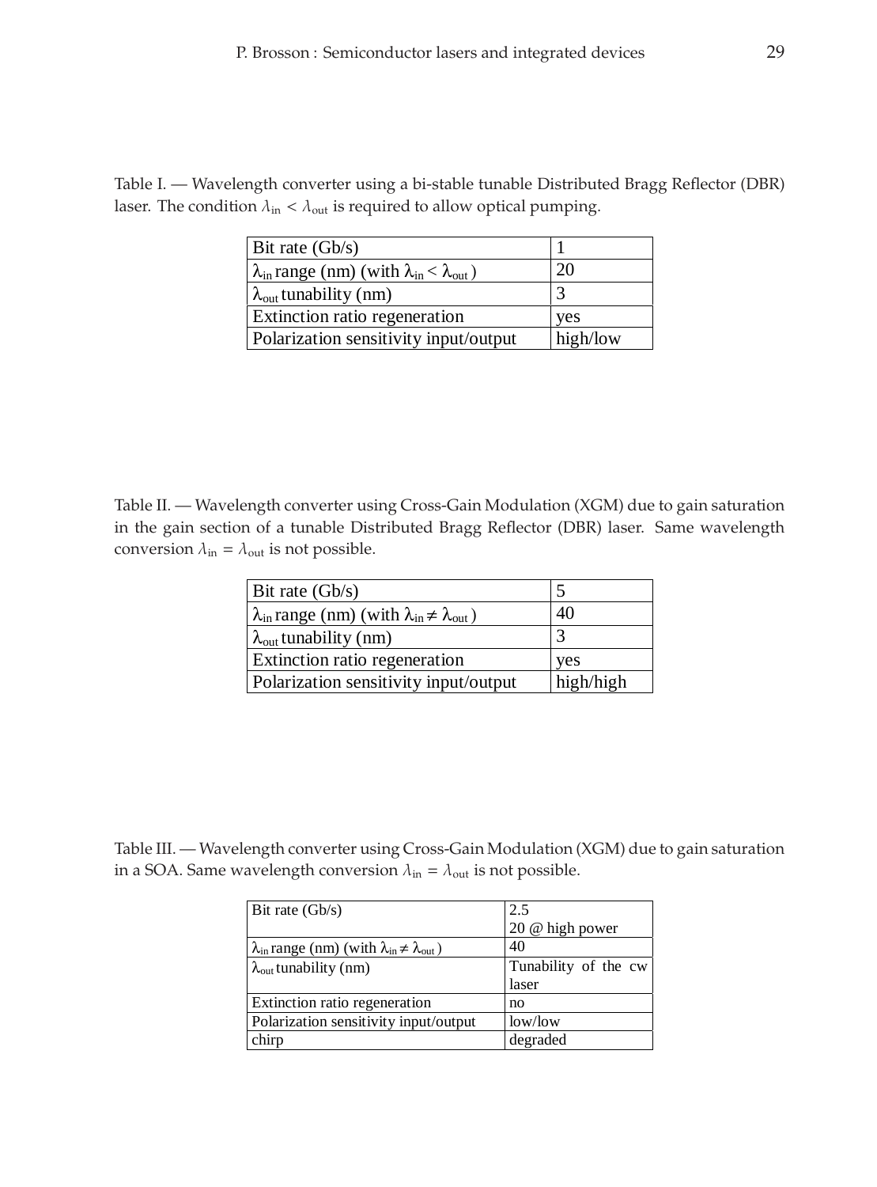Table I. — Wavelength converter using a bi-stable tunable Distributed Bragg Reflector (DBR) laser. The condition $\lambda_{in} < \lambda_{out}$ is required to allow optical pumping.

| Bit rate (Gb/s) | 1 |
|---|---|
| $\lambda_{in}$ range (nm) (with $\lambda_{in} < \lambda_{out}$) | 20 |
| $\lambda_{out}$ tunability (nm) | 3 |
| Extinction ratio regeneration | yes |
| Polarization sensitivity input/output | high/low |

Table II. — Wavelength converter using Cross-Gain Modulation (XGM) due to gain saturation in the gain section of a tunable Distributed Bragg Reflector (DBR) laser. Same wavelength conversion $\lambda_{in} = \lambda_{out}$ is not possible.

| Bit rate (Gb/s) | 5 |
|---|---|
| $\lambda_{in}$ range (nm) (with $\lambda_{in} \neq \lambda_{out}$) | 40 |
| $\lambda_{out}$ tunability (nm) | 3 |
| Extinction ratio regeneration | yes |
| Polarization sensitivity input/output | high/high |

Table III. — Wavelength converter using Cross-Gain Modulation (XGM) due to gain saturation in a SOA. Same wavelength conversion $\lambda_{in} = \lambda_{out}$ is not possible.

| Bit rate (Gb/s) | 2.5<br>20 @ high power |
|---|---|
| $\lambda_{in}$ range (nm) (with $\lambda_{in} \neq \lambda_{out}$) | 40 |
| $\lambda_{out}$ tunability (nm) | Tunability of the cw laser |
| Extinction ratio regeneration | no |
| Polarization sensitivity input/output | low/low |
| chirp | degraded |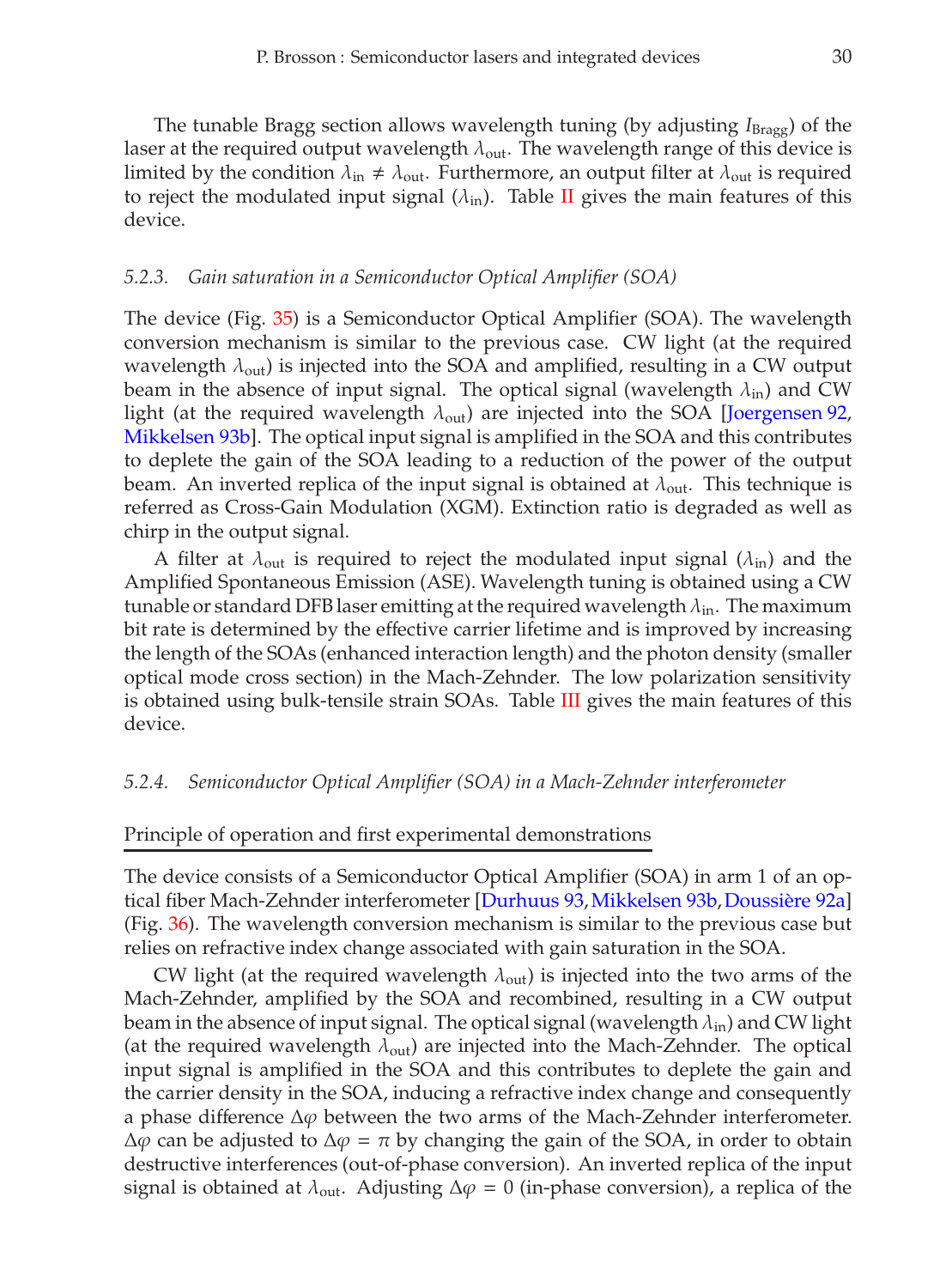The tunable Bragg section allows wavelength tuning (by adjusting $I_{Bragg}$) of the laser at the required output wavelength $\lambda_{out}$. The wavelength range of this device is limited by the condition $\lambda_{in} \neq \lambda_{out}$. Furthermore, an output filter at $\lambda_{out}$ is required to reject the modulated input signal ($\lambda_{in}$). Table II gives the main features of this device.

### 5.2.3. *Gain saturation in a Semiconductor Optical Amplifier (SOA)*

The device (Fig. 35) is a Semiconductor Optical Amplifier (SOA). The wavelength conversion mechanism is similar to the previous case. CW light (at the required wavelength $\lambda_{out}$) is injected into the SOA and amplified, resulting in a CW output beam in the absence of input signal. The optical signal (wavelength $\lambda_{in}$) and CW light (at the required wavelength $\lambda_{out}$) are injected into the SOA [Joergensen 92, Mikkelsen 93b]. The optical input signal is amplified in the SOA and this contributes to deplete the gain of the SOA leading to a reduction of the power of the output beam. An inverted replica of the input signal is obtained at $\lambda_{out}$. This technique is referred as Cross-Gain Modulation (XGM). Extinction ratio is degraded as well as chirp in the output signal.

A filter at $\lambda_{out}$ is required to reject the modulated input signal ($\lambda_{in}$) and the Amplified Spontaneous Emission (ASE). Wavelength tuning is obtained using a CW tunable or standard DFB laser emitting at the required wavelength $\lambda_{in}$. The maximum bit rate is determined by the effective carrier lifetime and is improved by increasing the length of the SOAs (enhanced interaction length) and the photon density (smaller optical mode cross section) in the Mach-Zehnder. The low polarization sensitivity is obtained using bulk-tensile strain SOAs. Table III gives the main features of this device.

### 5.2.4. *Semiconductor Optical Amplifier (SOA) in a Mach-Zehnder interferometer*

#### Principle of operation and first experimental demonstrations

The device consists of a Semiconductor Optical Amplifier (SOA) in arm 1 of an optical fiber Mach-Zehnder interferometer [Durhuus 93, Mikkelsen 93b, Doussière 92a] (Fig. 36). The wavelength conversion mechanism is similar to the previous case but relies on refractive index change associated with gain saturation in the SOA.

CW light (at the required wavelength $\lambda_{out}$) is injected into the two arms of the Mach-Zehnder, amplified by the SOA and recombined, resulting in a CW output beam in the absence of input signal. The optical signal (wavelength $\lambda_{in}$) and CW light (at the required wavelength $\lambda_{out}$) are injected into the Mach-Zehnder. The optical input signal is amplified in the SOA and this contributes to deplete the gain and the carrier density in the SOA, inducing a refractive index change and consequently a phase difference $\Delta\varphi$ between the two arms of the Mach-Zehnder interferometer. $\Delta\varphi$ can be adjusted to $\Delta\varphi = \pi$ by changing the gain of the SOA, in order to obtain destructive interferences (out-of-phase conversion). An inverted replica of the input signal is obtained at $\lambda_{out}$. Adjusting $\Delta\varphi = 0$ (in-phase conversion), a replica of the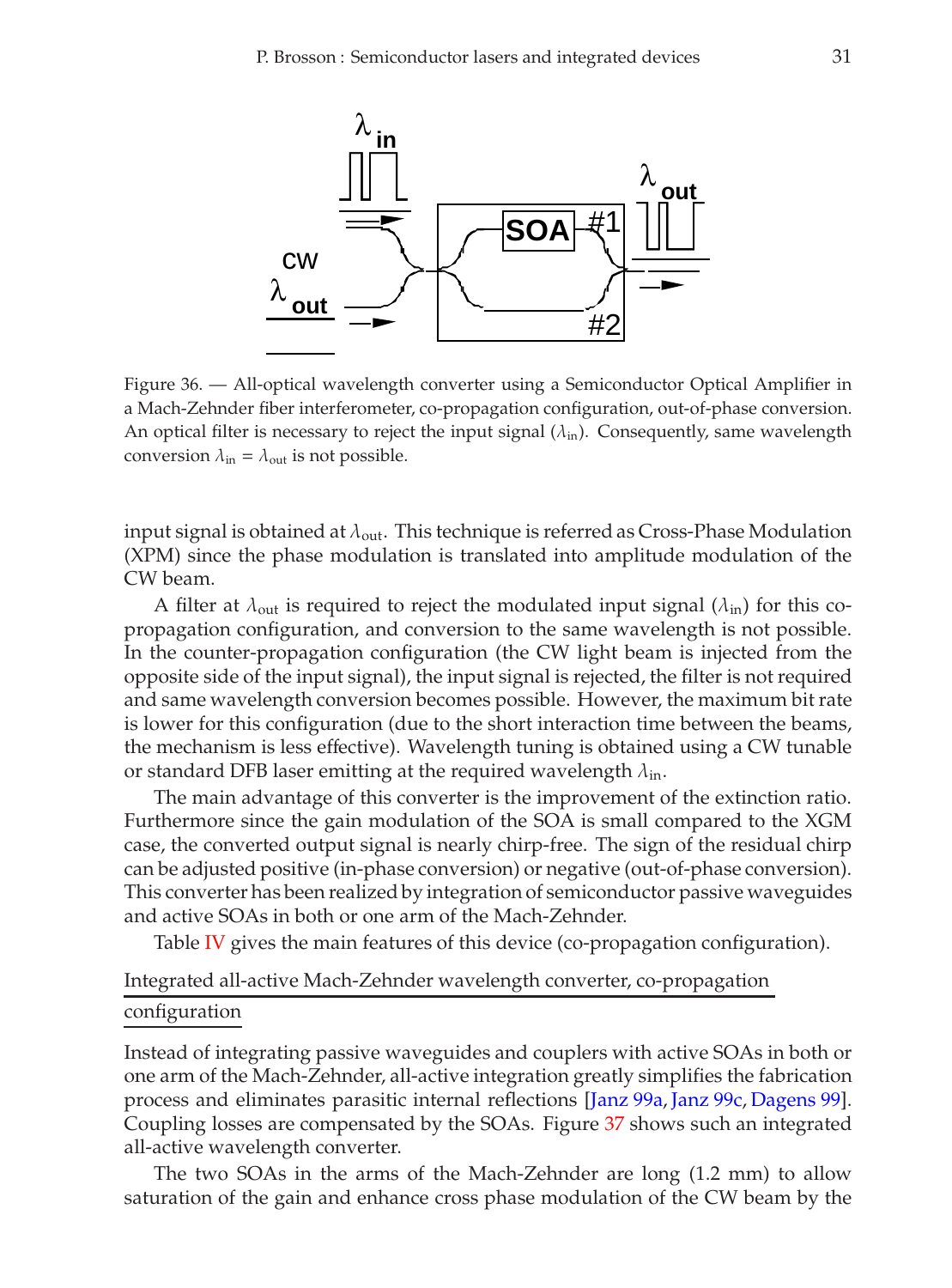Figure 36. — All-optical wavelength converter using a Semiconductor Optical Amplifier in a Mach-Zehnder fiber interferometer, co-propagation configuration, out-of-phase conversion. An optical filter is necessary to reject the input signal ($\lambda_{\text{in}}$). Consequently, same wavelength conversion $\lambda_{\text{in}} = \lambda_{\text{out}}$ is not possible.

input signal is obtained at $\lambda_{\text{out}}$. This technique is referred as Cross-Phase Modulation (XPM) since the phase modulation is translated into amplitude modulation of the CW beam.

A filter at $\lambda_{\text{out}}$ is required to reject the modulated input signal ($\lambda_{\text{in}}$) for this co-propagation configuration, and conversion to the same wavelength is not possible. In the counter-propagation configuration (the CW light beam is injected from the opposite side of the input signal), the input signal is rejected, the filter is not required and same wavelength conversion becomes possible. However, the maximum bit rate is lower for this configuration (due to the short interaction time between the beams, the mechanism is less effective). Wavelength tuning is obtained using a CW tunable or standard DFB laser emitting at the required wavelength $\lambda_{\text{in}}$.

The main advantage of this converter is the improvement of the extinction ratio. Furthermore since the gain modulation of the SOA is small compared to the XGM case, the converted output signal is nearly chirp-free. The sign of the residual chirp can be adjusted positive (in-phase conversion) or negative (out-of-phase conversion). This converter has been realized by integration of semiconductor passive waveguides and active SOAs in both or one arm of the Mach-Zehnder.

Table IV gives the main features of this device (co-propagation configuration).

## Integrated all-active Mach-Zehnder wavelength converter, co-propagation configuration

Instead of integrating passive waveguides and couplers with active SOAs in both or one arm of the Mach-Zehnder, all-active integration greatly simplifies the fabrication process and eliminates parasitic internal reflections [Janz 99a, Janz 99c, Dagens 99]. Coupling losses are compensated by the SOAs. Figure 37 shows such an integrated all-active wavelength converter.

The two SOAs in the arms of the Mach-Zehnder are long (1.2 mm) to allow saturation of the gain and enhance cross phase modulation of the CW beam by the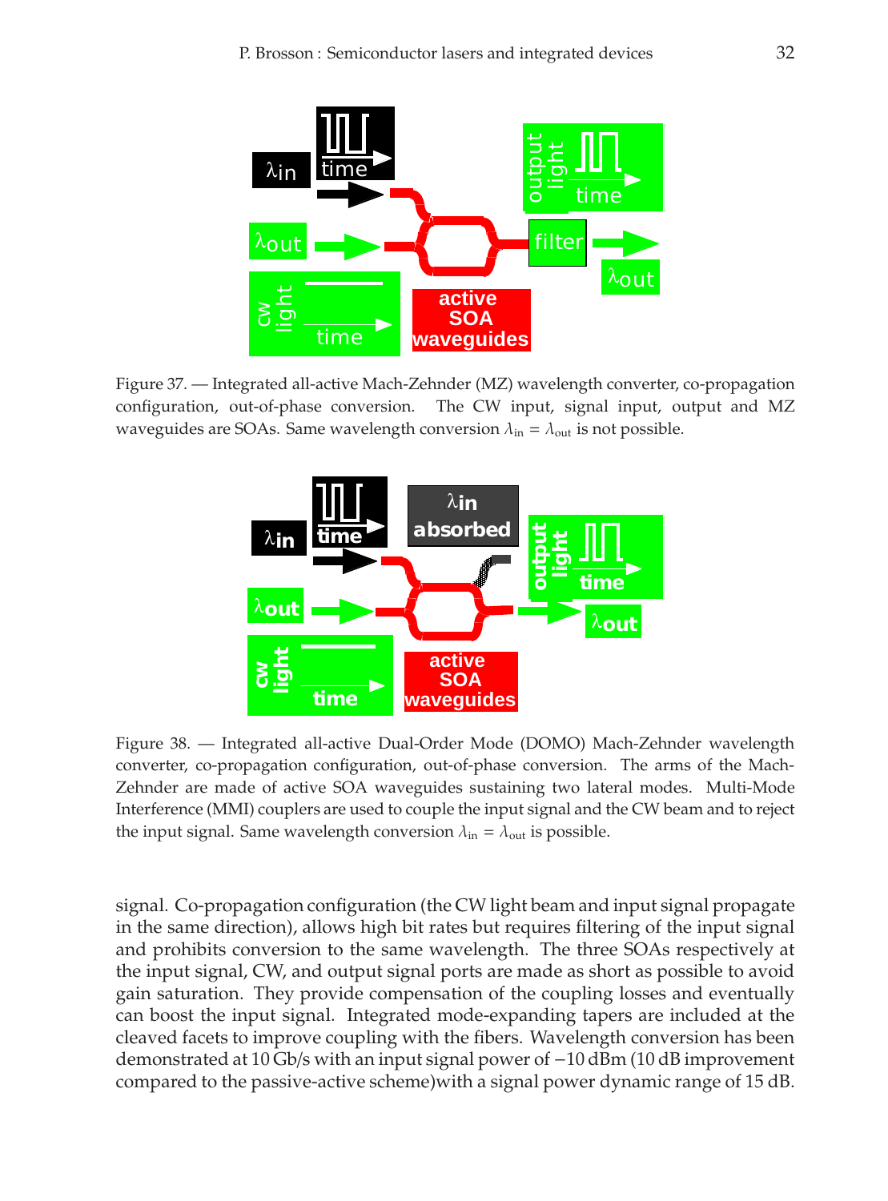Figure 37. — Integrated all-active Mach-Zehnder (MZ) wavelength converter, co-propagation configuration, out-of-phase conversion. The CW input, signal input, output and MZ waveguides are SOAs. Same wavelength conversion $\lambda_{in} = \lambda_{out}$ is not possible.

Figure 38. — Integrated all-active Dual-Order Mode (DOMO) Mach-Zehnder wavelength converter, co-propagation configuration, out-of-phase conversion. The arms of the Mach-Zehnder are made of active SOA waveguides sustaining two lateral modes. Multi-Mode Interference (MMI) couplers are used to couple the input signal and the CW beam and to reject the input signal. Same wavelength conversion $\lambda_{in} = \lambda_{out}$ is possible.

signal. Co-propagation configuration (the CW light beam and input signal propagate in the same direction), allows high bit rates but requires filtering of the input signal and prohibits conversion to the same wavelength. The three SOAs respectively at the input signal, CW, and output signal ports are made as short as possible to avoid gain saturation. They provide compensation of the coupling losses and eventually can boost the input signal. Integrated mode-expanding tapers are included at the cleaved facets to improve coupling with the fibers. Wavelength conversion has been demonstrated at 10 Gb/s with an input signal power of −10 dBm (10 dB improvement compared to the passive-active scheme)with a signal power dynamic range of 15 dB.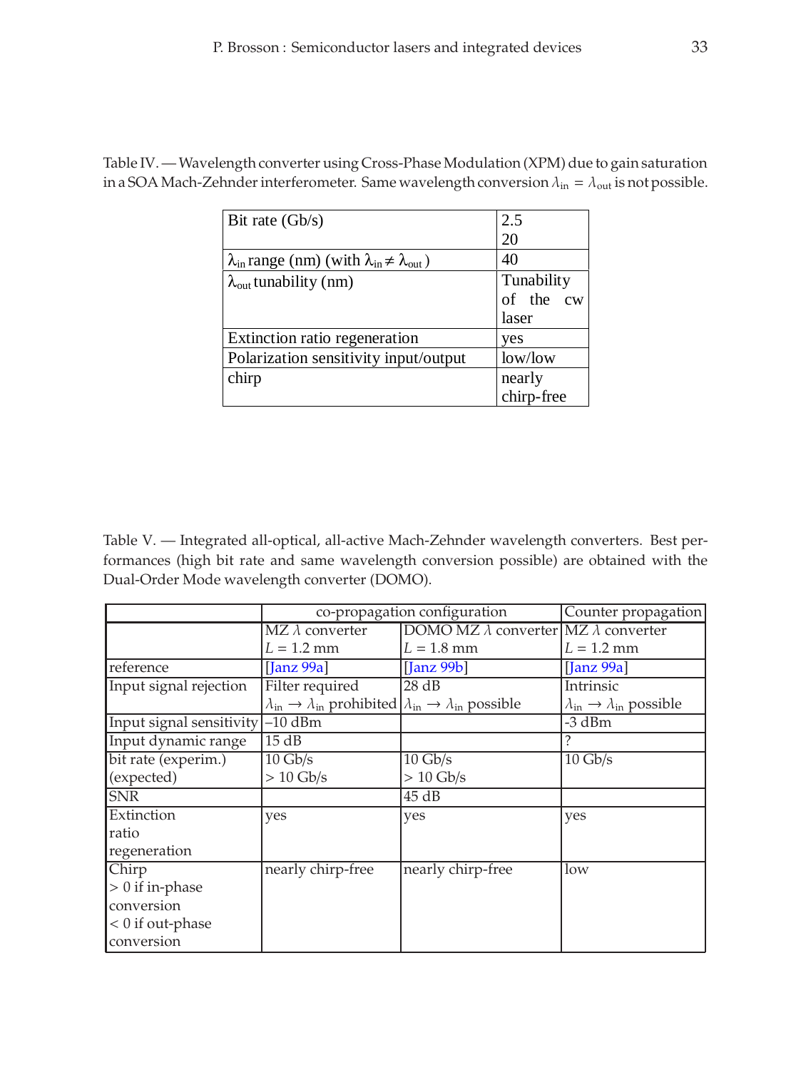Table IV. — Wavelength converter using Cross-Phase Modulation (XPM) due to gain saturation in a SOA Mach-Zehnder interferometer. Same wavelength conversion $\lambda_{in} = \lambda_{out}$ is not possible.

| | |
|---|---|
| Bit rate (Gb/s) | 2.5<br>20 |
| $\lambda_{in}$ range (nm) (with $\lambda_{in} \neq \lambda_{out}$) | 40 |
| $\lambda_{out}$ tunability (nm) | Tunability of the cw laser |
| Extinction ratio regeneration | yes |
| Polarization sensitivity input/output | low/low |
| chirp | nearly chirp-free |

Table V. — Integrated all-optical, all-active Mach-Zehnder wavelength converters. Best performances (high bit rate and same wavelength conversion possible) are obtained with the Dual-Order Mode wavelength converter (DOMO).

| | co-propagation configuration | | Counter propagation |
|---|---|---|---|
| | MZ $\lambda$ converter<br>$L = 1.2$ mm | DOMO MZ $\lambda$ converter<br>$L = 1.8$ mm | MZ $\lambda$ converter<br>$L = 1.2$ mm |
| reference | [Janz 99a] | [Janz 99b] | [Janz 99a] |
| Input signal rejection | Filter required<br>$\lambda_{in} \rightarrow \lambda_{in}$ prohibited | 28 dB<br>$\lambda_{in} \rightarrow \lambda_{in}$ possible | Intrinsic<br>$\lambda_{in} \rightarrow \lambda_{in}$ possible |
| Input signal sensitivity | –10 dBm | | -3 dBm |
| Input dynamic range | 15 dB | | ? |
| bit rate (experim.)<br>(expected) | 10 Gb/s<br>> 10 Gb/s | 10 Gb/s<br>> 10 Gb/s | 10 Gb/s |
| SNR | | 45 dB | |
| Extinction ratio regeneration | yes | yes | yes |
| Chirp<br>> 0 if in-phase conversion<br>< 0 if out-phase conversion | nearly chirp-free | nearly chirp-free | low |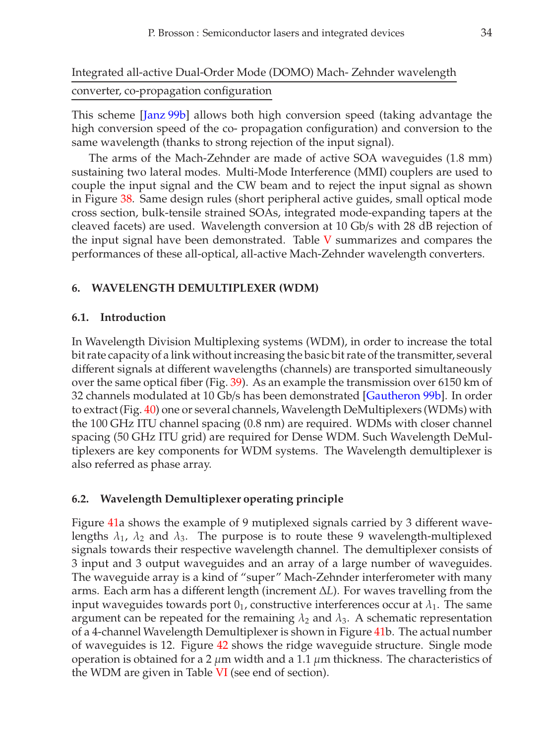Integrated all-active Dual-Order Mode (DOMO) Mach- Zehnder wavelength converter, co-propagation configuration

This scheme [Janz 99b] allows both high conversion speed (taking advantage the high conversion speed of the co- propagation configuration) and conversion to the same wavelength (thanks to strong rejection of the input signal).

The arms of the Mach-Zehnder are made of active SOA waveguides (1.8 mm) sustaining two lateral modes. Multi-Mode Interference (MMI) couplers are used to couple the input signal and the CW beam and to reject the input signal as shown in Figure 38. Same design rules (short peripheral active guides, small optical mode cross section, bulk-tensile strained SOAs, integrated mode-expanding tapers at the cleaved facets) are used. Wavelength conversion at 10 Gb/s with 28 dB rejection of the input signal have been demonstrated. Table V summarizes and compares the performances of these all-optical, all-active Mach-Zehnder wavelength converters.

## 6. WAVELENGTH DEMULTIPLEXER (WDM)

### 6.1. Introduction

In Wavelength Division Multiplexing systems (WDM), in order to increase the total bit rate capacity of a link without increasing the basic bit rate of the transmitter, several different signals at different wavelengths (channels) are transported simultaneously over the same optical fiber (Fig. 39). As an example the transmission over 6150 km of 32 channels modulated at 10 Gb/s has been demonstrated [Gautheron 99b]. In order to extract (Fig. 40) one or several channels, Wavelength DeMultiplexers (WDMs) with the 100 GHz ITU channel spacing (0.8 nm) are required. WDMs with closer channel spacing (50 GHz ITU grid) are required for Dense WDM. Such Wavelength DeMultiplexers are key components for WDM systems. The Wavelength demultiplexer is also referred as phase array.

### 6.2. Wavelength Demultiplexer operating principle

Figure 41a shows the example of 9 mutiplexed signals carried by 3 different wavelengths $\lambda_1$, $\lambda_2$ and $\lambda_3$. The purpose is to route these 9 wavelength-multiplexed signals towards their respective wavelength channel. The demultiplexer consists of 3 input and 3 output waveguides and an array of a large number of waveguides. The waveguide array is a kind of "super" Mach-Zehnder interferometer with many arms. Each arm has a different length (increment $\Delta L$). For waves travelling from the input waveguides towards port $0_1$, constructive interferences occur at $\lambda_1$. The same argument can be repeated for the remaining $\lambda_2$ and $\lambda_3$. A schematic representation of a 4-channel Wavelength Demultiplexer is shown in Figure 41b. The actual number of waveguides is 12. Figure 42 shows the ridge waveguide structure. Single mode operation is obtained for a 2 $\mu$m width and a 1.1 $\mu$m thickness. The characteristics of the WDM are given in Table VI (see end of section).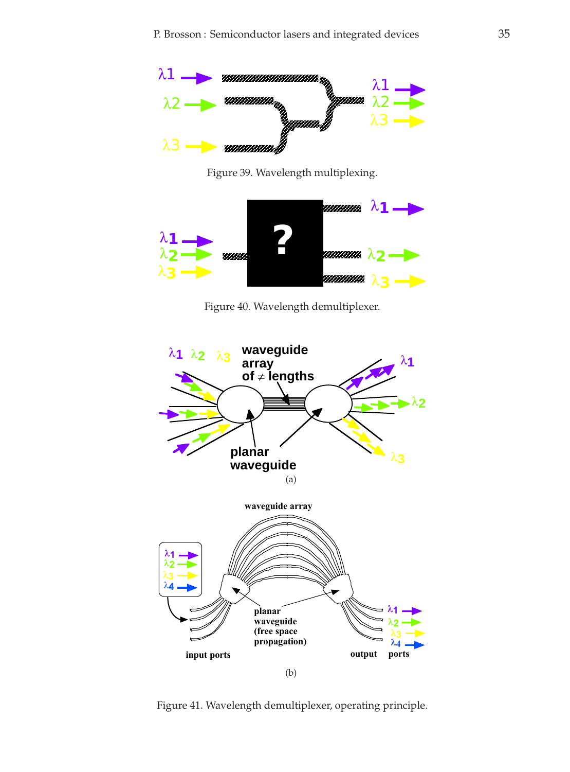Figure 39. Wavelength multiplexing.

Figure 40. Wavelength demultiplexer.

(a)

(b)

Figure 41. Wavelength demultiplexer, operating principle.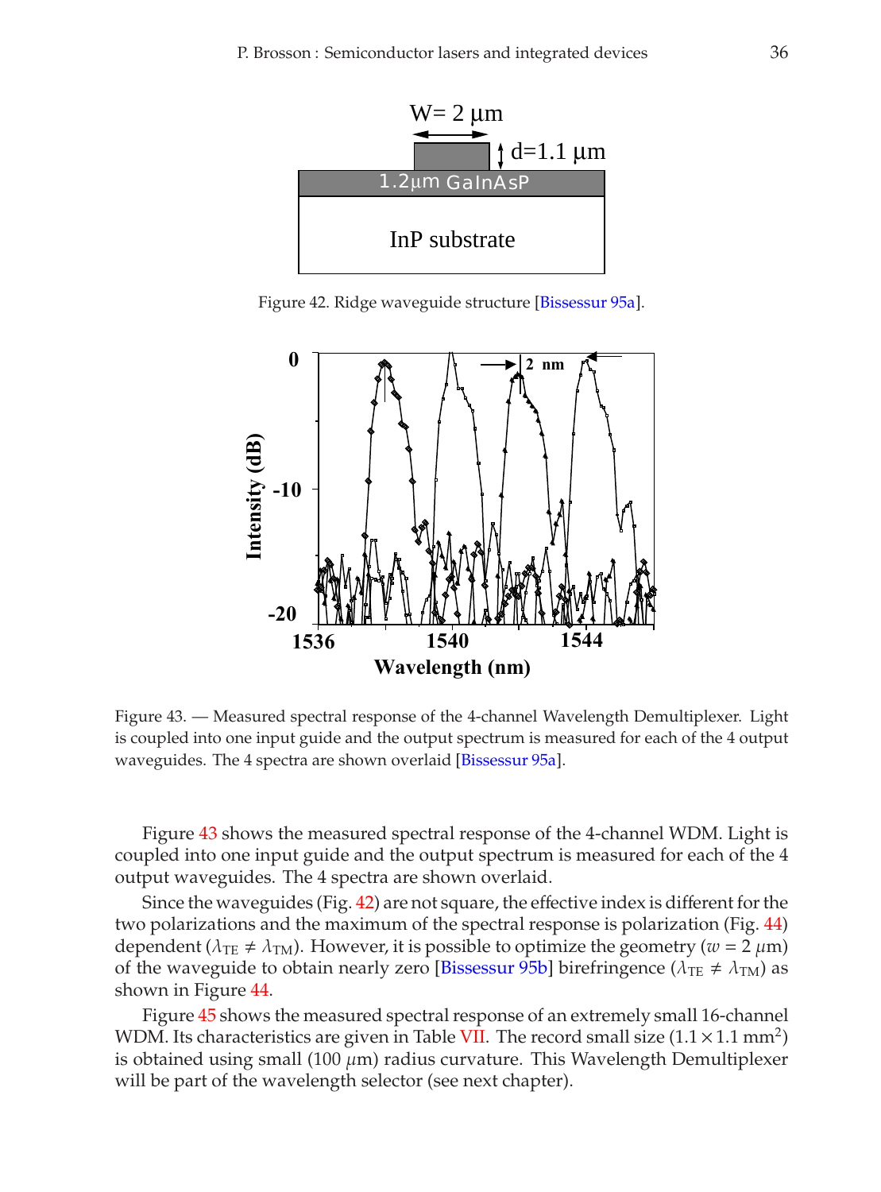Figure 42. Ridge waveguide structure [Bissessur 95a].

Figure 43. — Measured spectral response of the 4-channel Wavelength Demultiplexer. Light is coupled into one input guide and the output spectrum is measured for each of the 4 output waveguides. The 4 spectra are shown overlaid [Bissessur 95a].

Figure 43 shows the measured spectral response of the 4-channel WDM. Light is coupled into one input guide and the output spectrum is measured for each of the 4 output waveguides. The 4 spectra are shown overlaid.

Since the waveguides (Fig. 42) are not square, the effective index is different for the two polarizations and the maximum of the spectral response is polarization (Fig. 44) dependent ($\lambda_{TE} \neq \lambda_{TM}$). However, it is possible to optimize the geometry ($w = 2\ \mu$m) of the waveguide to obtain nearly zero [Bissessur 95b] birefringence ($\lambda_{TE} \neq \lambda_{TM}$) as shown in Figure 44.

Figure 45 shows the measured spectral response of an extremely small 16-channel WDM. Its characteristics are given in Table VII. The record small size ($1.1 \times 1.1$ mm$^2$) is obtained using small (100 $\mu$m) radius curvature. This Wavelength Demultiplexer will be part of the wavelength selector (see next chapter).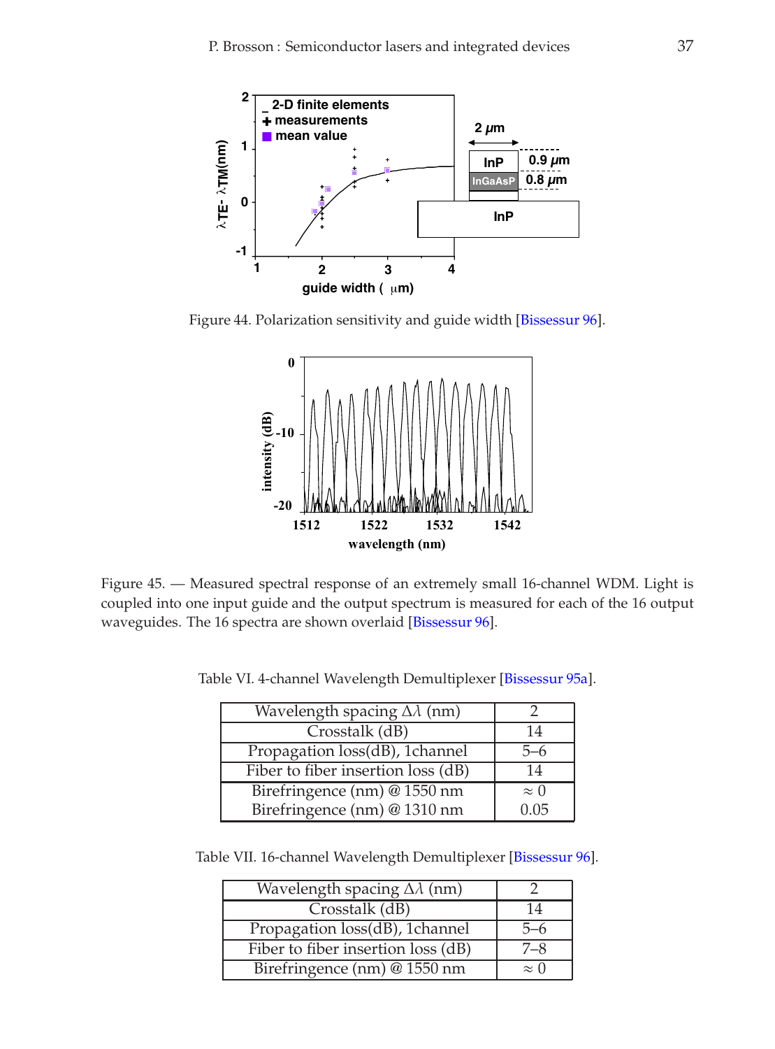Figure 44. Polarization sensitivity and guide width [Bissessur 96].

Figure 45. — Measured spectral response of an extremely small 16-channel WDM. Light is coupled into one input guide and the output spectrum is measured for each of the 16 output waveguides. The 16 spectra are shown overlaid [Bissessur 96].

Table VI. 4-channel Wavelength Demultiplexer [Bissessur 95a].

| | |
|---|---|
| Wavelength spacing $\Delta\lambda$ (nm) | 2 |
| Crosstalk (dB) | 14 |
| Propagation loss(dB), 1channel | 5–6 |
| Fiber to fiber insertion loss (dB) | 14 |
| Birefringence (nm) @ 1550 nm<br>Birefringence (nm) @ 1310 nm | $\approx 0$<br>0.05 |

Table VII. 16-channel Wavelength Demultiplexer [Bissessur 96].

| | |
|---|---|
| Wavelength spacing $\Delta\lambda$ (nm) | 2 |
| Crosstalk (dB) | 14 |
| Propagation loss(dB), 1channel | 5–6 |
| Fiber to fiber insertion loss (dB) | 7–8 |
| Birefringence (nm) @ 1550 nm | $\approx 0$ |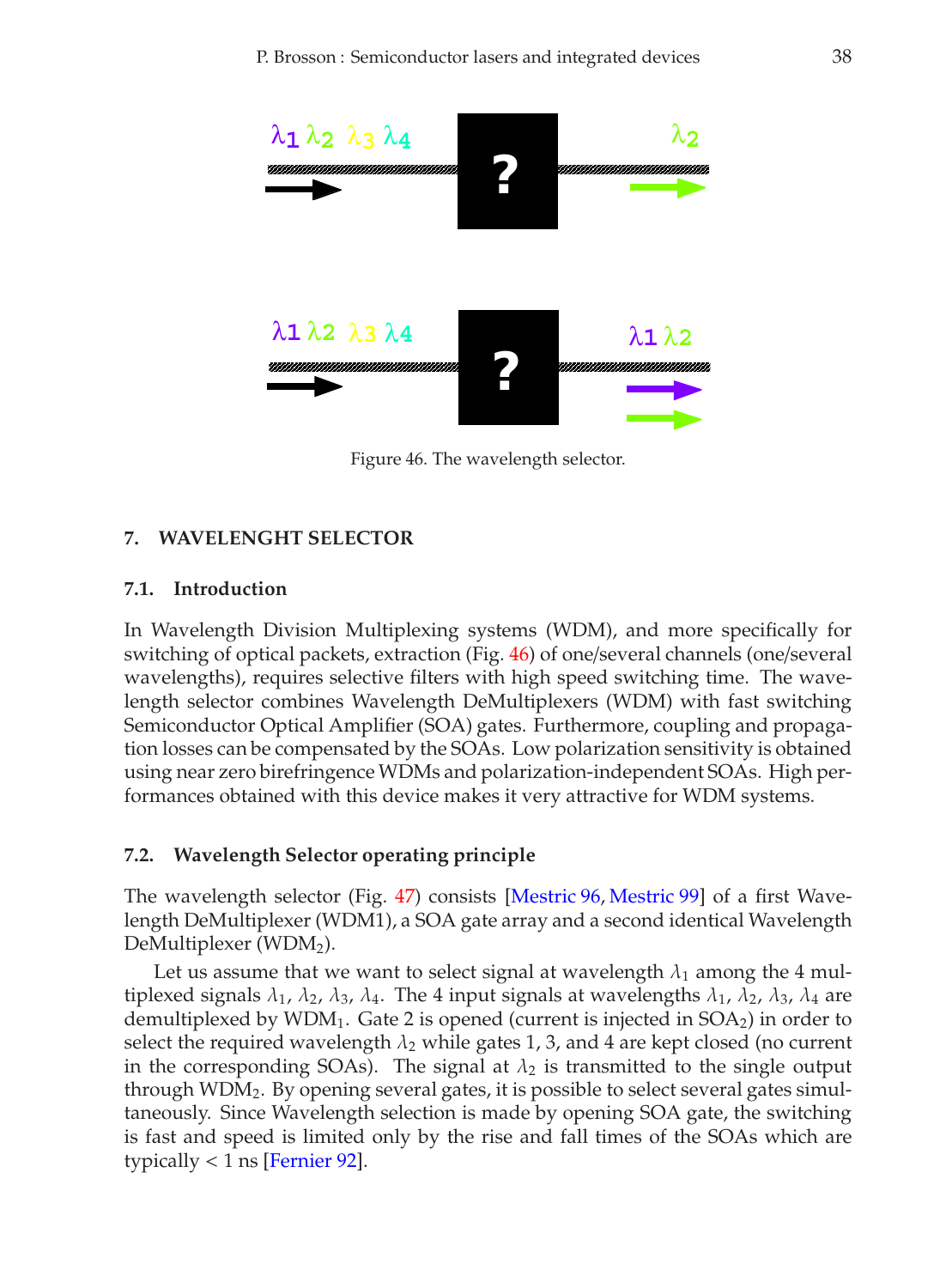Figure 46. The wavelength selector.

## 7. WAVELENGHT SELECTOR

### 7.1. Introduction

In Wavelength Division Multiplexing systems (WDM), and more specifically for switching of optical packets, extraction (Fig. 46) of one/several channels (one/several wavelengths), requires selective filters with high speed switching time. The wavelength selector combines Wavelength DeMultiplexers (WDM) with fast switching Semiconductor Optical Amplifier (SOA) gates. Furthermore, coupling and propagation losses can be compensated by the SOAs. Low polarization sensitivity is obtained using near zero birefringence WDMs and polarization-independent SOAs. High performances obtained with this device makes it very attractive for WDM systems.

### 7.2. Wavelength Selector operating principle

The wavelength selector (Fig. 47) consists [Mestric 96, Mestric 99] of a first Wavelength DeMultiplexer (WDM1), a SOA gate array and a second identical Wavelength DeMultiplexer ($WDM_2$).

Let us assume that we want to select signal at wavelength $\lambda_1$ among the 4 multiplexed signals $\lambda_1$, $\lambda_2$, $\lambda_3$, $\lambda_4$. The 4 input signals at wavelengths $\lambda_1$, $\lambda_2$, $\lambda_3$, $\lambda_4$ are demultiplexed by $WDM_1$. Gate 2 is opened (current is injected in $SOA_2$) in order to select the required wavelength $\lambda_2$ while gates 1, 3, and 4 are kept closed (no current in the corresponding SOAs). The signal at $\lambda_2$ is transmitted to the single output through $WDM_2$. By opening several gates, it is possible to select several gates simultaneously. Since Wavelength selection is made by opening SOA gate, the switching is fast and speed is limited only by the rise and fall times of the SOAs which are typically < 1 ns [Fernier 92].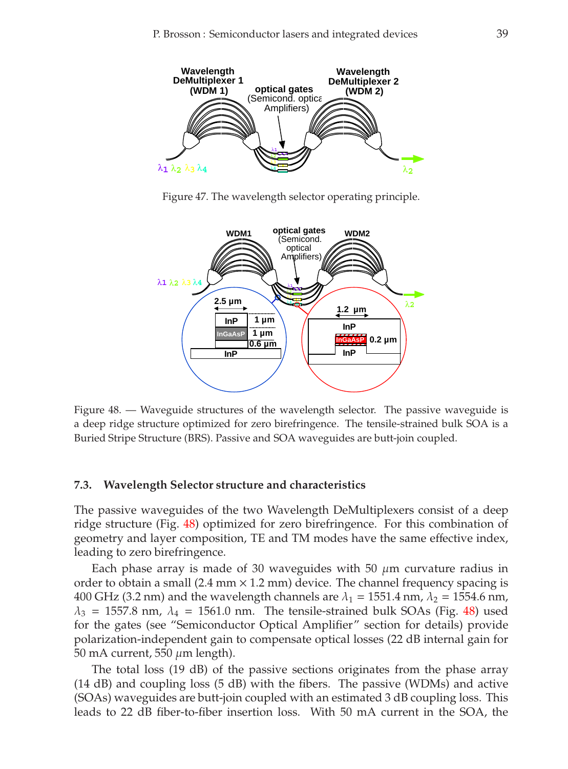Figure 47. The wavelength selector operating principle.

Figure 48. — Waveguide structures of the wavelength selector. The passive waveguide is a deep ridge structure optimized for zero birefringence. The tensile-strained bulk SOA is a Buried Stripe Structure (BRS). Passive and SOA waveguides are butt-join coupled.

### 7.3. Wavelength Selector structure and characteristics

The passive waveguides of the two Wavelength DeMultiplexers consist of a deep ridge structure (Fig. 48) optimized for zero birefringence. For this combination of geometry and layer composition, TE and TM modes have the same effective index, leading to zero birefringence.

Each phase array is made of 30 waveguides with 50 $\mu$m curvature radius in order to obtain a small (2.4 mm × 1.2 mm) device. The channel frequency spacing is 400 GHz (3.2 nm) and the wavelength channels are $\lambda_1$ = 1551.4 nm, $\lambda_2$ = 1554.6 nm, $\lambda_3$ = 1557.8 nm, $\lambda_4$ = 1561.0 nm. The tensile-strained bulk SOAs (Fig. 48) used for the gates (see "Semiconductor Optical Amplifier" section for details) provide polarization-independent gain to compensate optical losses (22 dB internal gain for 50 mA current, 550 $\mu$m length).

The total loss (19 dB) of the passive sections originates from the phase array (14 dB) and coupling loss (5 dB) with the fibers. The passive (WDMs) and active (SOAs) waveguides are butt-join coupled with an estimated 3 dB coupling loss. This leads to 22 dB fiber-to-fiber insertion loss. With 50 mA current in the SOA, the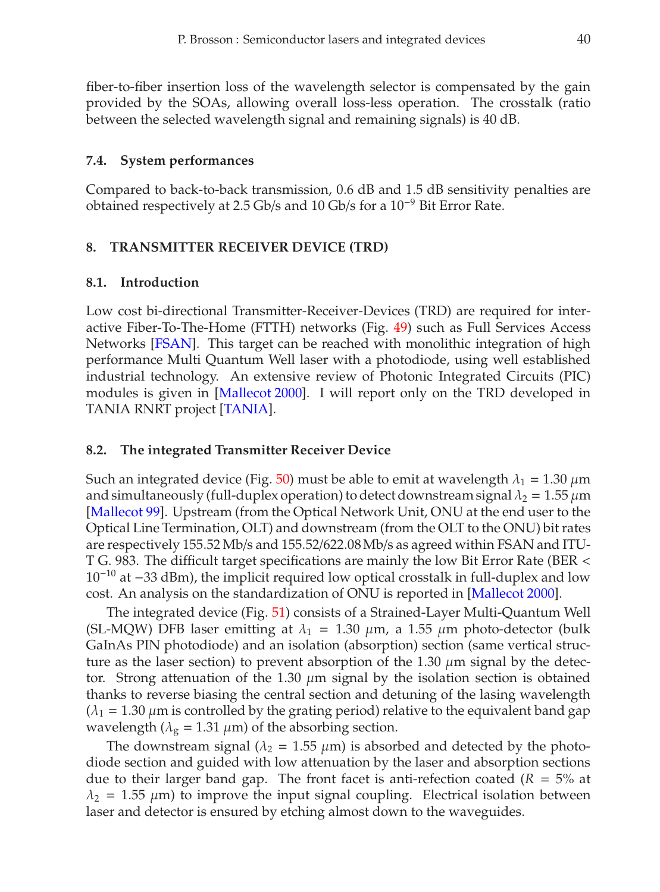fiber-to-fiber insertion loss of the wavelength selector is compensated by the gain provided by the SOAs, allowing overall loss-less operation. The crosstalk (ratio between the selected wavelength signal and remaining signals) is 40 dB.

### 7.4. System performances

Compared to back-to-back transmission, 0.6 dB and 1.5 dB sensitivity penalties are obtained respectively at 2.5 Gb/s and 10 Gb/s for a $10^{-9}$ Bit Error Rate.

## 8. TRANSMITTER RECEIVER DEVICE (TRD)

### 8.1. Introduction

Low cost bi-directional Transmitter-Receiver-Devices (TRD) are required for interactive Fiber-To-The-Home (FTTH) networks (Fig. 49) such as Full Services Access Networks [FSAN]. This target can be reached with monolithic integration of high performance Multi Quantum Well laser with a photodiode, using well established industrial technology. An extensive review of Photonic Integrated Circuits (PIC) modules is given in [Mallecot 2000]. I will report only on the TRD developed in TANIA RNRT project [TANIA].

### 8.2. The integrated Transmitter Receiver Device

Such an integrated device (Fig. 50) must be able to emit at wavelength $\lambda_1 = 1.30\ \mu$m and simultaneously (full-duplex operation) to detect downstream signal $\lambda_2 = 1.55\ \mu$m [Mallecot 99]. Upstream (from the Optical Network Unit, ONU at the end user to the Optical Line Termination, OLT) and downstream (from the OLT to the ONU) bit rates are respectively 155.52 Mb/s and 155.52/622.08 Mb/s as agreed within FSAN and ITU-T G. 983. The difficult target specifications are mainly the low Bit Error Rate (BER < $10^{-10}$ at −33 dBm), the implicit required low optical crosstalk in full-duplex and low cost. An analysis on the standardization of ONU is reported in [Mallecot 2000].

The integrated device (Fig. 51) consists of a Strained-Layer Multi-Quantum Well (SL-MQW) DFB laser emitting at $\lambda_1 = 1.30\ \mu$m, a 1.55 $\mu$m photo-detector (bulk GaInAs PIN photodiode) and an isolation (absorption) section (same vertical structure as the laser section) to prevent absorption of the 1.30 $\mu$m signal by the detector. Strong attenuation of the 1.30 $\mu$m signal by the isolation section is obtained thanks to reverse biasing the central section and detuning of the lasing wavelength ($\lambda_1 = 1.30\ \mu$m is controlled by the grating period) relative to the equivalent band gap wavelength ($\lambda_g = 1.31\ \mu$m) of the absorbing section.

The downstream signal ($\lambda_2 = 1.55\ \mu$m) is absorbed and detected by the photodiode section and guided with low attenuation by the laser and absorption sections due to their larger band gap. The front facet is anti-refection coated ($R = 5\%$ at $\lambda_2 = 1.55\ \mu$m) to improve the input signal coupling. Electrical isolation between laser and detector is ensured by etching almost down to the waveguides.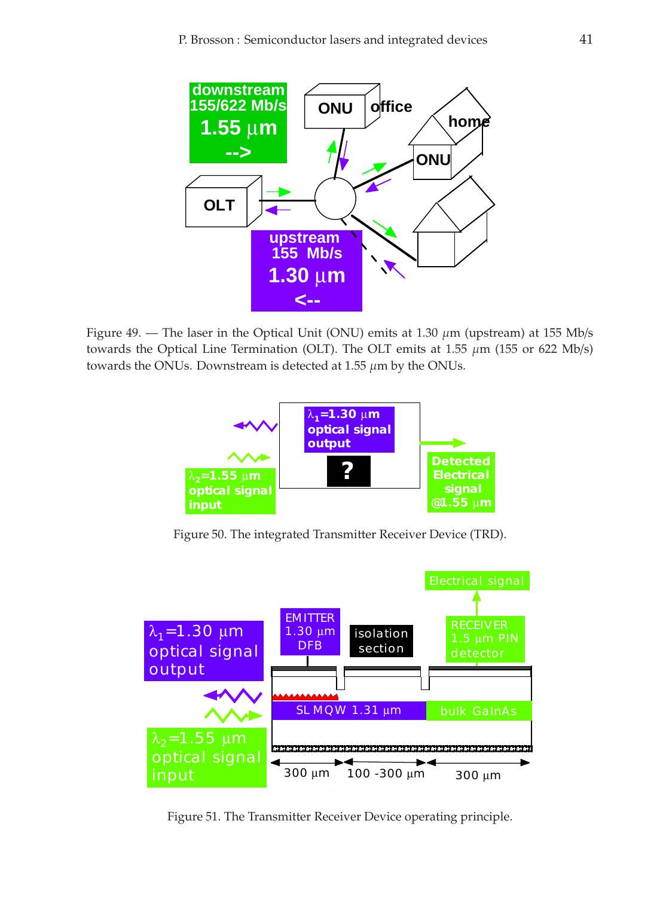Figure 49. — The laser in the Optical Unit (ONU) emits at 1.30 $\mu$m (upstream) at 155 Mb/s towards the Optical Line Termination (OLT). The OLT emits at 1.55 $\mu$m (155 or 622 Mb/s) towards the ONUs. Downstream is detected at 1.55 $\mu$m by the ONUs.

Figure 50. The integrated Transmitter Receiver Device (TRD).

Figure 51. The Transmitter Receiver Device operating principle.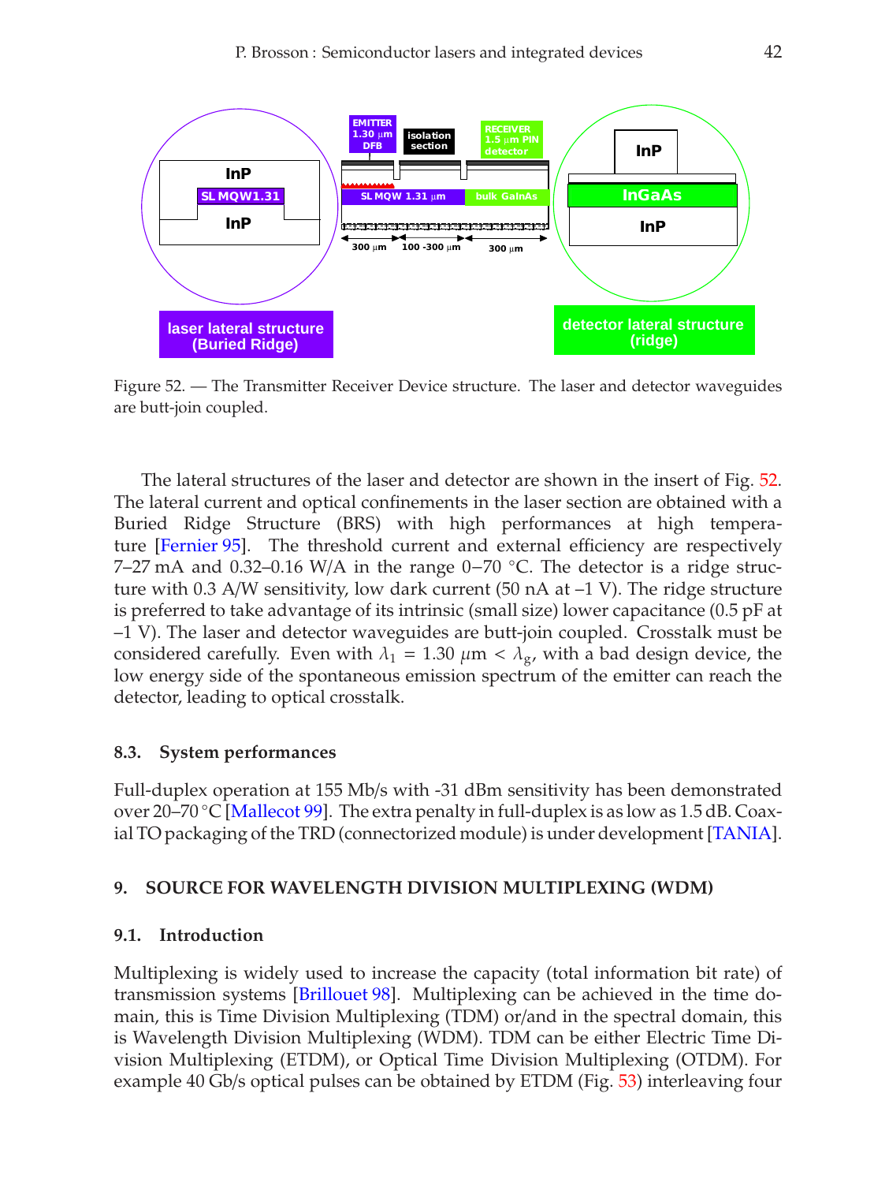Figure 52. — The Transmitter Receiver Device structure. The laser and detector waveguides are butt-join coupled.

The lateral structures of the laser and detector are shown in the insert of Fig. 52. The lateral current and optical confinements in the laser section are obtained with a Buried Ridge Structure (BRS) with high performances at high temperature [Fernier 95]. The threshold current and external efficiency are respectively 7–27 mA and 0.32–0.16 W/A in the range 0−70 °C. The detector is a ridge structure with 0.3 A/W sensitivity, low dark current (50 nA at –1 V). The ridge structure is preferred to take advantage of its intrinsic (small size) lower capacitance (0.5 pF at –1 V). The laser and detector waveguides are butt-join coupled. Crosstalk must be considered carefully. Even with $\lambda_1 = 1.30\ \mu$m $< \lambda_g$, with a bad design device, the low energy side of the spontaneous emission spectrum of the emitter can reach the detector, leading to optical crosstalk.

### 8.3. System performances

Full-duplex operation at 155 Mb/s with -31 dBm sensitivity has been demonstrated over 20–70 °C [Mallecot 99]. The extra penalty in full-duplex is as low as 1.5 dB. Coaxial TO packaging of the TRD (connectorized module) is under development [TANIA].

## 9. SOURCE FOR WAVELENGTH DIVISION MULTIPLEXING (WDM)

### 9.1. Introduction

Multiplexing is widely used to increase the capacity (total information bit rate) of transmission systems [Brillouet 98]. Multiplexing can be achieved in the time domain, this is Time Division Multiplexing (TDM) or/and in the spectral domain, this is Wavelength Division Multiplexing (WDM). TDM can be either Electric Time Division Multiplexing (ETDM), or Optical Time Division Multiplexing (OTDM). For example 40 Gb/s optical pulses can be obtained by ETDM (Fig. 53) interleaving four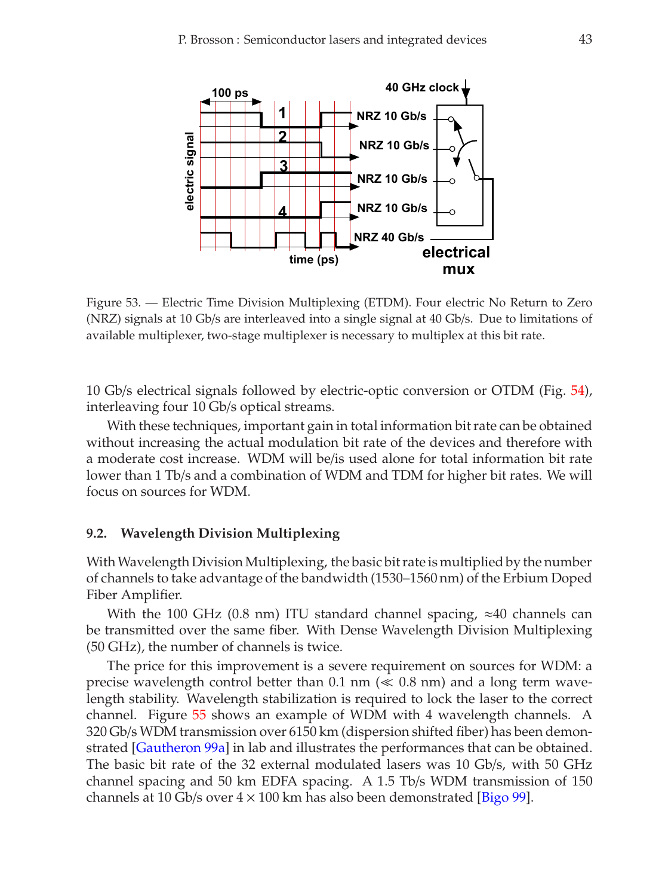Figure 53. — Electric Time Division Multiplexing (ETDM). Four electric No Return to Zero (NRZ) signals at 10 Gb/s are interleaved into a single signal at 40 Gb/s. Due to limitations of available multiplexer, two-stage multiplexer is necessary to multiplex at this bit rate.

10 Gb/s electrical signals followed by electric-optic conversion or OTDM (Fig. 54), interleaving four 10 Gb/s optical streams.

With these techniques, important gain in total information bit rate can be obtained without increasing the actual modulation bit rate of the devices and therefore with a moderate cost increase. WDM will be/is used alone for total information bit rate lower than 1 Tb/s and a combination of WDM and TDM for higher bit rates. We will focus on sources for WDM.

### 9.2. Wavelength Division Multiplexing

With Wavelength Division Multiplexing, the basic bit rate is multiplied by the number of channels to take advantage of the bandwidth (1530–1560 nm) of the Erbium Doped Fiber Amplifier.

With the 100 GHz (0.8 nm) ITU standard channel spacing, $\approx$40 channels can be transmitted over the same fiber. With Dense Wavelength Division Multiplexing (50 GHz), the number of channels is twice.

The price for this improvement is a severe requirement on sources for WDM: a precise wavelength control better than 0.1 nm ($\ll$ 0.8 nm) and a long term wavelength stability. Wavelength stabilization is required to lock the laser to the correct channel. Figure 55 shows an example of WDM with 4 wavelength channels. A 320 Gb/s WDM transmission over 6150 km (dispersion shifted fiber) has been demonstrated [Gautheron 99a] in lab and illustrates the performances that can be obtained. The basic bit rate of the 32 external modulated lasers was 10 Gb/s, with 50 GHz channel spacing and 50 km EDFA spacing. A 1.5 Tb/s WDM transmission of 150 channels at 10 Gb/s over $4 \times 100$ km has also been demonstrated [Bigo 99].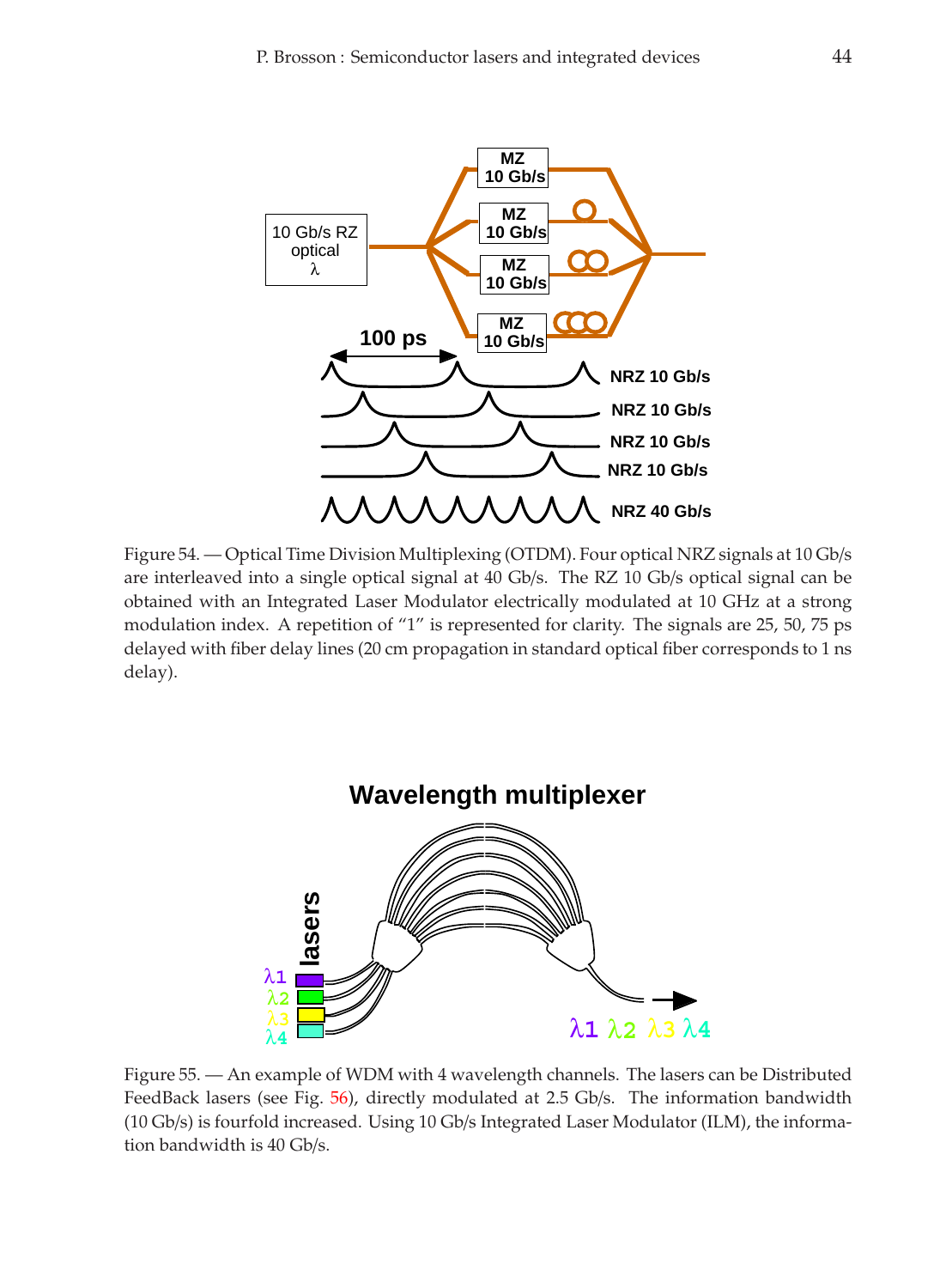Figure 54. — Optical Time Division Multiplexing (OTDM). Four optical NRZ signals at 10 Gb/s are interleaved into a single optical signal at 40 Gb/s. The RZ 10 Gb/s optical signal can be obtained with an Integrated Laser Modulator electrically modulated at 10 GHz at a strong modulation index. A repetition of "1" is represented for clarity. The signals are 25, 50, 75 ps delayed with fiber delay lines (20 cm propagation in standard optical fiber corresponds to 1 ns delay).

Figure 55. — An example of WDM with 4 wavelength channels. The lasers can be Distributed FeedBack lasers (see Fig. 56), directly modulated at 2.5 Gb/s. The information bandwidth (10 Gb/s) is fourfold increased. Using 10 Gb/s Integrated Laser Modulator (ILM), the information bandwidth is 40 Gb/s.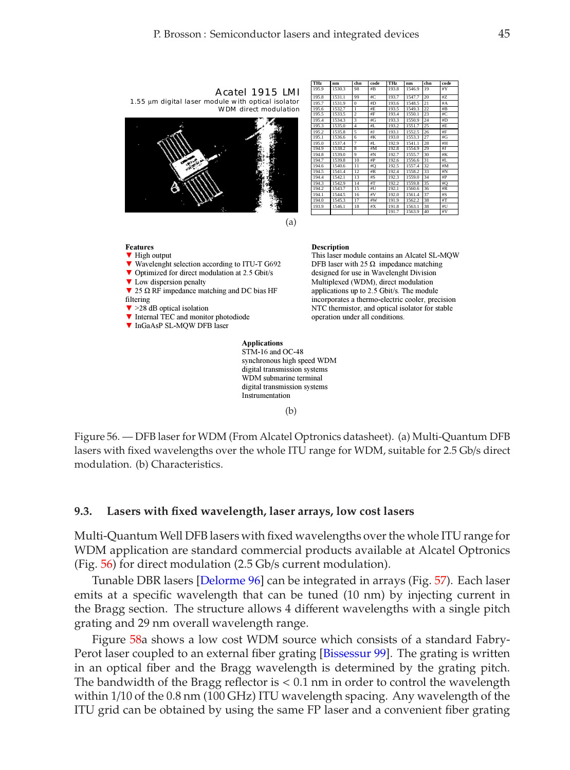Acatel 1915 LMI

1.55 μm digital laser module with optical isolator
WDM direct modulation

| THz | nm | chn | code | THz | nm | chn | code |
|---|---|---|---|---|---|---|---|
| 195.9 | 1530.3 | 98 | #B | 193.8 | 1546.9 | 19 | #Y |
| 195.8 | 1531.1 | 99 | #C | 193.7 | 1547.7 | 20 | #Z |
| 195.7 | 1531.9 | 0 | #D | 193.6 | 1548.5 | 21 | #A |
| 195.6 | 1532.7 | 1 | #E | 193.5 | 1549.3 | 22 | #B |
| 195.5 | 1533.5 | 2 | #F | 193.4 | 1550.1 | 23 | #C |
| 195.4 | 1534.3 | 3 | #G | 193.3 | 1550.9 | 24 | #D |
| 195.3 | 1535.0 | 4 | #L | 193.2 | 1551.7 | 25 | #E |
| 195.2 | 1535.8 | 5 | #J | 193.1 | 1552.5 | 26 | #F |
| 195.1 | 1536.6 | 6 | #K | 193.0 | 1553.3 | 27 | #G |
| 195.0 | 1537.4 | 7 | #L | 192.9 | 1541.1 | 28 | #H |
| 194.9 | 1538.2 | 8 | #M | 192.8 | 1554.9 | 29 | #J |
| 194.8 | 1539.0 | 9 | #N | 192.7 | 1555.7 | 30 | #K |
| 194.7 | 1539.8 | 10 | #P | 192.6 | 1556.6 | 31 | #L |
| 194.6 | 1540.6 | 11 | #Q | 192.5 | 1557.4 | 32 | #M |
| 194.5 | 1541.4 | 12 | #R | 192.4 | 1558.2 | 33 | #N |
| 194.4 | 1542.1 | 13 | #S | 192.3 | 1559.0 | 34 | #P |
| 194.3 | 1542.9 | 14 | #T | 192.2 | 1559.8 | 35 | #Q |
| 194.2 | 1543.7 | 15 | #U | 192.1 | 1560.6 | 36 | #R |
| 194.1 | 1544.5 | 16 | #V | 192.0 | 1561.4 | 37 | #S |
| 194.0 | 1545.3 | 17 | #W | 191.9 | 1562.2 | 38 | #T |
| 193.9 | 1546.1 | 18 | #X | 191.8 | 1563.1 | 38 | #U |
| | | | | 191.7 | 1563.9 | 40 | #V |

(a)

**Features**

- ▼ High output
- ▼ Wavelenght selection according to ITU-T G692
- ▼ Optimized for direct modulation at 2.5 Gbit/s
- ▼ Low dispersion penalty
- ▼ 25 Ω RF impedance matching and DC bias HF filtering
- ▼ >28 dB optical isolation
- ▼ Internal TEC and monitor photodiode
- ▼ InGaAsP SL-MQW DFB laser

**Description**

This laser module contains an Alcatel SL-MQW DFB laser with 25 Ω impedance matching designed for use in Wavelenght Division Multiplexed (WDM), direct modulation applications up to 2.5 Gbit/s. The module incorporates a thermo-electric cooler, precision NTC thermistor, and optical isolator for stable operation under all conditions.

**Applications**

STM-16 and OC-48
synchronous high speed WDM
digital transmission systems
WDM submarine terminal
digital transmission systems
Instrumentation

(b)

Figure 56. — DFB laser for WDM (From Alcatel Optronics datasheet). (a) Multi-Quantum DFB lasers with fixed wavelengths over the whole ITU range for WDM, suitable for 2.5 Gb/s direct modulation. (b) Characteristics.

## 9.3. Lasers with fixed wavelength, laser arrays, low cost lasers

Multi-Quantum Well DFB lasers with fixed wavelengths over the whole ITU range for WDM application are standard commercial products available at Alcatel Optronics (Fig. 56) for direct modulation (2.5 Gb/s current modulation).

Tunable DBR lasers [Delorme 96] can be integrated in arrays (Fig. 57). Each laser emits at a specific wavelength that can be tuned (10 nm) by injecting current in the Bragg section. The structure allows 4 different wavelengths with a single pitch grating and 29 nm overall wavelength range.

Figure 58a shows a low cost WDM source which consists of a standard Fabry-Perot laser coupled to an external fiber grating [Bissessur 99]. The grating is written in an optical fiber and the Bragg wavelength is determined by the grating pitch. The bandwidth of the Bragg reflector is < 0.1 nm in order to control the wavelength within 1/10 of the 0.8 nm (100 GHz) ITU wavelength spacing. Any wavelength of the ITU grid can be obtained by using the same FP laser and a convenient fiber grating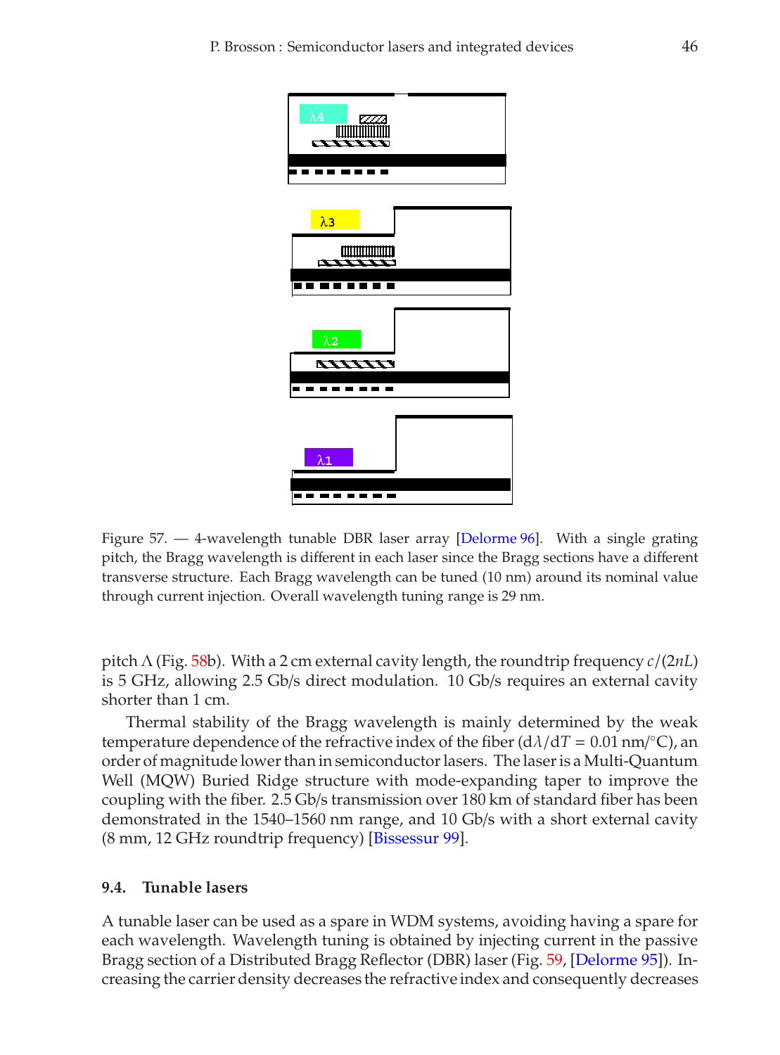Figure 57. — 4-wavelength tunable DBR laser array [Delorme 96]. With a single grating pitch, the Bragg wavelength is different in each laser since the Bragg sections have a different transverse structure. Each Bragg wavelength can be tuned (10 nm) around its nominal value through current injection. Overall wavelength tuning range is 29 nm.

pitch Λ (Fig. 58b). With a 2 cm external cavity length, the roundtrip frequency $c/(2nL)$ is 5 GHz, allowing 2.5 Gb/s direct modulation. 10 Gb/s requires an external cavity shorter than 1 cm.

Thermal stability of the Bragg wavelength is mainly determined by the weak temperature dependence of the refractive index of the fiber ($d\lambda/dT = 0.01$ nm/°C), an order of magnitude lower than in semiconductor lasers. The laser is a Multi-Quantum Well (MQW) Buried Ridge structure with mode-expanding taper to improve the coupling with the fiber. 2.5 Gb/s transmission over 180 km of standard fiber has been demonstrated in the 1540–1560 nm range, and 10 Gb/s with a short external cavity (8 mm, 12 GHz roundtrip frequency) [Bissessur 99].

### 9.4. Tunable lasers

A tunable laser can be used as a spare in WDM systems, avoiding having a spare for each wavelength. Wavelength tuning is obtained by injecting current in the passive Bragg section of a Distributed Bragg Reflector (DBR) laser (Fig. 59, [Delorme 95]). Increasing the carrier density decreases the refractive index and consequently decreases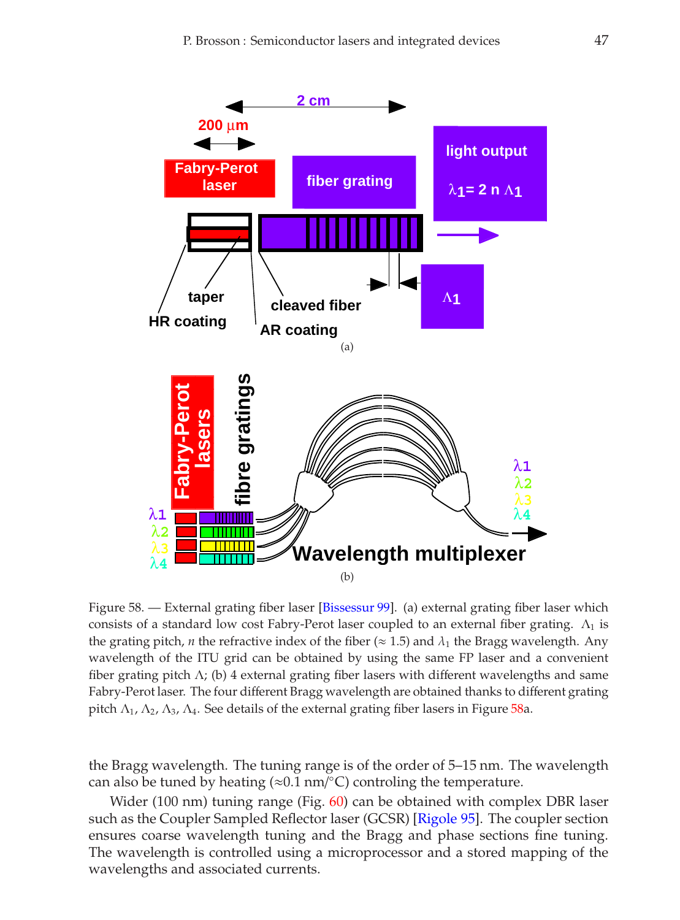Figure 58. — External grating fiber laser [Bissessur 99]. (a) external grating fiber laser which consists of a standard low cost Fabry-Perot laser coupled to an external fiber grating. $\Lambda_1$ is the grating pitch, $n$ the refractive index of the fiber ($\approx 1.5$) and $\lambda_1$ the Bragg wavelength. Any wavelength of the ITU grid can be obtained by using the same FP laser and a convenient fiber grating pitch $\Lambda$; (b) 4 external grating fiber lasers with different wavelengths and same Fabry-Perot laser. The four different Bragg wavelength are obtained thanks to different grating pitch $\Lambda_1$, $\Lambda_2$, $\Lambda_3$, $\Lambda_4$. See details of the external grating fiber lasers in Figure 58a.

the Bragg wavelength. The tuning range is of the order of 5–15 nm. The wavelength can also be tuned by heating ($\approx$0.1 nm/°C) controling the temperature.

Wider (100 nm) tuning range (Fig. 60) can be obtained with complex DBR laser such as the Coupler Sampled Reflector laser (GCSR) [Rigole 95]. The coupler section ensures coarse wavelength tuning and the Bragg and phase sections fine tuning. The wavelength is controlled using a microprocessor and a stored mapping of the wavelengths and associated currents.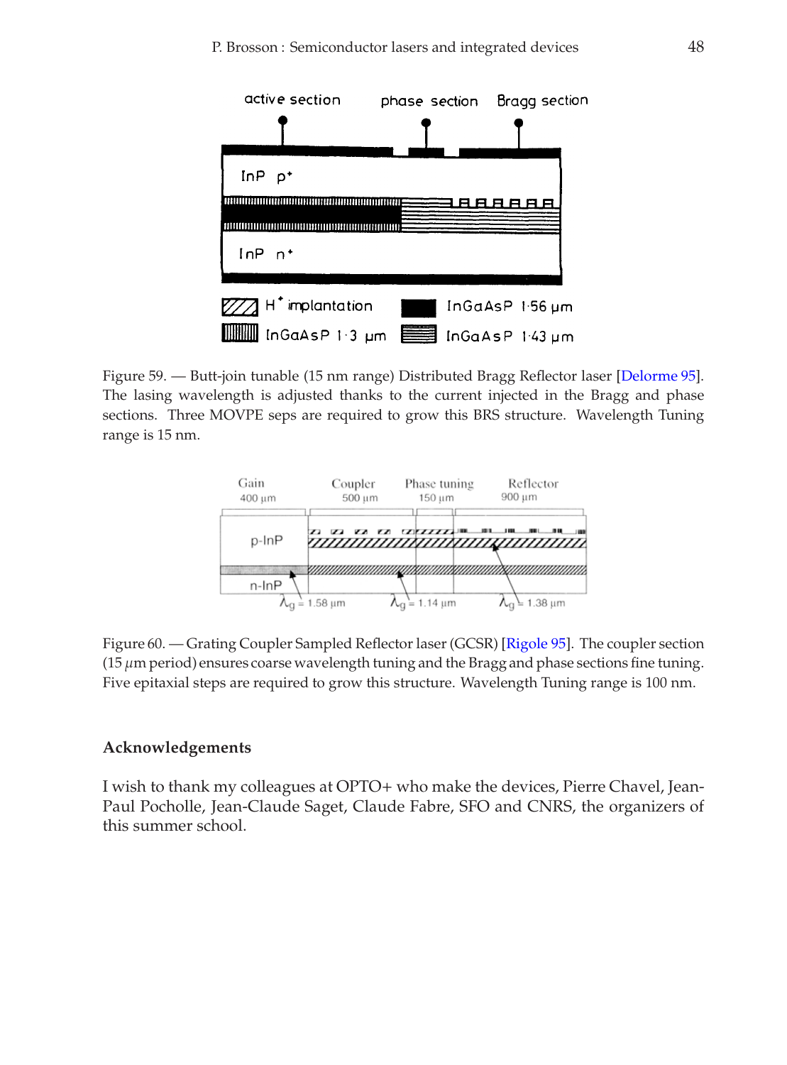Figure 59. — Butt-join tunable (15 nm range) Distributed Bragg Reflector laser [Delorme 95]. The lasing wavelength is adjusted thanks to the current injected in the Bragg and phase sections. Three MOVPE seps are required to grow this BRS structure. Wavelength Tuning range is 15 nm.

Figure 60. — Grating Coupler Sampled Reflector laser (GCSR) [Rigole 95]. The coupler section (15 $\mu$m period) ensures coarse wavelength tuning and the Bragg and phase sections fine tuning. Five epitaxial steps are required to grow this structure. Wavelength Tuning range is 100 nm.

### Acknowledgements

I wish to thank my colleagues at OPTO+ who make the devices, Pierre Chavel, Jean-Paul Pocholle, Jean-Claude Saget, Claude Fabre, SFO and CNRS, the organizers of this summer school.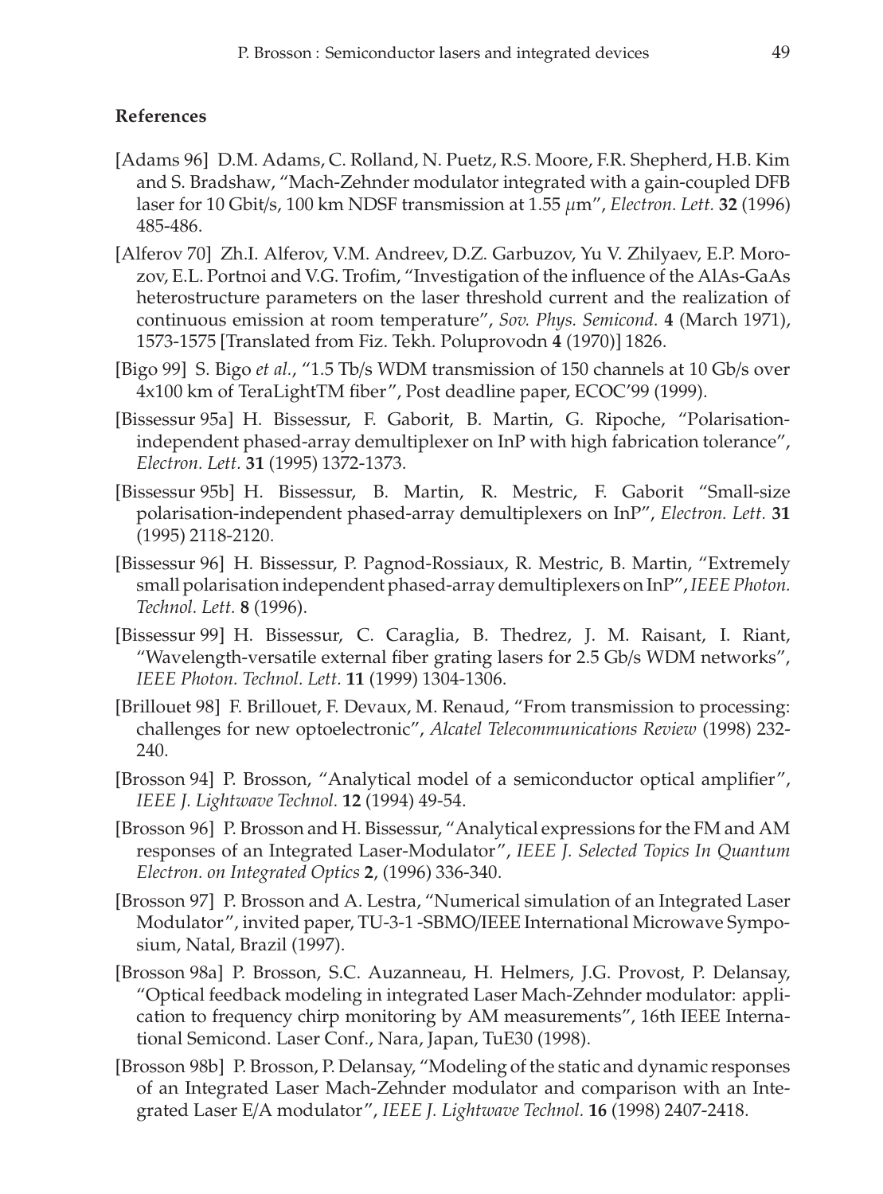## References

[Adams 96] D.M. Adams, C. Rolland, N. Puetz, R.S. Moore, F.R. Shepherd, H.B. Kim and S. Bradshaw, "Mach-Zehnder modulator integrated with a gain-coupled DFB laser for 10 Gbit/s, 100 km NDSF transmission at 1.55 $\mu$m", *Electron. Lett.* **32** (1996) 485-486.

[Alferov 70] Zh.I. Alferov, V.M. Andreev, D.Z. Garbuzov, Yu V. Zhilyaev, E.P. Morozov, E.L. Portnoi and V.G. Trofim, "Investigation of the influence of the AlAs-GaAs heterostructure parameters on the laser threshold current and the realization of continuous emission at room temperature", *Sov. Phys. Semicond.* **4** (March 1971), 1573-1575 [Translated from Fiz. Tekh. Poluprovodn **4** (1970)] 1826.

[Bigo 99] S. Bigo *et al.*, "1.5 Tb/s WDM transmission of 150 channels at 10 Gb/s over 4x100 km of TeraLightTM fiber", Post deadline paper, ECOC'99 (1999).

[Bissessur 95a] H. Bissessur, F. Gaborit, B. Martin, G. Ripoche, "Polarisation-independent phased-array demultiplexer on InP with high fabrication tolerance", *Electron. Lett.* **31** (1995) 1372-1373.

[Bissessur 95b] H. Bissessur, B. Martin, R. Mestric, F. Gaborit "Small-size polarisation-independent phased-array demultiplexers on InP", *Electron. Lett.* **31** (1995) 2118-2120.

[Bissessur 96] H. Bissessur, P. Pagnod-Rossiaux, R. Mestric, B. Martin, "Extremely small polarisation independent phased-array demultiplexers on InP", *IEEE Photon. Technol. Lett.* **8** (1996).

[Bissessur 99] H. Bissessur, C. Caraglia, B. Thedrez, J. M. Raisant, I. Riant, "Wavelength-versatile external fiber grating lasers for 2.5 Gb/s WDM networks", *IEEE Photon. Technol. Lett.* **11** (1999) 1304-1306.

[Brillouet 98] F. Brillouet, F. Devaux, M. Renaud, "From transmission to processing: challenges for new optoelectronic", *Alcatel Telecommunications Review* (1998) 232-240.

[Brosson 94] P. Brosson, "Analytical model of a semiconductor optical amplifier", *IEEE J. Lightwave Technol.* **12** (1994) 49-54.

[Brosson 96] P. Brosson and H. Bissessur, "Analytical expressions for the FM and AM responses of an Integrated Laser-Modulator", *IEEE J. Selected Topics In Quantum Electron. on Integrated Optics* **2**, (1996) 336-340.

[Brosson 97] P. Brosson and A. Lestra, "Numerical simulation of an Integrated Laser Modulator", invited paper, TU-3-1 -SBMO/IEEE International Microwave Symposium, Natal, Brazil (1997).

[Brosson 98a] P. Brosson, S.C. Auzanneau, H. Helmers, J.G. Provost, P. Delansay, "Optical feedback modeling in integrated Laser Mach-Zehnder modulator: application to frequency chirp monitoring by AM measurements", 16th IEEE International Semicond. Laser Conf., Nara, Japan, TuE30 (1998).

[Brosson 98b] P. Brosson, P. Delansay, "Modeling of the static and dynamic responses of an Integrated Laser Mach-Zehnder modulator and comparison with an Integrated Laser E/A modulator", *IEEE J. Lightwave Technol.* **16** (1998) 2407-2418.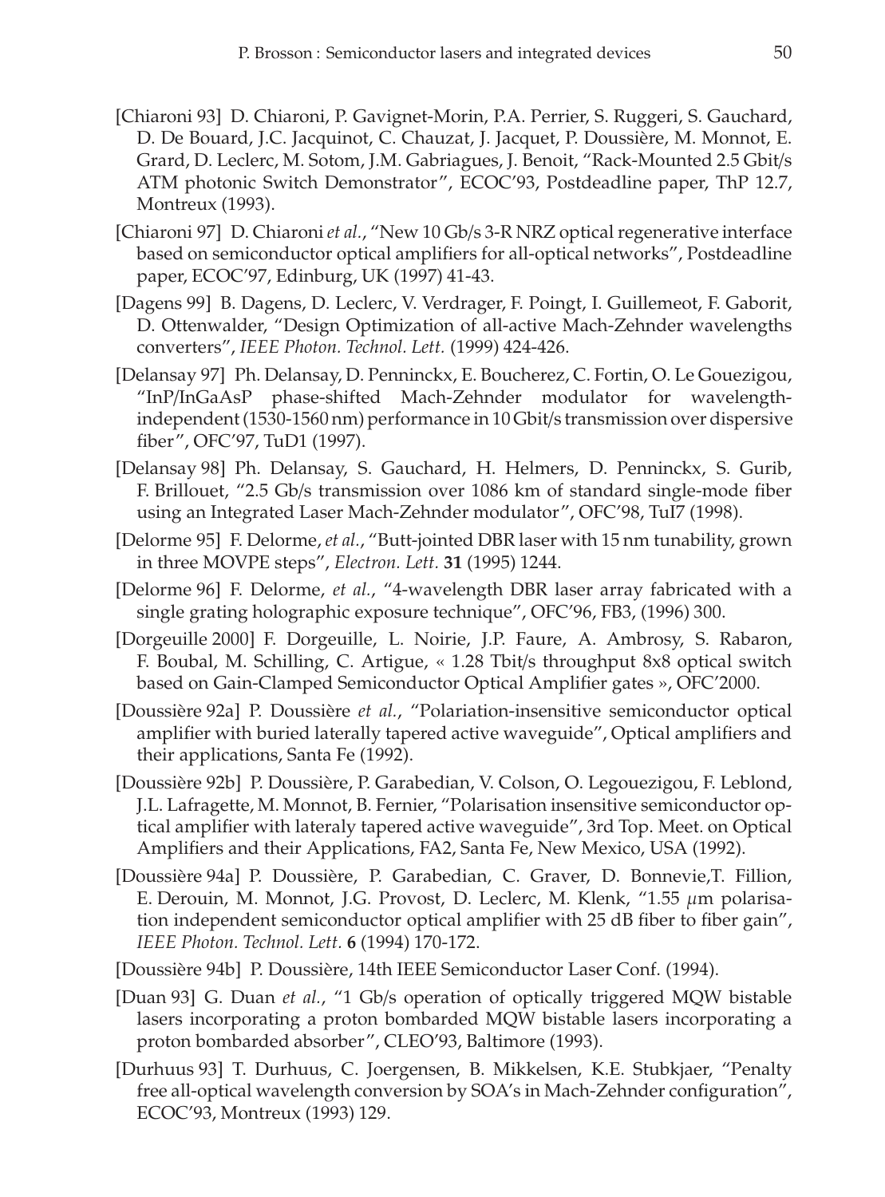[Chiaroni 93] D. Chiaroni, P. Gavignet-Morin, P.A. Perrier, S. Ruggeri, S. Gauchard, D. De Bouard, J.C. Jacquinot, C. Chauzat, J. Jacquet, P. Doussière, M. Monnot, E. Grard, D. Leclerc, M. Sotom, J.M. Gabriagues, J. Benoit, "Rack-Mounted 2.5 Gbit/s ATM photonic Switch Demonstrator", ECOC'93, Postdeadline paper, ThP 12.7, Montreux (1993).

[Chiaroni 97] D. Chiaroni *et al.*, "New 10 Gb/s 3-R NRZ optical regenerative interface based on semiconductor optical amplifiers for all-optical networks", Postdeadline paper, ECOC'97, Edinburg, UK (1997) 41-43.

[Dagens 99] B. Dagens, D. Leclerc, V. Verdrager, F. Poingt, I. Guillemeot, F. Gaborit, D. Ottenwalder, "Design Optimization of all-active Mach-Zehnder wavelengths converters", *IEEE Photon. Technol. Lett.* (1999) 424-426.

[Delansay 97] Ph. Delansay, D. Penninckx, E. Boucherez, C. Fortin, O. Le Gouezigou, "InP/InGaAsP phase-shifted Mach-Zehnder modulator for wavelength-independent (1530-1560 nm) performance in 10 Gbit/s transmission over dispersive fiber", OFC'97, TuD1 (1997).

[Delansay 98] Ph. Delansay, S. Gauchard, H. Helmers, D. Penninckx, S. Gurib, F. Brillouet, "2.5 Gb/s transmission over 1086 km of standard single-mode fiber using an Integrated Laser Mach-Zehnder modulator", OFC'98, TuI7 (1998).

[Delorme 95] F. Delorme, *et al.*, "Butt-jointed DBR laser with 15 nm tunability, grown in three MOVPE steps", *Electron. Lett.* **31** (1995) 1244.

[Delorme 96] F. Delorme, *et al.*, "4-wavelength DBR laser array fabricated with a single grating holographic exposure technique", OFC'96, FB3, (1996) 300.

[Dorgeuille 2000] F. Dorgeuille, L. Noirie, J.P. Faure, A. Ambrosy, S. Rabaron, F. Boubal, M. Schilling, C. Artigue, « 1.28 Tbit/s throughput 8x8 optical switch based on Gain-Clamped Semiconductor Optical Amplifier gates », OFC'2000.

[Doussière 92a] P. Doussière *et al.*, "Polariation-insensitive semiconductor optical amplifier with buried laterally tapered active waveguide", Optical amplifiers and their applications, Santa Fe (1992).

[Doussière 92b] P. Doussière, P. Garabedian, V. Colson, O. Legouezigou, F. Leblond, J.L. Lafragette, M. Monnot, B. Fernier, "Polarisation insensitive semiconductor optical amplifier with lateraly tapered active waveguide", 3rd Top. Meet. on Optical Amplifiers and their Applications, FA2, Santa Fe, New Mexico, USA (1992).

[Doussière 94a] P. Doussière, P. Garabedian, C. Graver, D. Bonnevie,T. Fillion, E. Derouin, M. Monnot, J.G. Provost, D. Leclerc, M. Klenk, "1.55 $\mu$m polarisation independent semiconductor optical amplifier with 25 dB fiber to fiber gain", *IEEE Photon. Technol. Lett.* **6** (1994) 170-172.

[Doussière 94b] P. Doussière, 14th IEEE Semiconductor Laser Conf. (1994).

[Duan 93] G. Duan *et al.*, "1 Gb/s operation of optically triggered MQW bistable lasers incorporating a proton bombarded MQW bistable lasers incorporating a proton bombarded absorber", CLEO'93, Baltimore (1993).

[Durhuus 93] T. Durhuus, C. Joergensen, B. Mikkelsen, K.E. Stubkjaer, "Penalty free all-optical wavelength conversion by SOA's in Mach-Zehnder configuration", ECOC'93, Montreux (1993) 129.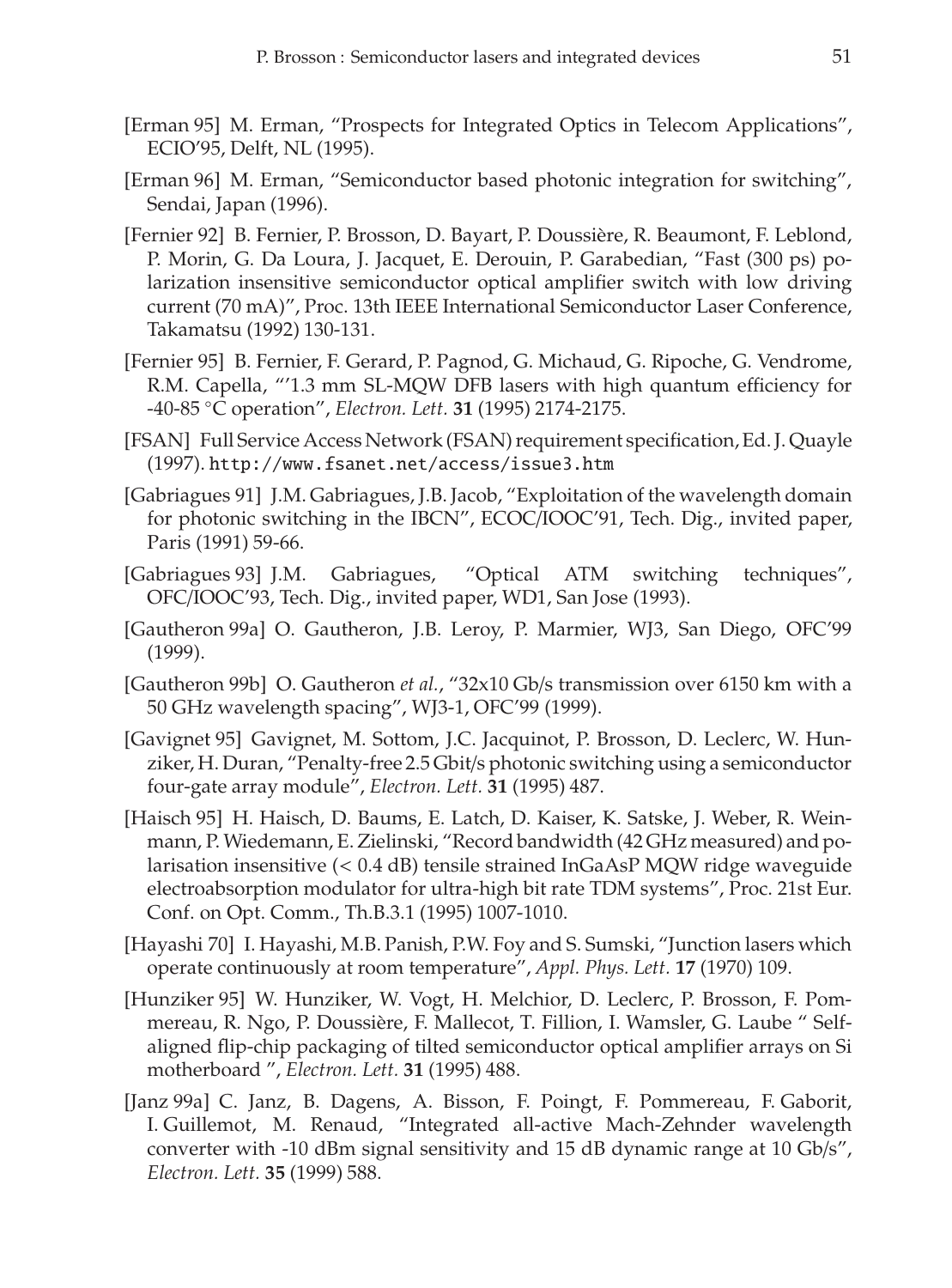[Erman 95] M. Erman, "Prospects for Integrated Optics in Telecom Applications", ECIO'95, Delft, NL (1995).

[Erman 96] M. Erman, "Semiconductor based photonic integration for switching", Sendai, Japan (1996).

[Fernier 92] B. Fernier, P. Brosson, D. Bayart, P. Doussière, R. Beaumont, F. Leblond, P. Morin, G. Da Loura, J. Jacquet, E. Derouin, P. Garabedian, "Fast (300 ps) polarization insensitive semiconductor optical amplifier switch with low driving current (70 mA)", Proc. 13th IEEE International Semiconductor Laser Conference, Takamatsu (1992) 130-131.

[Fernier 95] B. Fernier, F. Gerard, P. Pagnod, G. Michaud, G. Ripoche, G. Vendrome, R.M. Capella, "'1.3 mm SL-MQW DFB lasers with high quantum efficiency for -40-85 °C operation", *Electron. Lett.* **31** (1995) 2174-2175.

[FSAN] Full Service Access Network (FSAN) requirement specification, Ed. J. Quayle (1997). http://www.fsanet.net/access/issue3.htm

[Gabriagues 91] J.M. Gabriagues, J.B. Jacob, "Exploitation of the wavelength domain for photonic switching in the IBCN", ECOC/IOOC'91, Tech. Dig., invited paper, Paris (1991) 59-66.

[Gabriagues 93] J.M. Gabriagues, "Optical ATM switching techniques", OFC/IOOC'93, Tech. Dig., invited paper, WD1, San Jose (1993).

[Gautheron 99a] O. Gautheron, J.B. Leroy, P. Marmier, WJ3, San Diego, OFC'99 (1999).

[Gautheron 99b] O. Gautheron *et al.*, "32x10 Gb/s transmission over 6150 km with a 50 GHz wavelength spacing", WJ3-1, OFC'99 (1999).

[Gavignet 95] Gavignet, M. Sottom, J.C. Jacquinot, P. Brosson, D. Leclerc, W. Hunziker, H. Duran, "Penalty-free 2.5 Gbit/s photonic switching using a semiconductor four-gate array module", *Electron. Lett.* **31** (1995) 487.

[Haisch 95] H. Haisch, D. Baums, E. Latch, D. Kaiser, K. Satske, J. Weber, R. Weinmann, P. Wiedemann, E. Zielinski, "Record bandwidth (42 GHz measured) and polarisation insensitive (< 0.4 dB) tensile strained InGaAsP MQW ridge waveguide electroabsorption modulator for ultra-high bit rate TDM systems", Proc. 21st Eur. Conf. on Opt. Comm., Th.B.3.1 (1995) 1007-1010.

[Hayashi 70] I. Hayashi, M.B. Panish, P.W. Foy and S. Sumski, "Junction lasers which operate continuously at room temperature", *Appl. Phys. Lett.* **17** (1970) 109.

[Hunziker 95] W. Hunziker, W. Vogt, H. Melchior, D. Leclerc, P. Brosson, F. Pommereau, R. Ngo, P. Doussière, F. Mallecot, T. Fillion, I. Wamsler, G. Laube " Self-aligned flip-chip packaging of tilted semiconductor optical amplifier arrays on Si motherboard ", *Electron. Lett.* **31** (1995) 488.

[Janz 99a] C. Janz, B. Dagens, A. Bisson, F. Poingt, F. Pommereau, F. Gaborit, I. Guillemot, M. Renaud, "Integrated all-active Mach-Zehnder wavelength converter with -10 dBm signal sensitivity and 15 dB dynamic range at 10 Gb/s", *Electron. Lett.* **35** (1999) 588.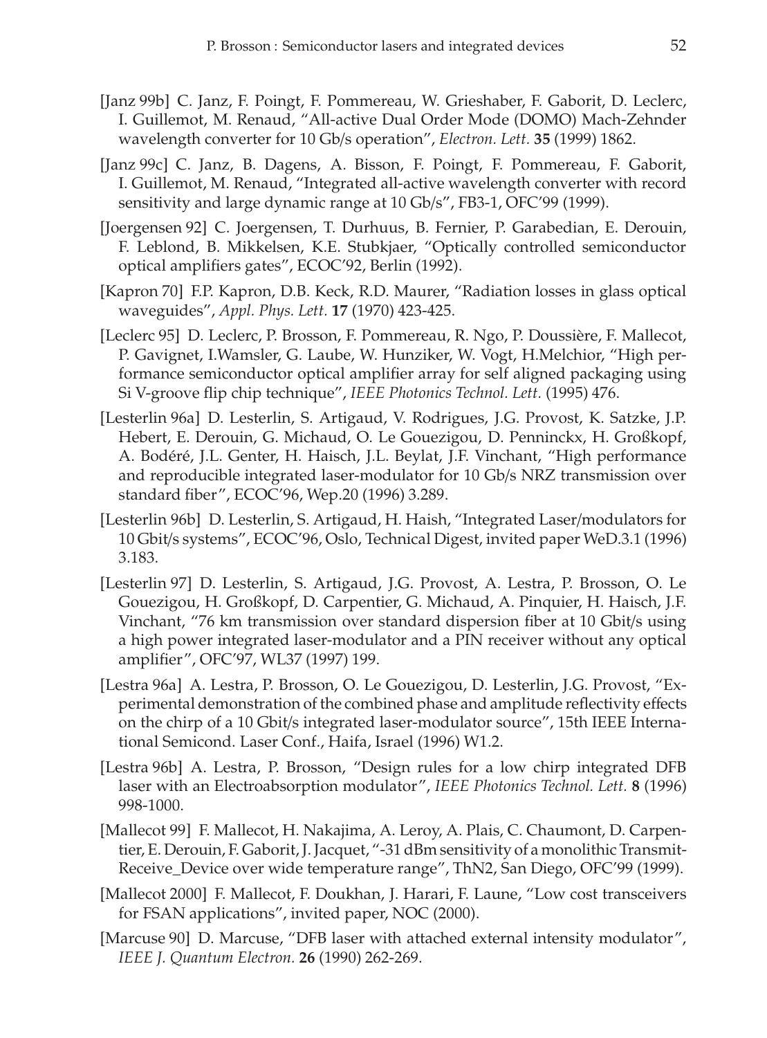[Janz 99b] C. Janz, F. Poingt, F. Pommereau, W. Grieshaber, F. Gaborit, D. Leclerc, I. Guillemot, M. Renaud, "All-active Dual Order Mode (DOMO) Mach-Zehnder wavelength converter for 10 Gb/s operation", *Electron. Lett.* **35** (1999) 1862.

[Janz 99c] C. Janz, B. Dagens, A. Bisson, F. Poingt, F. Pommereau, F. Gaborit, I. Guillemot, M. Renaud, "Integrated all-active wavelength converter with record sensitivity and large dynamic range at 10 Gb/s", FB3-1, OFC'99 (1999).

[Joergensen 92] C. Joergensen, T. Durhuus, B. Fernier, P. Garabedian, E. Derouin, F. Leblond, B. Mikkelsen, K.E. Stubkjaer, "Optically controlled semiconductor optical amplifiers gates", ECOC'92, Berlin (1992).

[Kapron 70] F.P. Kapron, D.B. Keck, R.D. Maurer, "Radiation losses in glass optical waveguides", *Appl. Phys. Lett.* **17** (1970) 423-425.

[Leclerc 95] D. Leclerc, P. Brosson, F. Pommereau, R. Ngo, P. Doussière, F. Mallecot, P. Gavignet, I.Wamsler, G. Laube, W. Hunziker, W. Vogt, H.Melchior, "High performance semiconductor optical amplifier array for self aligned packaging using Si V-groove flip chip technique", *IEEE Photonics Technol. Lett.* (1995) 476.

[Lesterlin 96a] D. Lesterlin, S. Artigaud, V. Rodrigues, J.G. Provost, K. Satzke, J.P. Hebert, E. Derouin, G. Michaud, O. Le Gouezigou, D. Penninckx, H. Großkopf, A. Bodéré, J.L. Genter, H. Haisch, J.L. Beylat, J.F. Vinchant, "High performance and reproducible integrated laser-modulator for 10 Gb/s NRZ transmission over standard fiber", ECOC'96, Wep.20 (1996) 3.289.

[Lesterlin 96b] D. Lesterlin, S. Artigaud, H. Haish, "Integrated Laser/modulators for 10 Gbit/s systems", ECOC'96, Oslo, Technical Digest, invited paper WeD.3.1 (1996) 3.183.

[Lesterlin 97] D. Lesterlin, S. Artigaud, J.G. Provost, A. Lestra, P. Brosson, O. Le Gouezigou, H. Großkopf, D. Carpentier, G. Michaud, A. Pinquier, H. Haisch, J.F. Vinchant, "76 km transmission over standard dispersion fiber at 10 Gbit/s using a high power integrated laser-modulator and a PIN receiver without any optical amplifier", OFC'97, WL37 (1997) 199.

[Lestra 96a] A. Lestra, P. Brosson, O. Le Gouezigou, D. Lesterlin, J.G. Provost, "Experimental demonstration of the combined phase and amplitude reflectivity effects on the chirp of a 10 Gbit/s integrated laser-modulator source", 15th IEEE International Semicond. Laser Conf., Haifa, Israel (1996) W1.2.

[Lestra 96b] A. Lestra, P. Brosson, "Design rules for a low chirp integrated DFB laser with an Electroabsorption modulator", *IEEE Photonics Technol. Lett.* **8** (1996) 998-1000.

[Mallecot 99] F. Mallecot, H. Nakajima, A. Leroy, A. Plais, C. Chaumont, D. Carpentier, E. Derouin, F. Gaborit, J. Jacquet, "-31 dBm sensitivity of a monolithic Transmit-Receive_Device over wide temperature range", ThN2, San Diego, OFC'99 (1999).

[Mallecot 2000] F. Mallecot, F. Doukhan, J. Harari, F. Laune, "Low cost transceivers for FSAN applications", invited paper, NOC (2000).

[Marcuse 90] D. Marcuse, "DFB laser with attached external intensity modulator", *IEEE J. Quantum Electron.* **26** (1990) 262-269.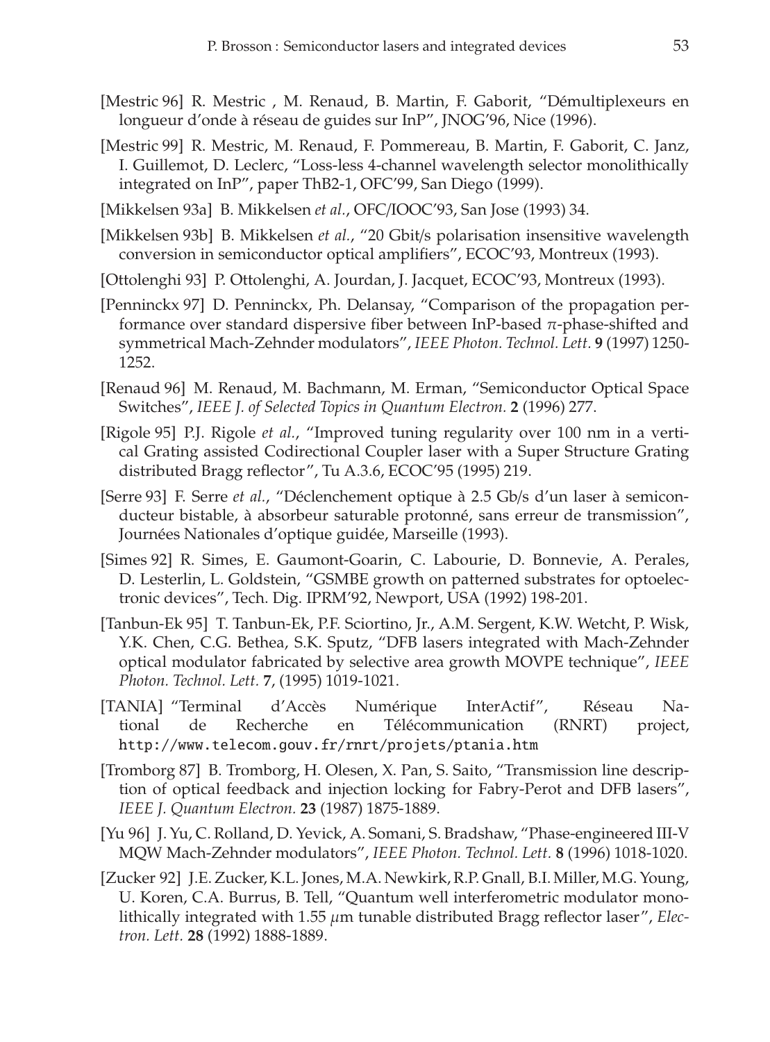[Mestric 96] R. Mestric , M. Renaud, B. Martin, F. Gaborit, "Démultiplexeurs en longueur d'onde à réseau de guides sur InP", JNOG'96, Nice (1996).

[Mestric 99] R. Mestric, M. Renaud, F. Pommereau, B. Martin, F. Gaborit, C. Janz, I. Guillemot, D. Leclerc, "Loss-less 4-channel wavelength selector monolithically integrated on InP", paper ThB2-1, OFC'99, San Diego (1999).

[Mikkelsen 93a] B. Mikkelsen *et al.*, OFC/IOOC'93, San Jose (1993) 34.

[Mikkelsen 93b] B. Mikkelsen *et al.*, "20 Gbit/s polarisation insensitive wavelength conversion in semiconductor optical amplifiers", ECOC'93, Montreux (1993).

[Ottolenghi 93] P. Ottolenghi, A. Jourdan, J. Jacquet, ECOC'93, Montreux (1993).

[Penninckx 97] D. Penninckx, Ph. Delansay, "Comparison of the propagation performance over standard dispersive fiber between InP-based $\pi$-phase-shifted and symmetrical Mach-Zehnder modulators", *IEEE Photon. Technol. Lett.* **9** (1997) 1250-1252.

[Renaud 96] M. Renaud, M. Bachmann, M. Erman, "Semiconductor Optical Space Switches", *IEEE J. of Selected Topics in Quantum Electron.* **2** (1996) 277.

[Rigole 95] P.J. Rigole *et al.*, "Improved tuning regularity over 100 nm in a vertical Grating assisted Codirectional Coupler laser with a Super Structure Grating distributed Bragg reflector", Tu A.3.6, ECOC'95 (1995) 219.

[Serre 93] F. Serre *et al.*, "Déclenchement optique à 2.5 Gb/s d'un laser à semiconducteur bistable, à absorbeur saturable protonné, sans erreur de transmission", Journées Nationales d'optique guidée, Marseille (1993).

[Simes 92] R. Simes, E. Gaumont-Goarin, C. Labourie, D. Bonnevie, A. Perales, D. Lesterlin, L. Goldstein, "GSMBE growth on patterned substrates for optoelectronic devices", Tech. Dig. IPRM'92, Newport, USA (1992) 198-201.

[Tanbun-Ek 95] T. Tanbun-Ek, P.F. Sciortino, Jr., A.M. Sergent, K.W. Wetcht, P. Wisk, Y.K. Chen, C.G. Bethea, S.K. Sputz, "DFB lasers integrated with Mach-Zehnder optical modulator fabricated by selective area growth MOVPE technique", *IEEE Photon. Technol. Lett.* **7**, (1995) 1019-1021.

[TANIA] "Terminal d'Accès Numérique InterActif", Réseau National de Recherche en Télécommunication (RNRT) project, `http://www.telecom.gouv.fr/rnrt/projets/ptania.htm`

[Tromborg 87] B. Tromborg, H. Olesen, X. Pan, S. Saito, "Transmission line description of optical feedback and injection locking for Fabry-Perot and DFB lasers", *IEEE J. Quantum Electron.* **23** (1987) 1875-1889.

[Yu 96] J. Yu, C. Rolland, D. Yevick, A. Somani, S. Bradshaw, "Phase-engineered III-V MQW Mach-Zehnder modulators", *IEEE Photon. Technol. Lett.* **8** (1996) 1018-1020.

[Zucker 92] J.E. Zucker, K.L. Jones, M.A. Newkirk, R.P. Gnall, B.I. Miller, M.G. Young, U. Koren, C.A. Burrus, B. Tell, "Quantum well interferometric modulator monolithically integrated with 1.55 $\mu$m tunable distributed Bragg reflector laser", *Electron. Lett.* **28** (1992) 1888-1889.